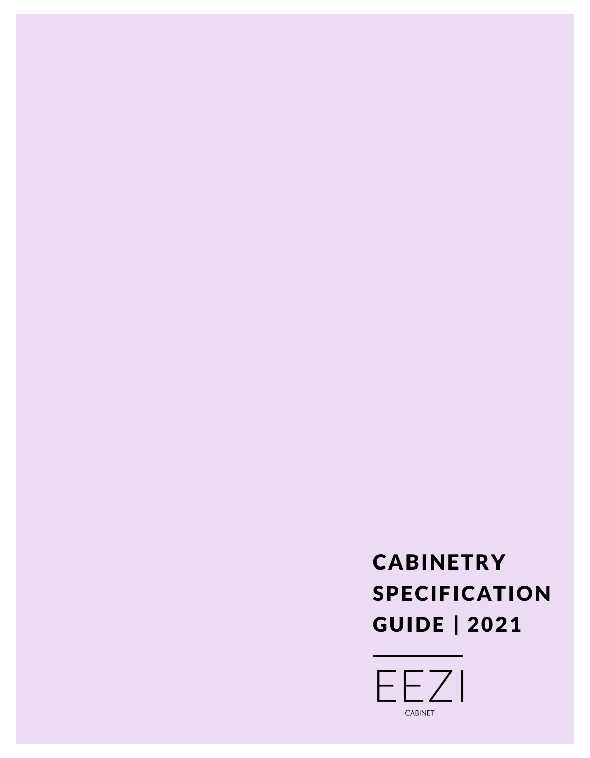# CABINETRY SPECIFICATION GUIDE | 2021

EEZI

CABINET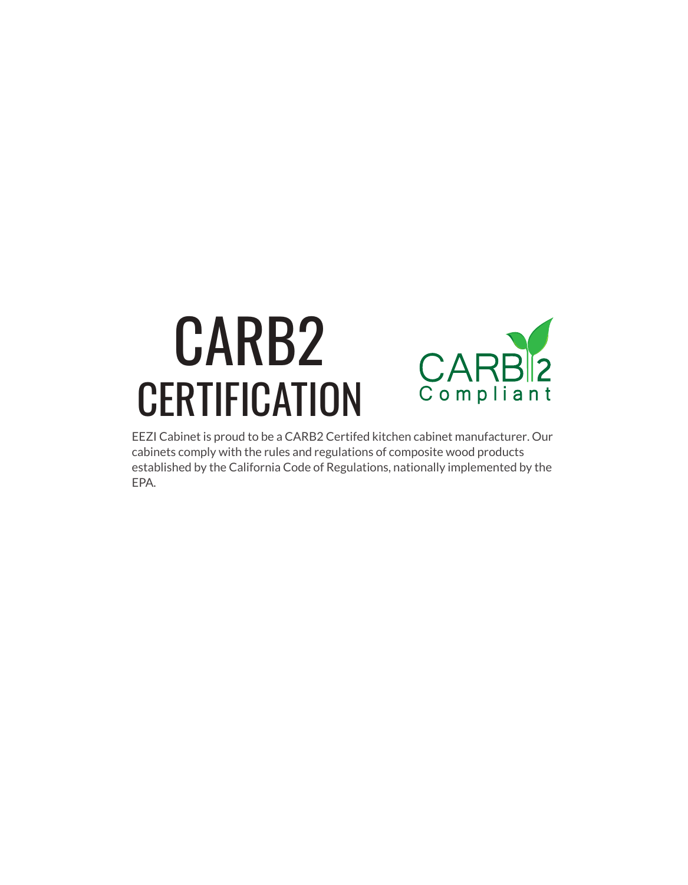# CARB2 CERTIFICATION

CARB2 Compliant

EEZI Cabinet is proud to be a CARB2 Certifed kitchen cabinet manufacturer. Our cabinets comply with the rules and regulations of composite wood products established by the California Code of Regulations, nationally implemented by the EPA.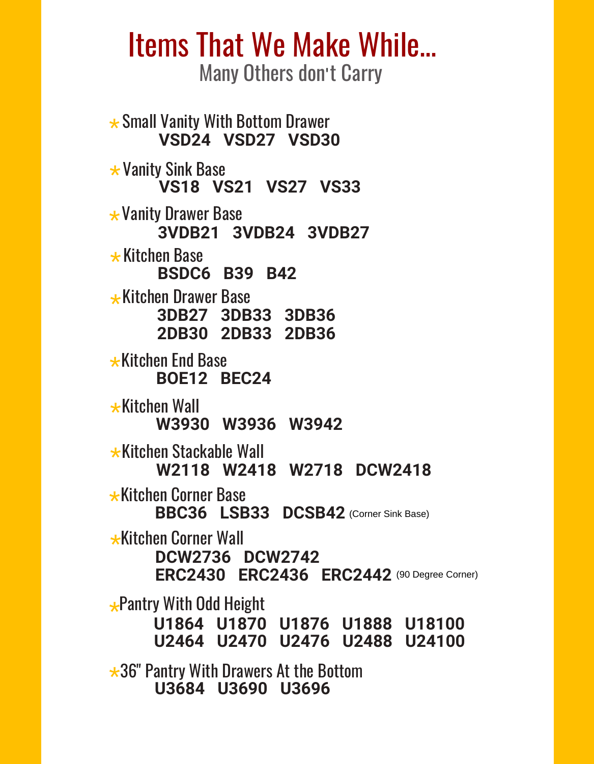# Items That We Make While...

## Many Others don't Carry

- Small Vanity With Bottom Drawer
  **VSD24 VSD27 VSD30**

- Vanity Sink Base
  **VS18 VS21 VS27 VS33**

- Vanity Drawer Base
  **3VDB21 3VDB24 3VDB27**

- Kitchen Base
  **BSDC6 B39 B42**

- Kitchen Drawer Base
  **3DB27 3DB33 3DB36**
  **2DB30 2DB33 2DB36**

- Kitchen End Base
  **BOE12 BEC24**

- Kitchen Wall
  **W3930 W3936 W3942**

- Kitchen Stackable Wall
  **W2118 W2418 W2718 DCW2418**

- Kitchen Corner Base
  **BBC36 LSB33 DCSB42** (Corner Sink Base)

- Kitchen Corner Wall
  **DCW2736 DCW2742**
  **ERC2430 ERC2436 ERC2442** (90 Degree Corner)

- Pantry With Odd Height
  **U1864 U1870 U1876 U1888 U18100**
  **U2464 U2470 U2476 U2488 U24100**

- 36" Pantry With Drawers At the Bottom
  **U3684 U3690 U3696**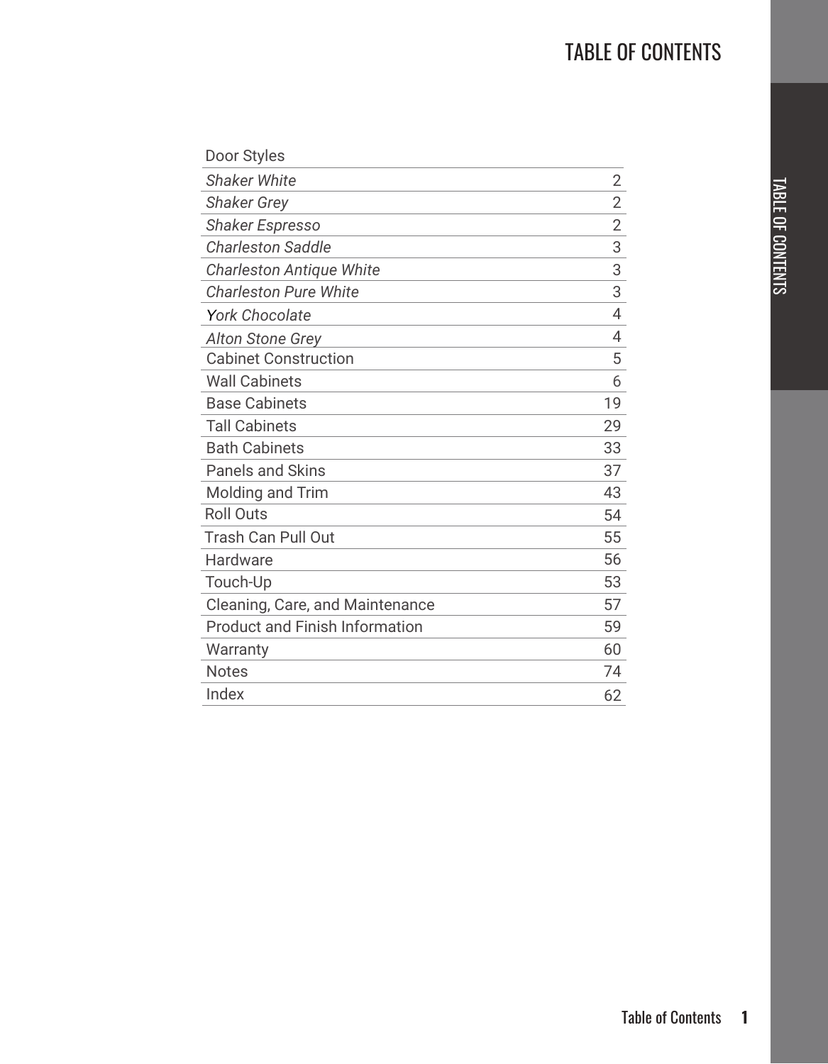# TABLE OF CONTENTS

| Door Styles | |
|---|---|
| *Shaker White* | 2 |
| *Shaker Grey* | 2 |
| *Shaker Espresso* | 2 |
| *Charleston Saddle* | 3 |
| *Charleston Antique White* | 3 |
| *Charleston Pure White* | 3 |
| *York Chocolate* | 4 |
| *Alton Stone Grey* | 4 |
| Cabinet Construction | 5 |
| Wall Cabinets | 6 |
| Base Cabinets | 19 |
| Tall Cabinets | 29 |
| Bath Cabinets | 33 |
| Panels and Skins | 37 |
| Molding and Trim | 43 |
| Roll Outs | 54 |
| Trash Can Pull Out | 55 |
| Hardware | 56 |
| Touch-Up | 53 |
| Cleaning, Care, and Maintenance | 57 |
| Product and Finish Information | 59 |
| Warranty | 60 |
| Notes | 74 |
| Index | 62 |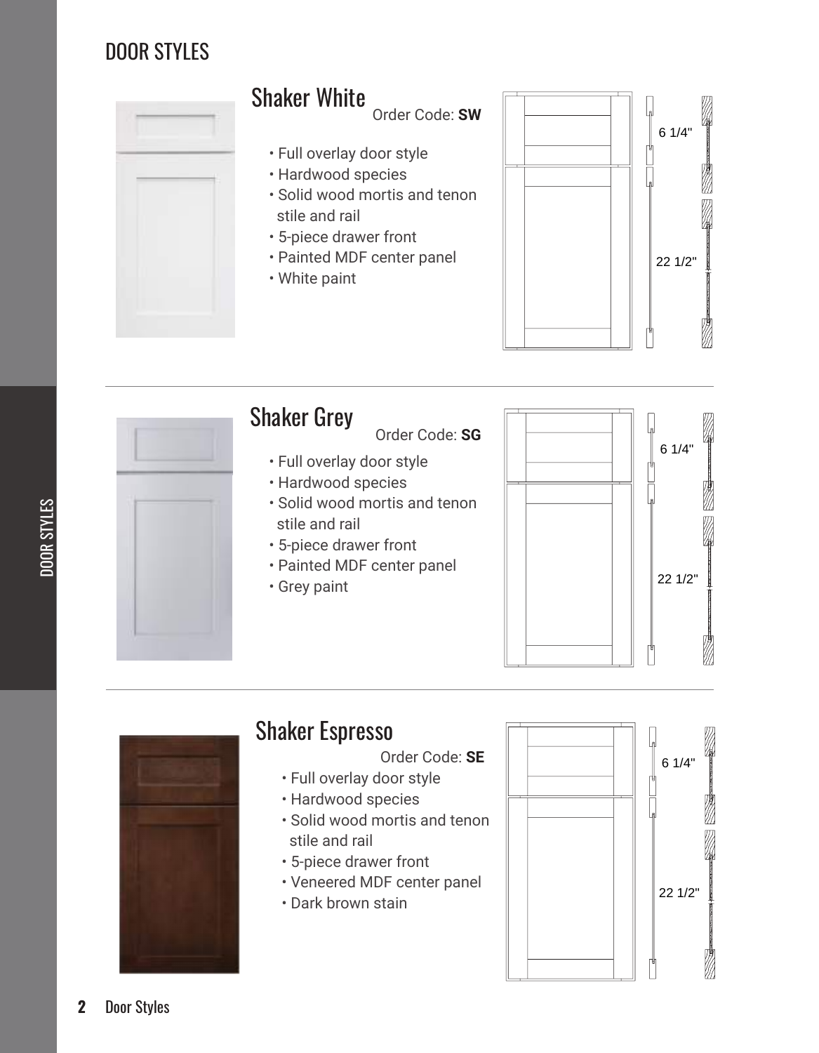# DOOR STYLES

## Shaker White

Order Code: **SW**

- Full overlay door style
- Hardwood species
- Solid wood mortis and tenon stile and rail
- 5-piece drawer front
- Painted MDF center panel
- White paint

6 1/4"

22 1/2"

## Shaker Grey

Order Code: **SG**

- Full overlay door style
- Hardwood species
- Solid wood mortis and tenon stile and rail
- 5-piece drawer front
- Painted MDF center panel
- Grey paint

6 1/4"

22 1/2"

## Shaker Espresso

Order Code: **SE**

- Full overlay door style
- Hardwood species
- Solid wood mortis and tenon stile and rail
- 5-piece drawer front
- Veneered MDF center panel
- Dark brown stain

6 1/4"

22 1/2"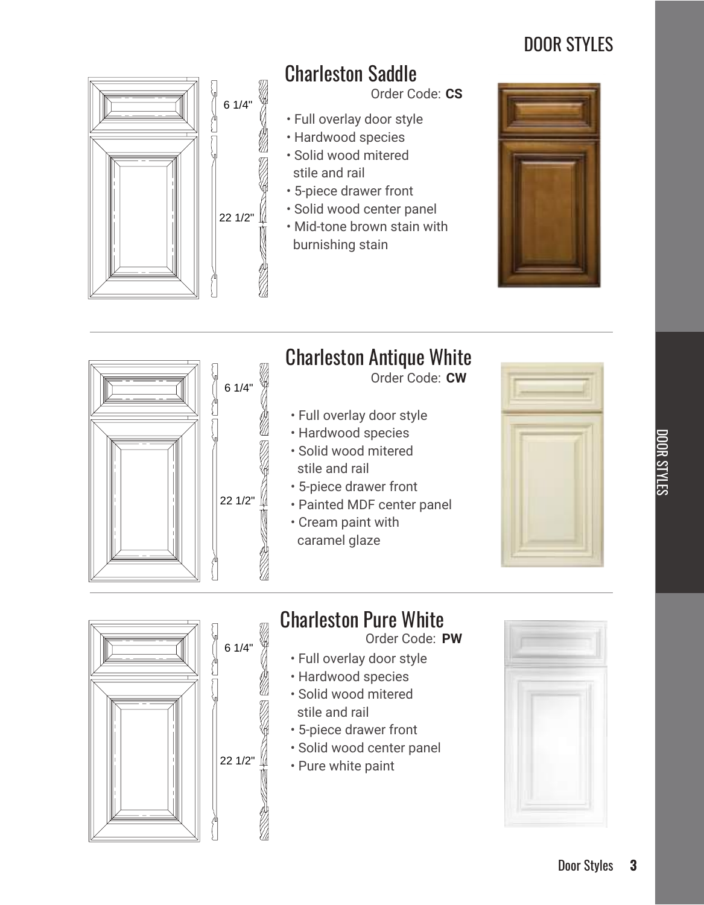# DOOR STYLES

## Charleston Saddle

Order Code: **CS**

6 1/4"

22 1/2"

- Full overlay door style
- Hardwood species
- Solid wood mitered stile and rail
- 5-piece drawer front
- Solid wood center panel
- Mid-tone brown stain with burnishing stain

## Charleston Antique White

Order Code: **CW**

6 1/4"

22 1/2"

- Full overlay door style
- Hardwood species
- Solid wood mitered stile and rail
- 5-piece drawer front
- Painted MDF center panel
- Cream paint with caramel glaze

## Charleston Pure White

Order Code: **PW**

6 1/4"

22 1/2"

- Full overlay door style
- Hardwood species
- Solid wood mitered stile and rail
- 5-piece drawer front
- Solid wood center panel
- Pure white paint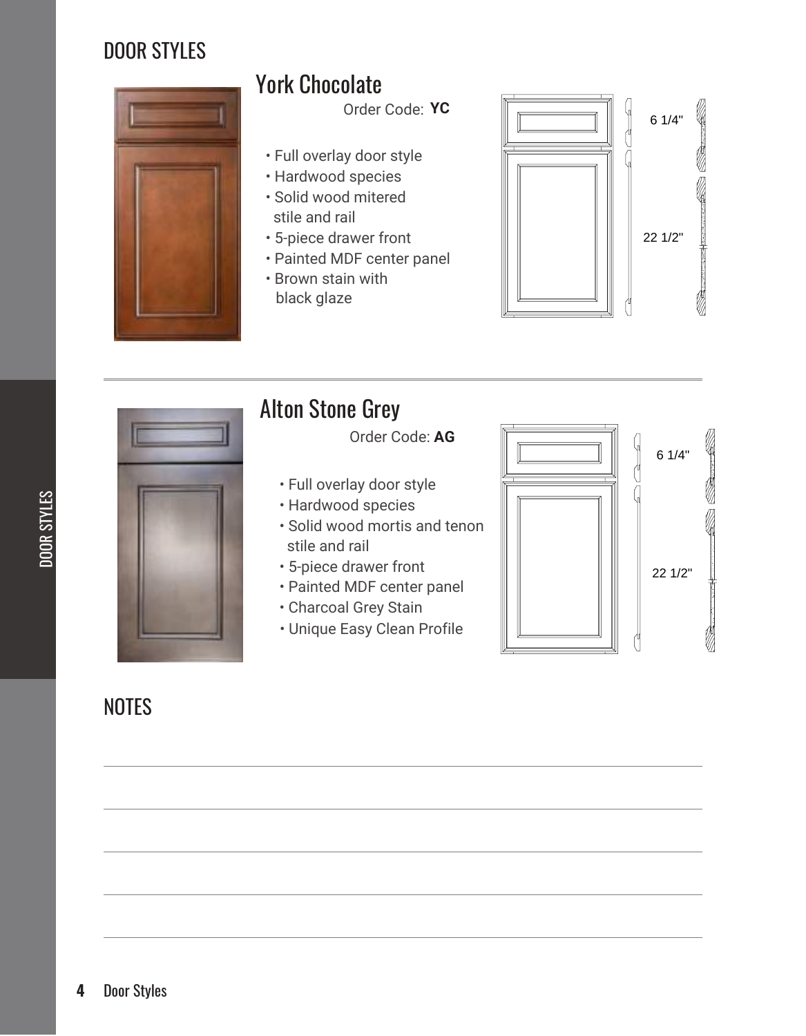# DOOR STYLES

## York Chocolate

Order Code: **YC**

- Full overlay door style
- Hardwood species
- Solid wood mitered stile and rail
- 5-piece drawer front
- Painted MDF center panel
- Brown stain with black glaze

6 1/4"

22 1/2"

## Alton Stone Grey

Order Code: **AG**

- Full overlay door style
- Hardwood species
- Solid wood mortis and tenon stile and rail
- 5-piece drawer front
- Painted MDF center panel
- Charcoal Grey Stain
- Unique Easy Clean Profile

6 1/4"

22 1/2"

# NOTES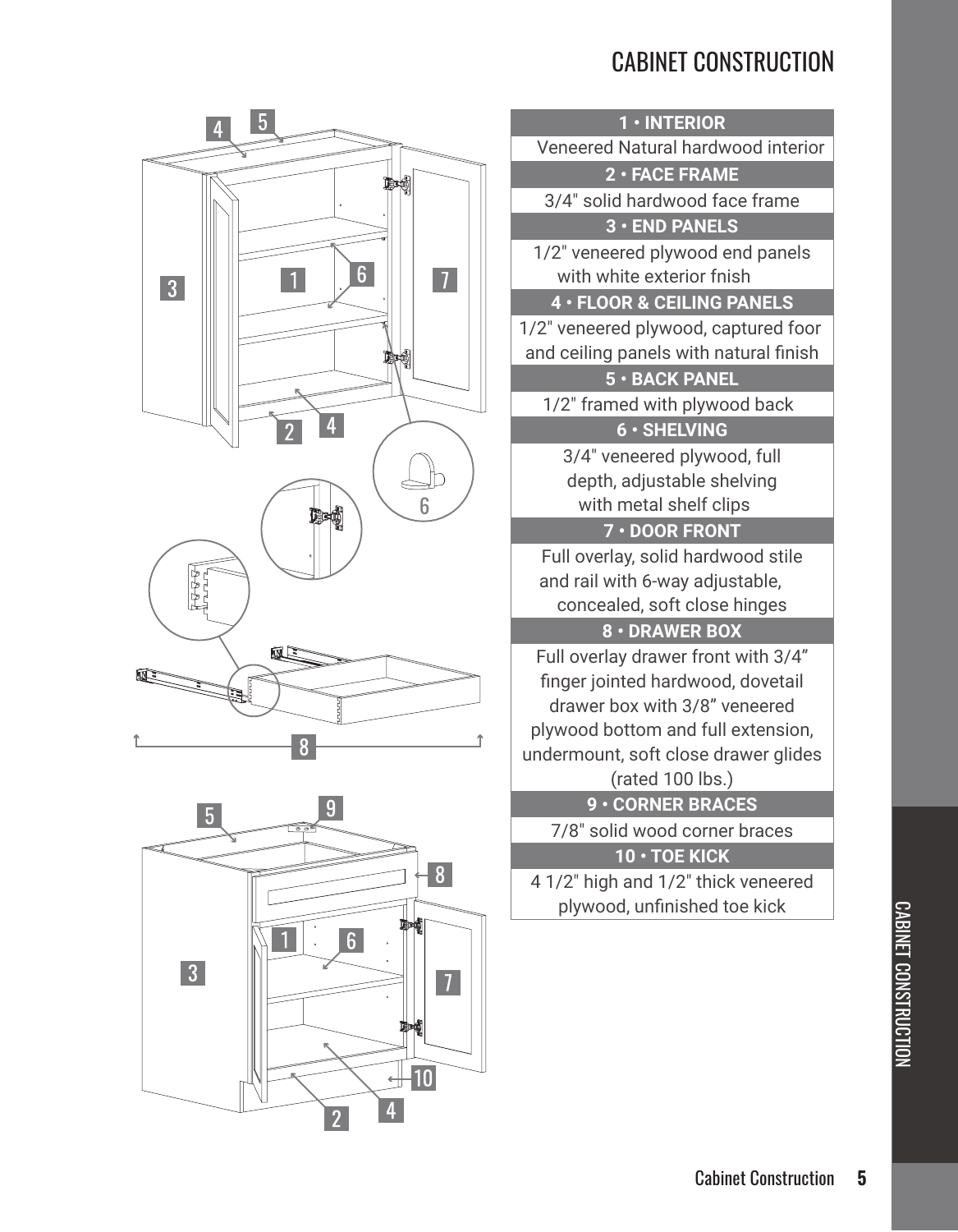# CABINET CONSTRUCTION

| 1 • INTERIOR |
|---|
| Veneered Natural hardwood interior |
| **2 • FACE FRAME** |
| 3/4" solid hardwood face frame |
| **3 • END PANELS** |
| 1/2" veneered plywood end panels with white exterior fnish |
| **4 • FLOOR & CEILING PANELS** |
| 1/2" veneered plywood, captured foor and ceiling panels with natural finish |
| **5 • BACK PANEL** |
| 1/2" framed with plywood back |
| **6 • SHELVING** |
| 3/4" veneered plywood, full depth, adjustable shelving with metal shelf clips |
| **7 • DOOR FRONT** |
| Full overlay, solid hardwood stile and rail with 6-way adjustable, concealed, soft close hinges |
| **8 • DRAWER BOX** |
| Full overlay drawer front with 3/4” finger jointed hardwood, dovetail drawer box with 3/8” veneered plywood bottom and full extension, undermount, soft close drawer glides (rated 100 lbs.) |
| **9 • CORNER BRACES** |
| 7/8" solid wood corner braces |
| **10 • TOE KICK** |
| 4 1/2" high and 1/2" thick veneered plywood, unfinished toe kick |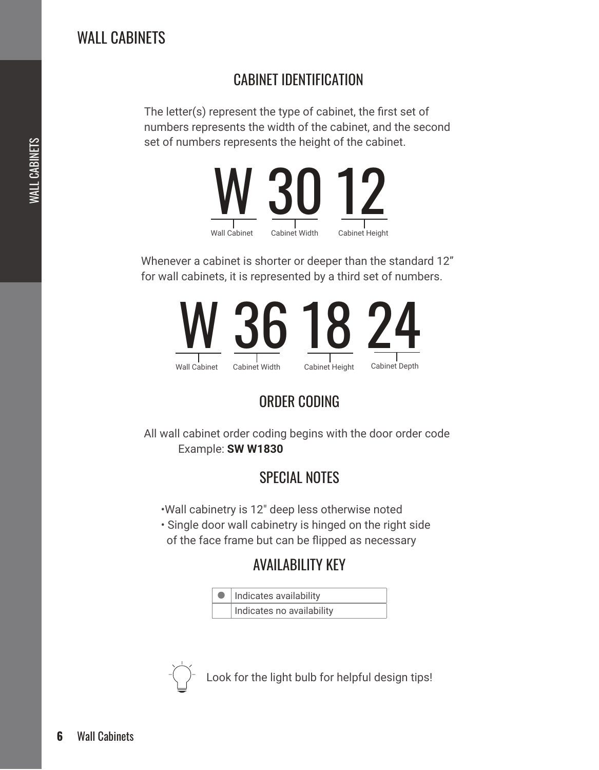# WALL CABINETS

## CABINET IDENTIFICATION

The letter(s) represent the type of cabinet, the first set of numbers represents the width of the cabinet, and the second set of numbers represents the height of the cabinet.

W 30 12

Wall Cabinet | Cabinet Width | Cabinet Height

Whenever a cabinet is shorter or deeper than the standard 12" for wall cabinets, it is represented by a third set of numbers.

W 36 18 24

Wall Cabinet | Cabinet Width | Cabinet Height | Cabinet Depth

## ORDER CODING

All wall cabinet order coding begins with the door order code
Example: **SW W1830**

## SPECIAL NOTES

- Wall cabinetry is 12" deep less otherwise noted
- Single door wall cabinetry is hinged on the right side of the face frame but can be flipped as necessary

## AVAILABILITY KEY

| | |
|---|---|
| ● | Indicates availability |
| | Indicates no availability |

Look for the light bulb for helpful design tips!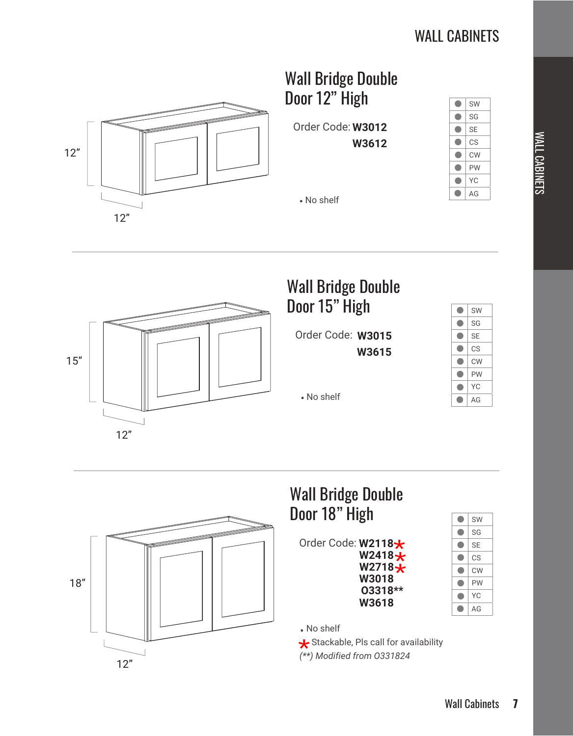# WALL CABINETS

## Wall Bridge Double Door 12" High

12"

12"

Order Code: **W3012**
**W3612**

- No shelf

| | |
|---|---|
| ● | SW |
| ● | SG |
| ● | SE |
| ● | CS |
| ● | CW |
| ● | PW |
| ● | YC |
| ● | AG |

## Wall Bridge Double Door 15" High

15"

12"

Order Code: **W3015**
**W3615**

- No shelf

| | |
|---|---|
| ● | SW |
| ● | SG |
| ● | SE |
| ● | CS |
| ● | CW |
| ● | PW |
| ● | YC |
| ● | AG |

## Wall Bridge Double Door 18" High

18"

12"

Order Code: **W2118***
**W2418***
**W2718***
**W3018**
**O3318****
**W3618**

- No shelf

* Stackable, Pls call for availability

*(**) Modified from O331824*

| | |
|---|---|
| ● | SW |
| ● | SG |
| ● | SE |
| ● | CS |
| ● | CW |
| ● | PW |
| ● | YC |
| ● | AG |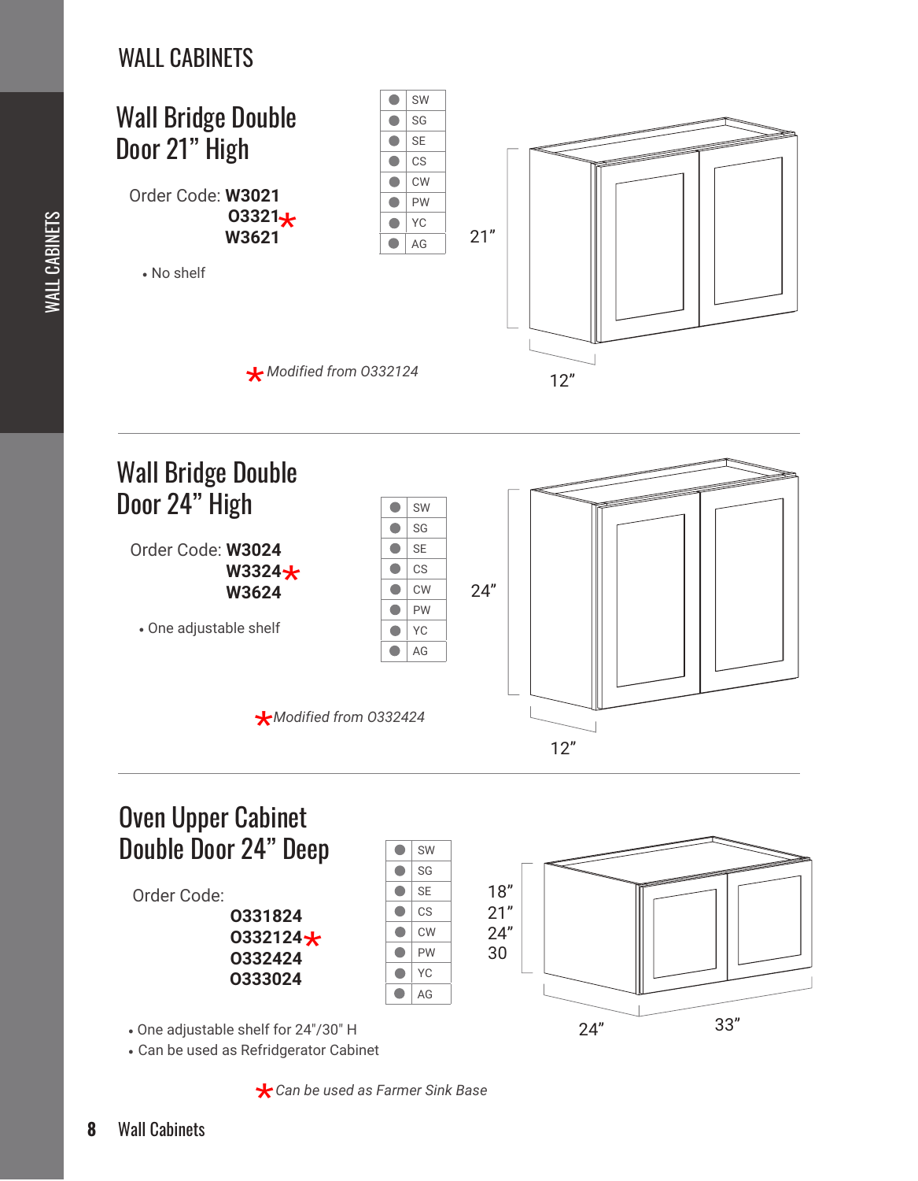# WALL CABINETS

## Wall Bridge Double Door 21" High

Order Code: **W3021**
**O3321***
**W3621**

- No shelf

| | |
|---|---|
| ● | SW |
| ● | SG |
| ● | SE |
| ● | CS |
| ● | CW |
| ● | PW |
| ● | YC |
| ● | AG |

21"

12"

**\*** *Modified from O332124*

## Wall Bridge Double Door 24" High

Order Code: **W3024**
**W3324***
**W3624**

- One adjustable shelf

| | |
|---|---|
| ● | SW |
| ● | SG |
| ● | SE |
| ● | CS |
| ● | CW |
| ● | PW |
| ● | YC |
| ● | AG |

24"

12"

**\*** *Modified from O332424*

## Oven Upper Cabinet Double Door 24" Deep

Order Code:
**O331824**
**O332124***
**O332424**
**O333024**

| | |
|---|---|
| ● | SW |
| ● | SG |
| ● | SE |
| ● | CS |
| ● | CW |
| ● | PW |
| ● | YC |
| ● | AG |

18"
21"
24"
30

24"

33"

- One adjustable shelf for 24"/30" H
- Can be used as Refridgerator Cabinet

**\*** *Can be used as Farmer Sink Base*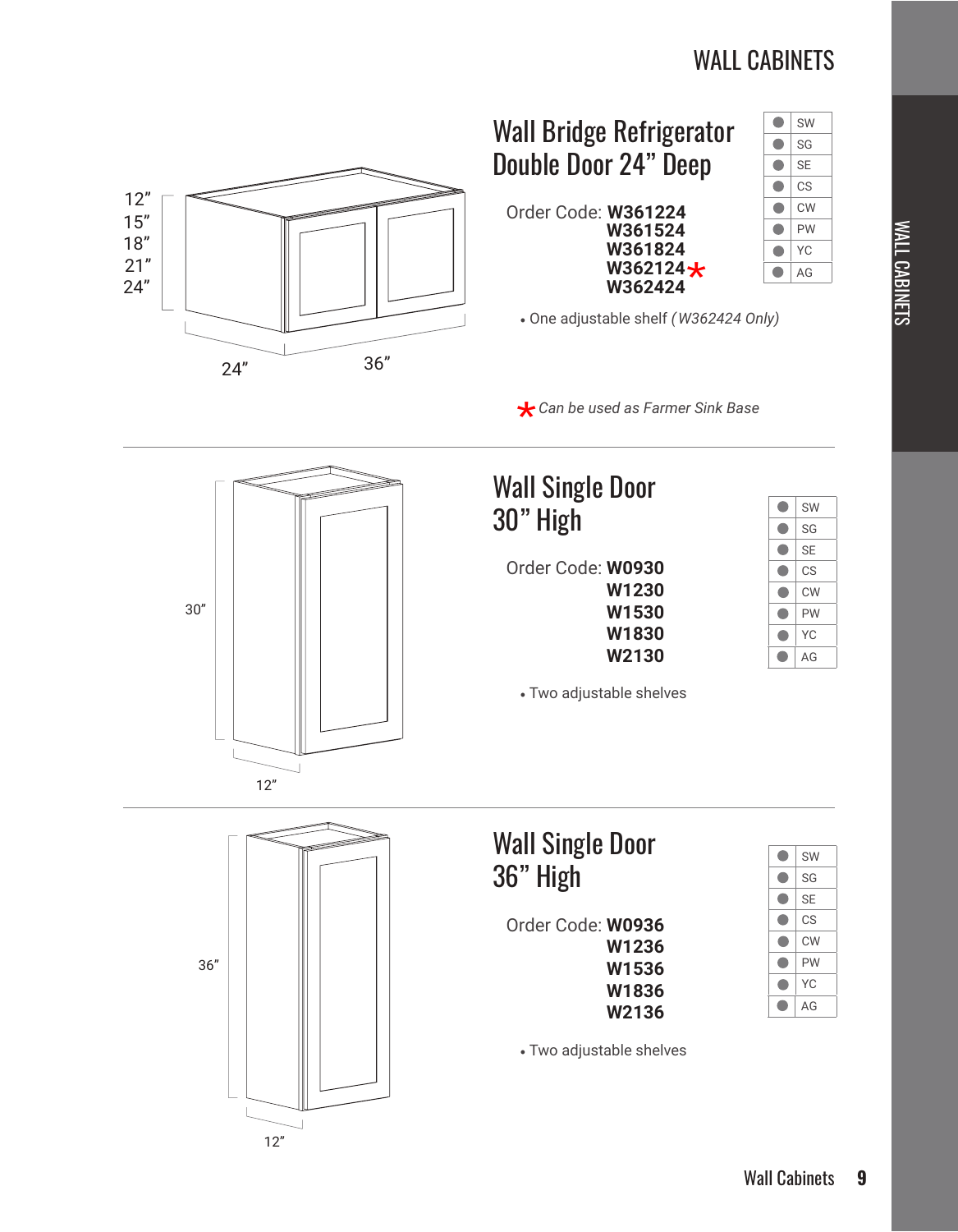# WALL CABINETS

## Wall Bridge Refrigerator Double Door 24” Deep

12”
15”
18”
21”
24”

24”
36”

Order Code: **W361224**
**W361524**
**W361824**
**W362124*** 
**W362424**

| | |
|---|---|
| ● | SW |
| ● | SG |
| ● | SE |
| ● | CS |
| ● | CW |
| ● | PW |
| ● | YC |
| ● | AG |

- One adjustable shelf *(W362424 Only)*

* *Can be used as Farmer Sink Base*

## Wall Single Door 30” High

30”
12”

Order Code: **W0930**
**W1230**
**W1530**
**W1830**
**W2130**

| | |
|---|---|
| ● | SW |
| ● | SG |
| ● | SE |
| ● | CS |
| ● | CW |
| ● | PW |
| ● | YC |
| ● | AG |

- Two adjustable shelves

## Wall Single Door 36” High

36”
12”

Order Code: **W0936**
**W1236**
**W1536**
**W1836**
**W2136**

| | |
|---|---|
| ● | SW |
| ● | SG |
| ● | SE |
| ● | CS |
| ● | CW |
| ● | PW |
| ● | YC |
| ● | AG |

- Two adjustable shelves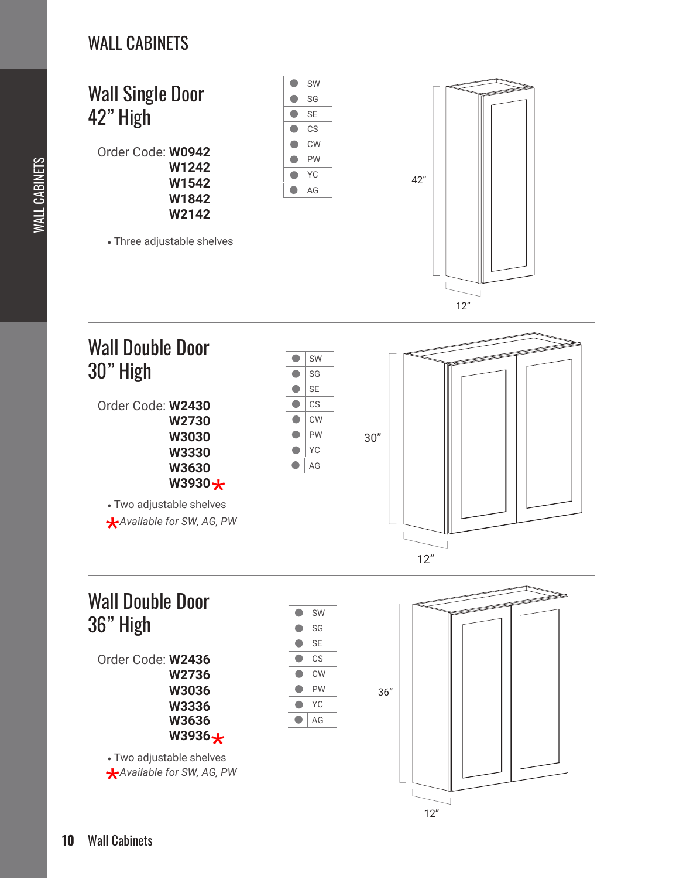# WALL CABINETS

## Wall Single Door 42” High

Order Code: **W0942**
**W1242**
**W1542**
**W1842**
**W2142**

- Three adjustable shelves

| | |
|---|---|
| ● | SW |
| ● | SG |
| ● | SE |
| ● | CS |
| ● | CW |
| ● | PW |
| ● | YC |
| ● | AG |

42”

12”

## Wall Double Door 30” High

Order Code: **W2430**
**W2730**
**W3030**
**W3330**
**W3630**
**W3930***

- Two adjustable shelves

**Available for SW, AG, PW*

| | |
|---|---|
| ● | SW |
| ● | SG |
| ● | SE |
| ● | CS |
| ● | CW |
| ● | PW |
| ● | YC |
| ● | AG |

30”

12”

## Wall Double Door 36” High

Order Code: **W2436**
**W2736**
**W3036**
**W3336**
**W3636**
**W3936***

- Two adjustable shelves

**Available for SW, AG, PW*

| | |
|---|---|
| ● | SW |
| ● | SG |
| ● | SE |
| ● | CS |
| ● | CW |
| ● | PW |
| ● | YC |
| ● | AG |

36”

12”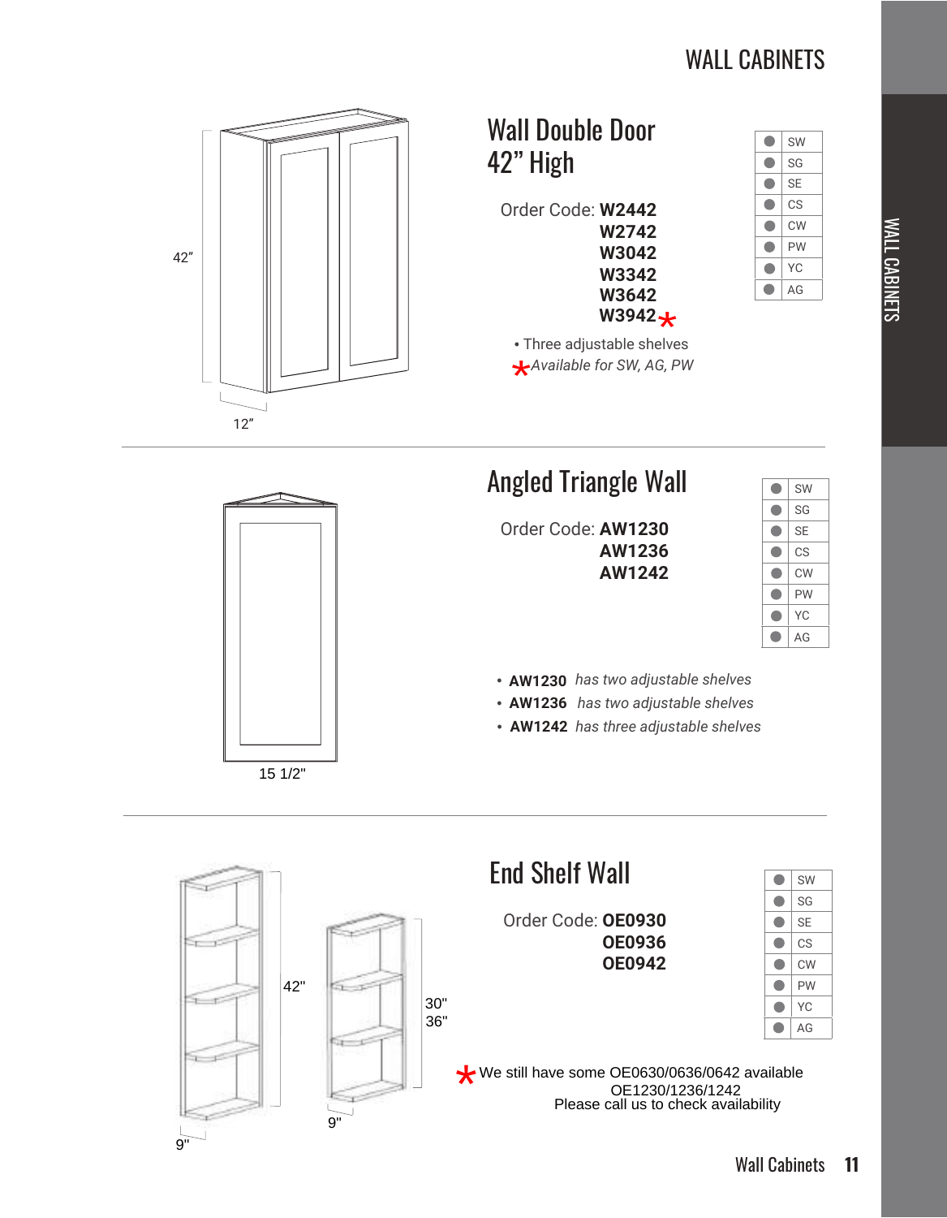# WALL CABINETS

## Wall Double Door 42" High

42"

12"

Order Code: **W2442**
**W2742**
**W3042**
**W3342**
**W3642**
**W3942***

| | |
|---|---|
| ● | SW |
| ● | SG |
| ● | SE |
| ● | CS |
| ● | CW |
| ● | PW |
| ● | YC |
| ● | AG |

- Three adjustable shelves

**\*** *Available for SW, AG, PW*

## Angled Triangle Wall

15 1/2"

Order Code: **AW1230**
**AW1236**
**AW1242**

| | |
|---|---|
| ● | SW |
| ● | SG |
| ● | SE |
| ● | CS |
| ● | CW |
| ● | PW |
| ● | YC |
| ● | AG |

- **AW1230** *has two adjustable shelves*
- **AW1236** *has two adjustable shelves*
- **AW1242** *has three adjustable shelves*

## End Shelf Wall

42"

30"
36"

9"

9"

Order Code: **OE0930**
**OE0936**
**OE0942**

| | |
|---|---|
| ● | SW |
| ● | SG |
| ● | SE |
| ● | CS |
| ● | CW |
| ● | PW |
| ● | YC |
| ● | AG |

\* We still have some OE0630/0636/0642 available
OE1230/1236/1242
Please call us to check availability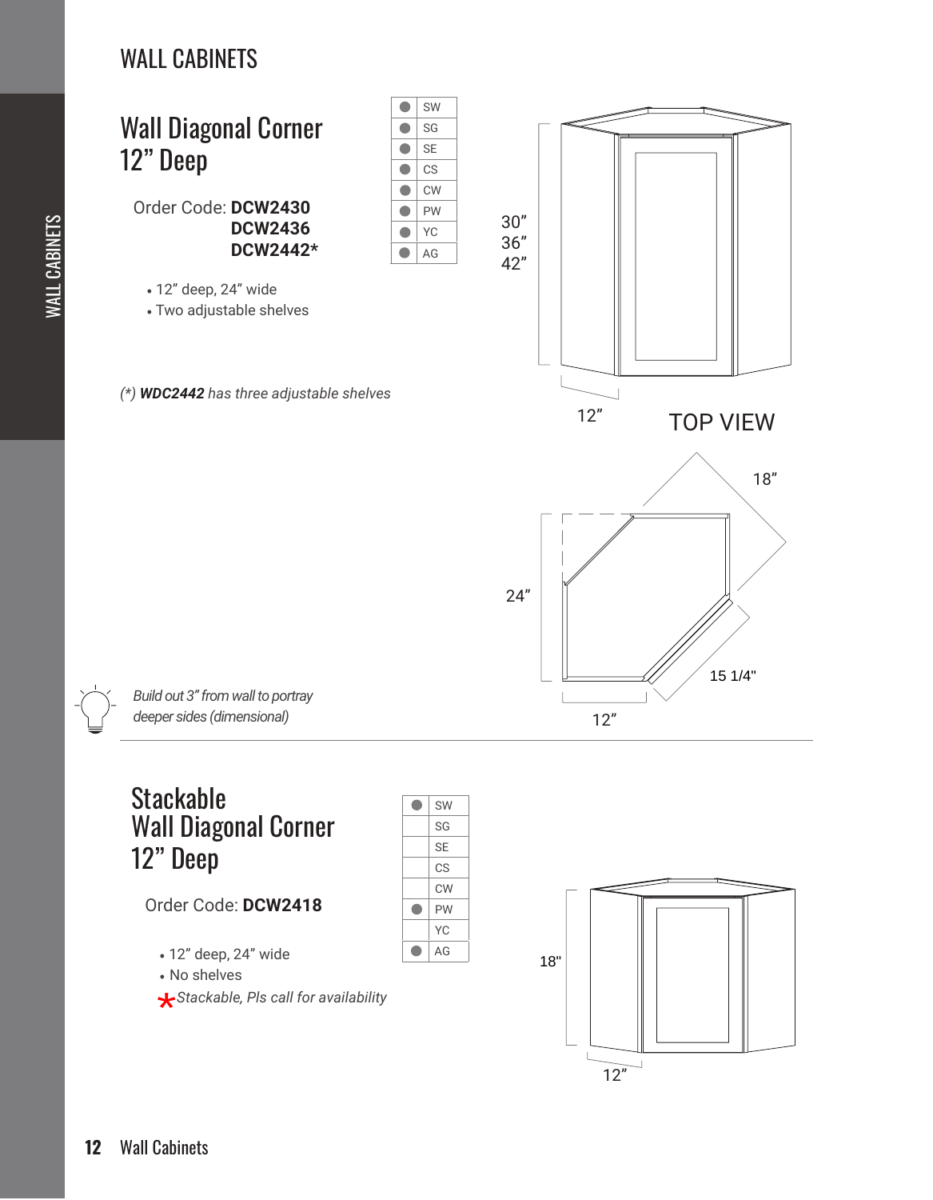# WALL CABINETS

## Wall Diagonal Corner 12” Deep

Order Code: **DCW2430**
**DCW2436**
**DCW2442***

- 12” deep, 24” wide
- Two adjustable shelves

| | |
|---|---|
| ● | SW |
| ● | SG |
| ● | SE |
| ● | CS |
| ● | CW |
| ● | PW |
| ● | YC |
| ● | AG |

*(\*) **WDC2442** has three adjustable shelves*

30”
36”
42”
12”

TOP VIEW

18”
24”
15 1/4"
12”

*Build out 3” from wall to portray deeper sides (dimensional)*

## Stackable Wall Diagonal Corner 12” Deep

Order Code: **DCW2418**

- 12” deep, 24” wide
- No shelves

\* *Stackable, Pls call for availability*

| | |
|---|---|
| ● | SW |
| | SG |
| | SE |
| | CS |
| | CW |
| ● | PW |
| | YC |
| ● | AG |

18"
12”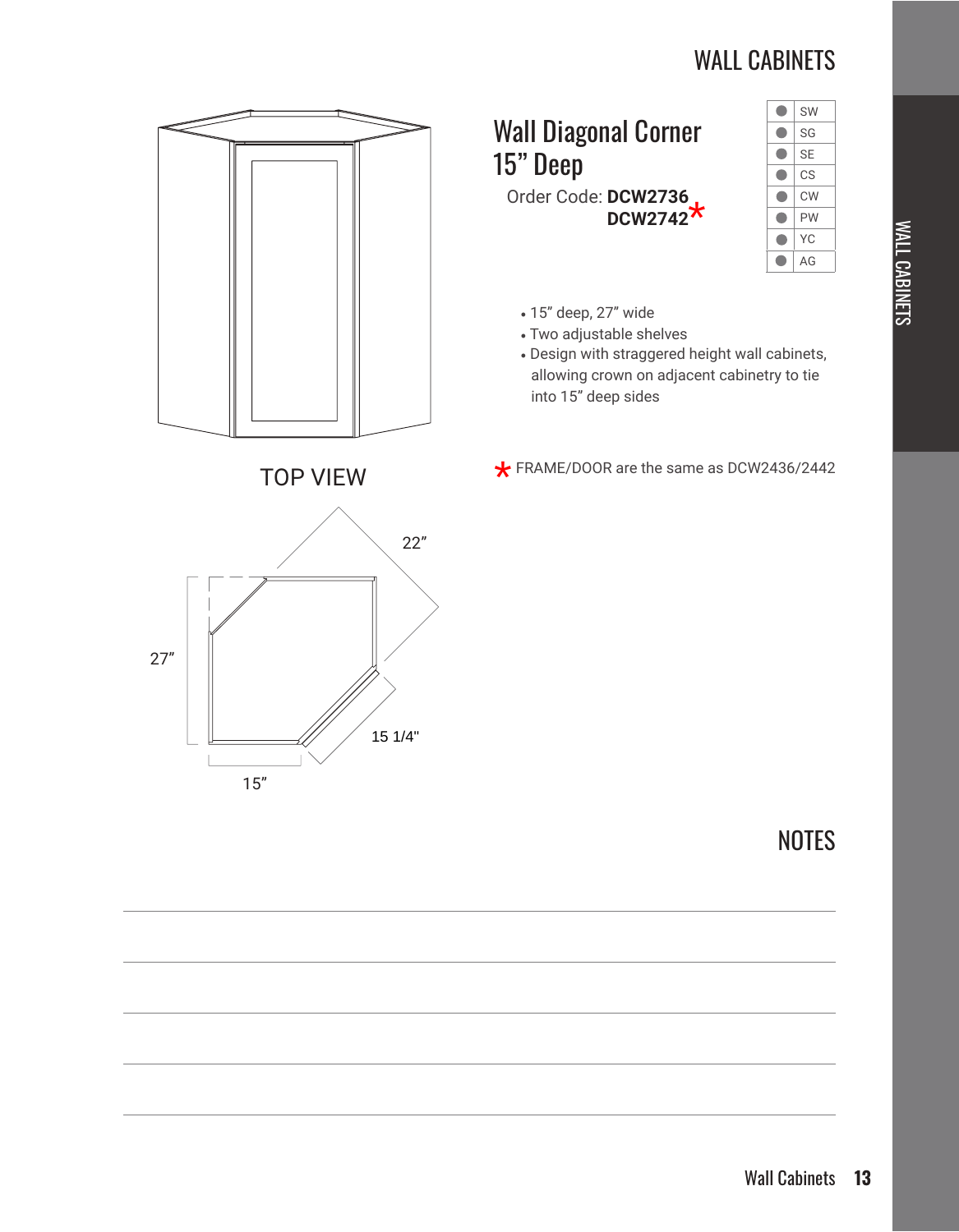# WALL CABINETS

## Wall Diagonal Corner 15" Deep

Order Code: **DCW2736**
**DCW2742***

| | |
|---|---|
| ● | SW |
| ● | SG |
| ● | SE |
| ● | CS |
| ● | CW |
| ● | PW |
| ● | YC |
| ● | AG |

- 15" deep, 27" wide
- Two adjustable shelves
- Design with straggered height wall cabinets, allowing crown on adjacent cabinetry to tie into 15" deep sides

* FRAME/DOOR are the same as DCW2436/2442

TOP VIEW

22"

27"

15 1/4"

15"

## NOTES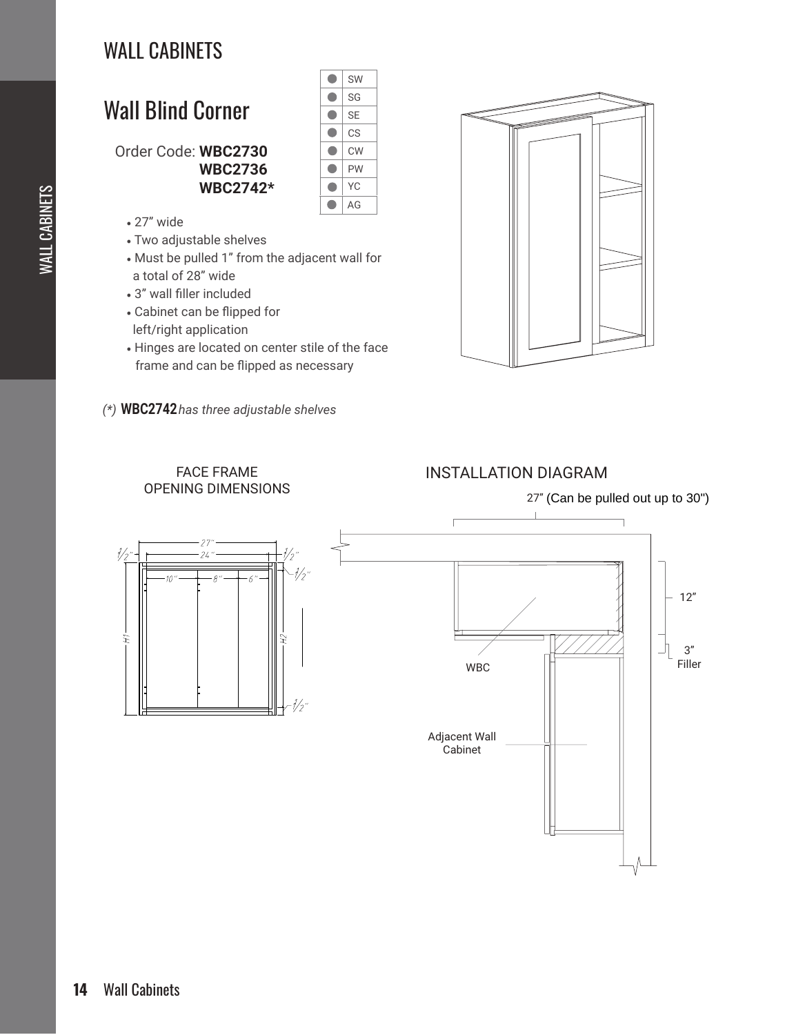# WALL CABINETS

## Wall Blind Corner

Order Code: **WBC2730**
**WBC2736**
**WBC2742***

| | |
|---|---|
| ● | SW |
| ● | SG |
| ● | SE |
| ● | CS |
| ● | CW |
| ● | PW |
| ● | YC |
| ● | AG |

- 27” wide
- Two adjustable shelves
- Must be pulled 1” from the adjacent wall for a total of 28” wide
- 3” wall filler included
- Cabinet can be flipped for left/right application
- Hinges are located on center stile of the face frame and can be flipped as necessary

*(\*)* **WBC2742** *has three adjustable shelves*

FACE FRAME
OPENING DIMENSIONS

27"
24"
1/2"
1/2"
10"
8"
6"
1/2"
H1
H2
1/2"

INSTALLATION DIAGRAM

27” (Can be pulled out up to 30")

12”

3”
Filler

WBC

Adjacent Wall
Cabinet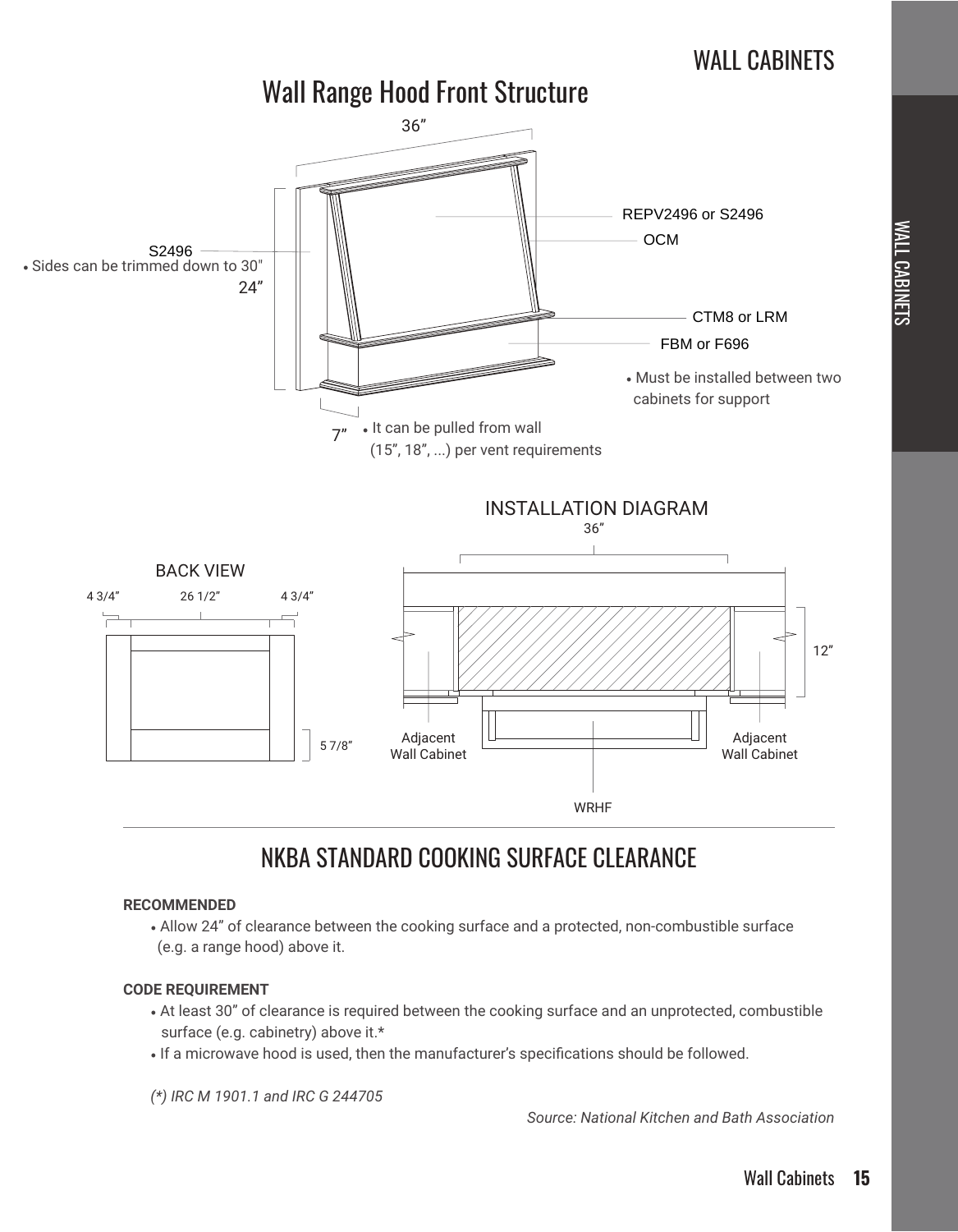# Wall Range Hood Front Structure

36”

S2496
• Sides can be trimmed down to 30"
24”

REPV2496 or S2496

OCM

CTM8 or LRM

FBM or F696

• Must be installed between two cabinets for support

7”
• It can be pulled from wall (15”, 18”, ...) per vent requirements

BACK VIEW

4 3/4” 26 1/2” 4 3/4”

5 7/8”

INSTALLATION DIAGRAM

36”

12”

Adjacent Wall Cabinet

Adjacent Wall Cabinet

WRHF

## NKBA STANDARD COOKING SURFACE CLEARANCE

**RECOMMENDED**

- Allow 24” of clearance between the cooking surface and a protected, non-combustible surface (e.g. a range hood) above it.

**CODE REQUIREMENT**

- At least 30” of clearance is required between the cooking surface and an unprotected, combustible surface (e.g. cabinetry) above it.*
- If a microwave hood is used, then the manufacturer’s specifications should be followed.

*(*) IRC M 1901.1 and IRC G 244705*

*Source: National Kitchen and Bath Association*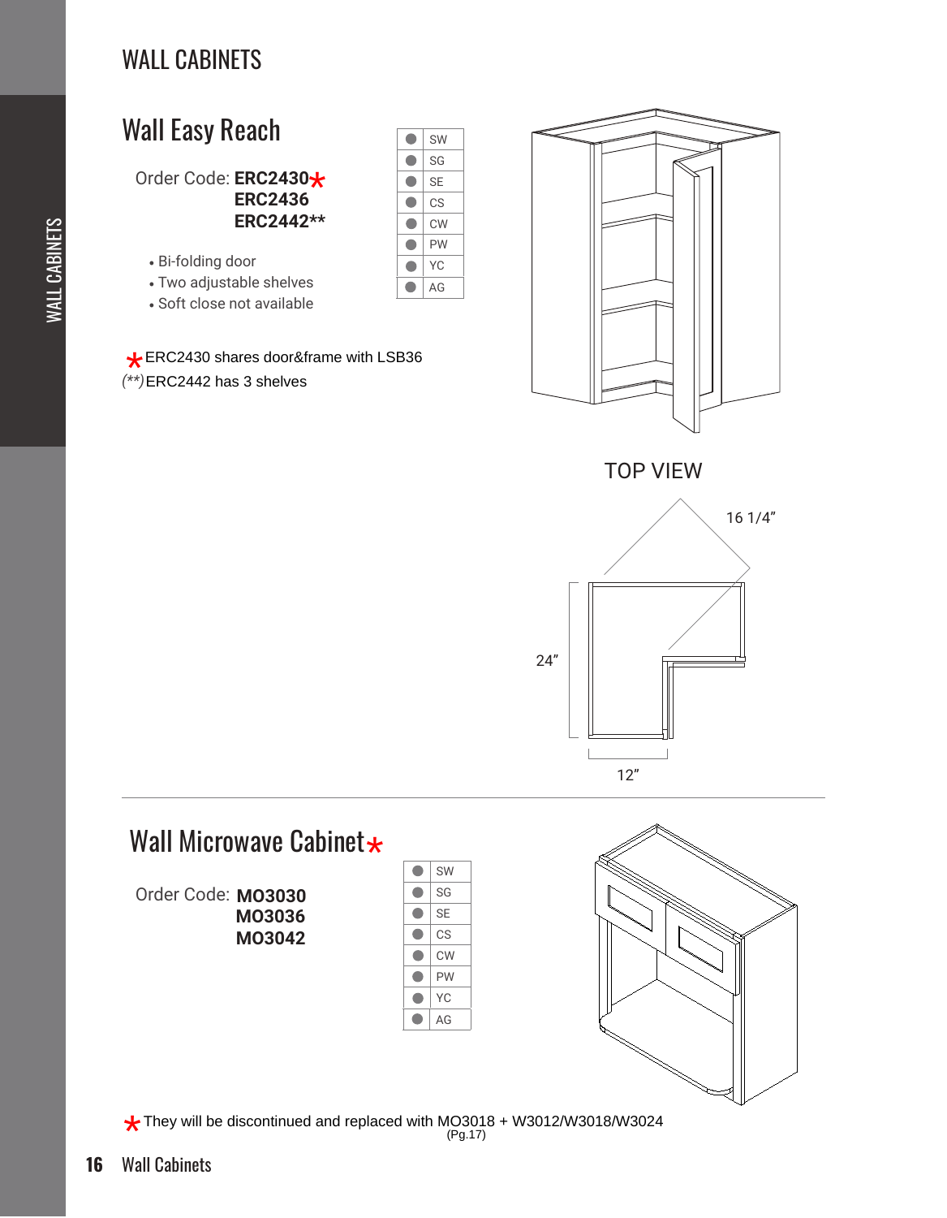# WALL CABINETS

## Wall Easy Reach

Order Code: **ERC2430***
**ERC2436**
**ERC2442****

- Bi-folding door
- Two adjustable shelves
- Soft close not available

| | |
|---|---|
| ● | SW |
| ● | SG |
| ● | SE |
| ● | CS |
| ● | CW |
| ● | PW |
| ● | YC |
| ● | AG |

*ERC2430 shares door&frame with LSB36
*(**)* ERC2442 has 3 shelves

TOP VIEW

16 1/4”

24”

12”

## Wall Microwave Cabinet*

Order Code: **MO3030**
**MO3036**
**MO3042**

| | |
|---|---|
| ● | SW |
| ● | SG |
| ● | SE |
| ● | CS |
| ● | CW |
| ● | PW |
| ● | YC |
| ● | AG |

*They will be discontinued and replaced with MO3018 + W3012/W3018/W3024
(Pg.17)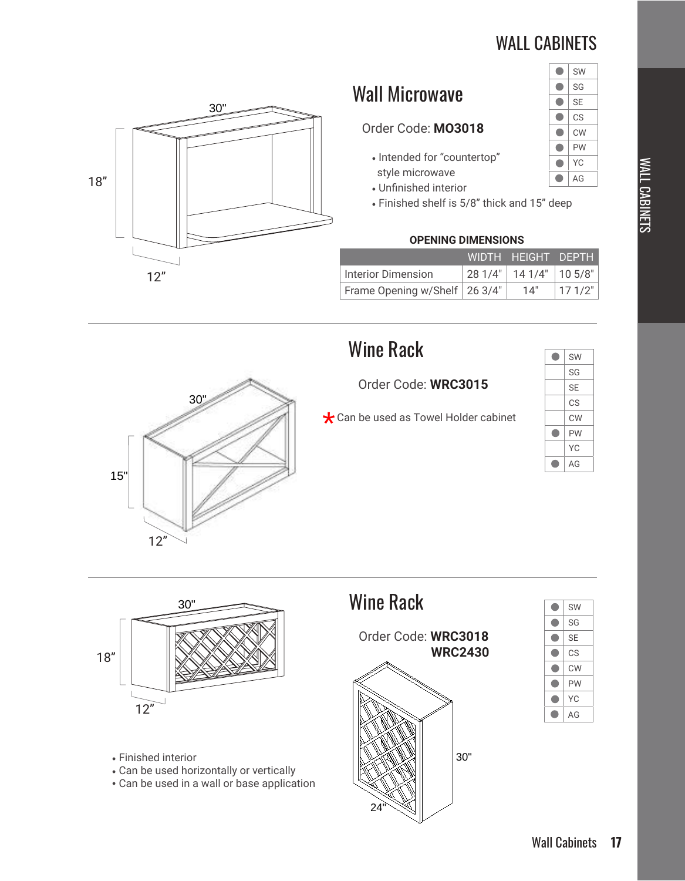# WALL CABINETS

## Wall Microwave

30"

18"

12"

Order Code: **MO3018**

- Intended for "countertop" style microwave
- Unfinished interior
- Finished shelf is 5/8" thick and 15" deep

| | |
|---|---|
| ● | SW |
| ● | SG |
| ● | SE |
| ● | CS |
| ● | CW |
| ● | PW |
| ● | YC |
| ● | AG |

**OPENING DIMENSIONS**

| | WIDTH | HEIGHT | DEPTH |
|---|---|---|---|
| Interior Dimension | 28 1/4" | 14 1/4" | 10 5/8" |
| Frame Opening w/Shelf | 26 3/4" | 14" | 17 1/2" |

## Wine Rack

30"

15"

12"

Order Code: **WRC3015**

* Can be used as Towel Holder cabinet

| | |
|---|---|
| ● | SW |
| | SG |
| | SE |
| | CS |
| | CW |
| ● | PW |
| | YC |
| ● | AG |

## Wine Rack

30"

18"

12"

Order Code: **WRC3018**
**WRC2430**

30"

24"

| | |
|---|---|
| ● | SW |
| ● | SG |
| ● | SE |
| ● | CS |
| ● | CW |
| ● | PW |
| ● | YC |
| ● | AG |

- Finished interior
- Can be used horizontally or vertically
- Can be used in a wall or base application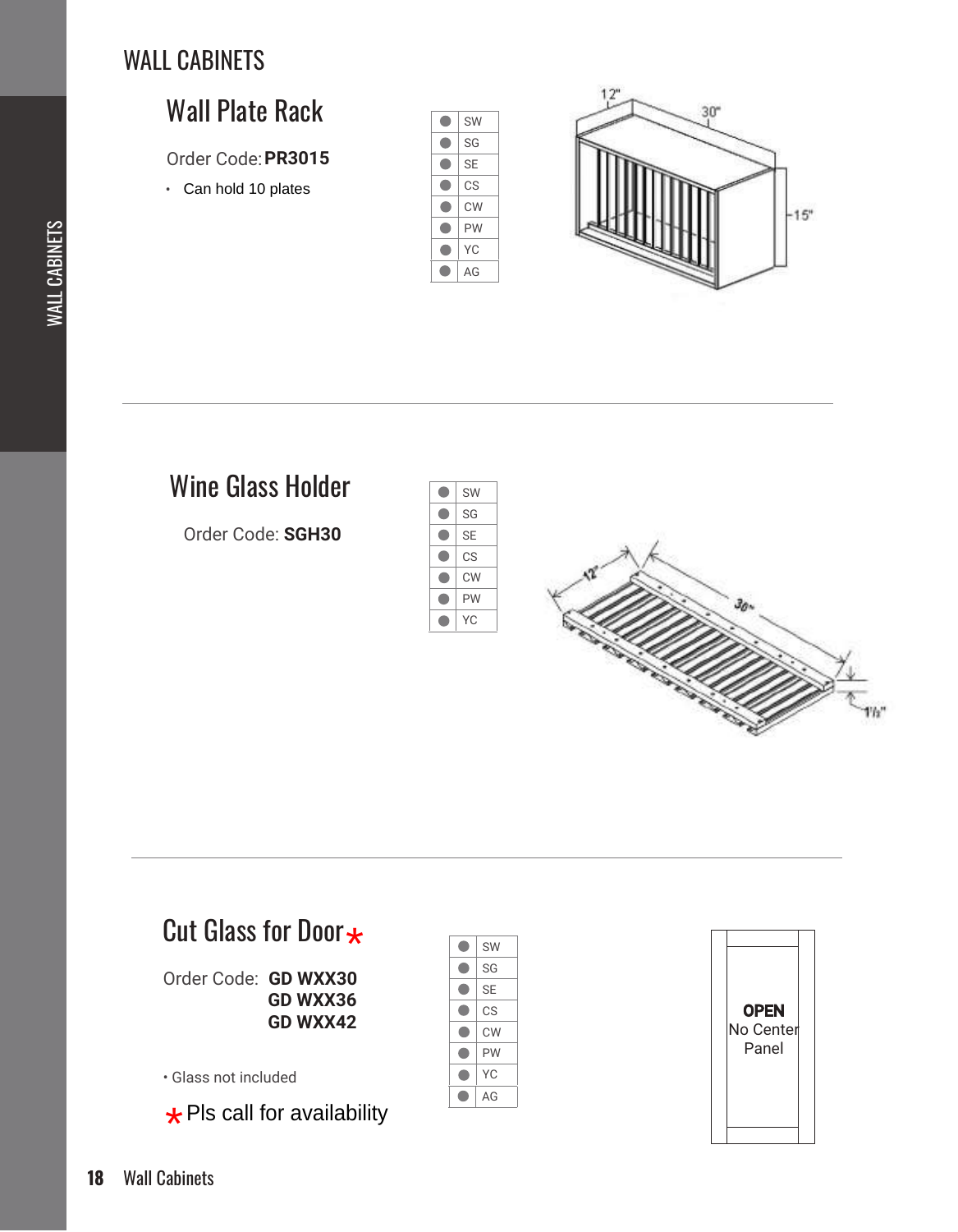# WALL CABINETS

## Wall Plate Rack

Order Code: **PR3015**

- Can hold 10 plates

| | |
|---|---|
| ● | SW |
| ● | SG |
| ● | SE |
| ● | CS |
| ● | CW |
| ● | PW |
| ● | YC |
| ● | AG |

12"
30"
15"

---

## Wine Glass Holder

Order Code: **SGH30**

| | |
|---|---|
| ● | SW |
| ● | SG |
| ● | SE |
| ● | CS |
| ● | CW |
| ● | PW |
| ● | YC |

12"
30"
1½"

---

## Cut Glass for Door*

Order Code: **GD WXX30**
**GD WXX36**
**GD WXX42**

• Glass not included

*Pls call for availability

| | |
|---|---|
| ● | SW |
| ● | SG |
| ● | SE |
| ● | CS |
| ● | CW |
| ● | PW |
| ● | YC |
| ● | AG |

**OPEN**
No Center
Panel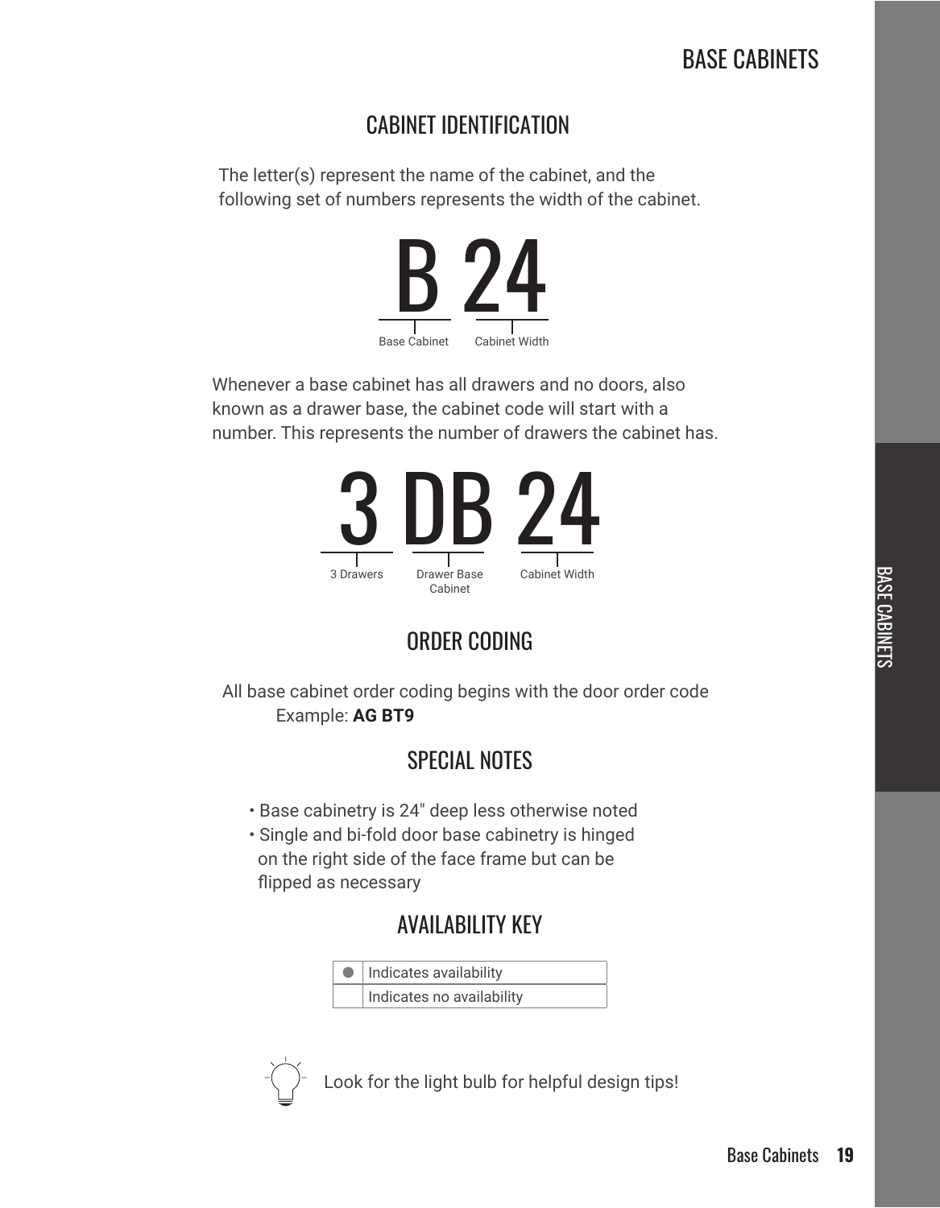# BASE CABINETS

## CABINET IDENTIFICATION

The letter(s) represent the name of the cabinet, and the following set of numbers represents the width of the cabinet.

B 24

Base Cabinet Cabinet Width

Whenever a base cabinet has all drawers and no doors, also known as a drawer base, the cabinet code will start with a number. This represents the number of drawers the cabinet has.

3 DB 24

3 Drawers Drawer Base Cabinet Cabinet Width

## ORDER CODING

All base cabinet order coding begins with the door order code
Example: **AG BT9**

## SPECIAL NOTES

- Base cabinetry is 24" deep less otherwise noted
- Single and bi-fold door base cabinetry is hinged on the right side of the face frame but can be flipped as necessary

## AVAILABILITY KEY

| | |
|---|---|
| ● | Indicates availability |
| | Indicates no availability |

Look for the light bulb for helpful design tips!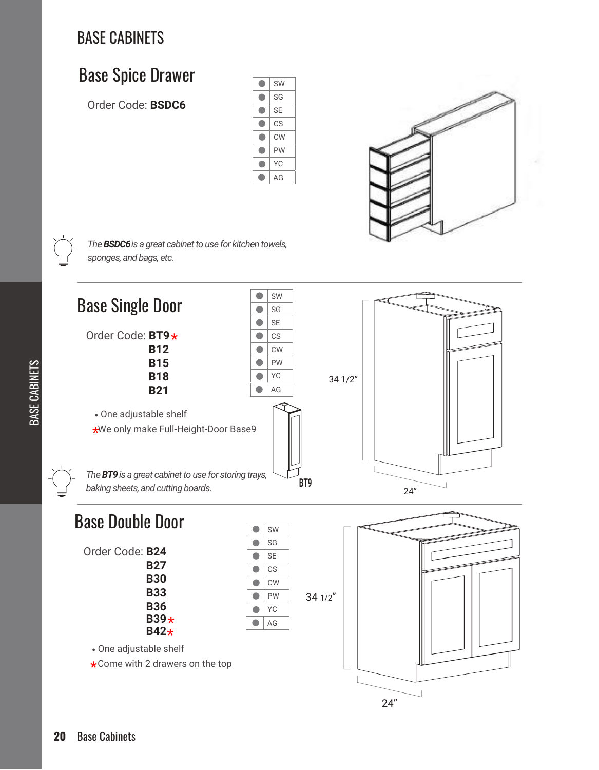# BASE CABINETS

## Base Spice Drawer

Order Code: **BSDC6**

| | |
|---|---|
| ● | SW |
| ● | SG |
| ● | SE |
| ● | CS |
| ● | CW |
| ● | PW |
| ● | YC |
| ● | AG |

*The **BSDC6** is a great cabinet to use for kitchen towels, sponges, and bags, etc.*

## Base Single Door

Order Code: **BT9***
**B12**
**B15**
**B18**
**B21**

| | |
|---|---|
| ● | SW |
| ● | SG |
| ● | SE |
| ● | CS |
| ● | CW |
| ● | PW |
| ● | YC |
| ● | AG |

- One adjustable shelf

*We only make Full-Height-Door Base9

*The **BT9** is a great cabinet to use for storing trays, baking sheets, and cutting boards.*

BT9

34 1/2"

24"

## Base Double Door

Order Code: **B24**
**B27**
**B30**
**B33**
**B36**
**B39***
**B42***

| | |
|---|---|
| ● | SW |
| ● | SG |
| ● | SE |
| ● | CS |
| ● | CW |
| ● | PW |
| ● | YC |
| ● | AG |

- One adjustable shelf

*Come with 2 drawers on the top

34 1/2"

24"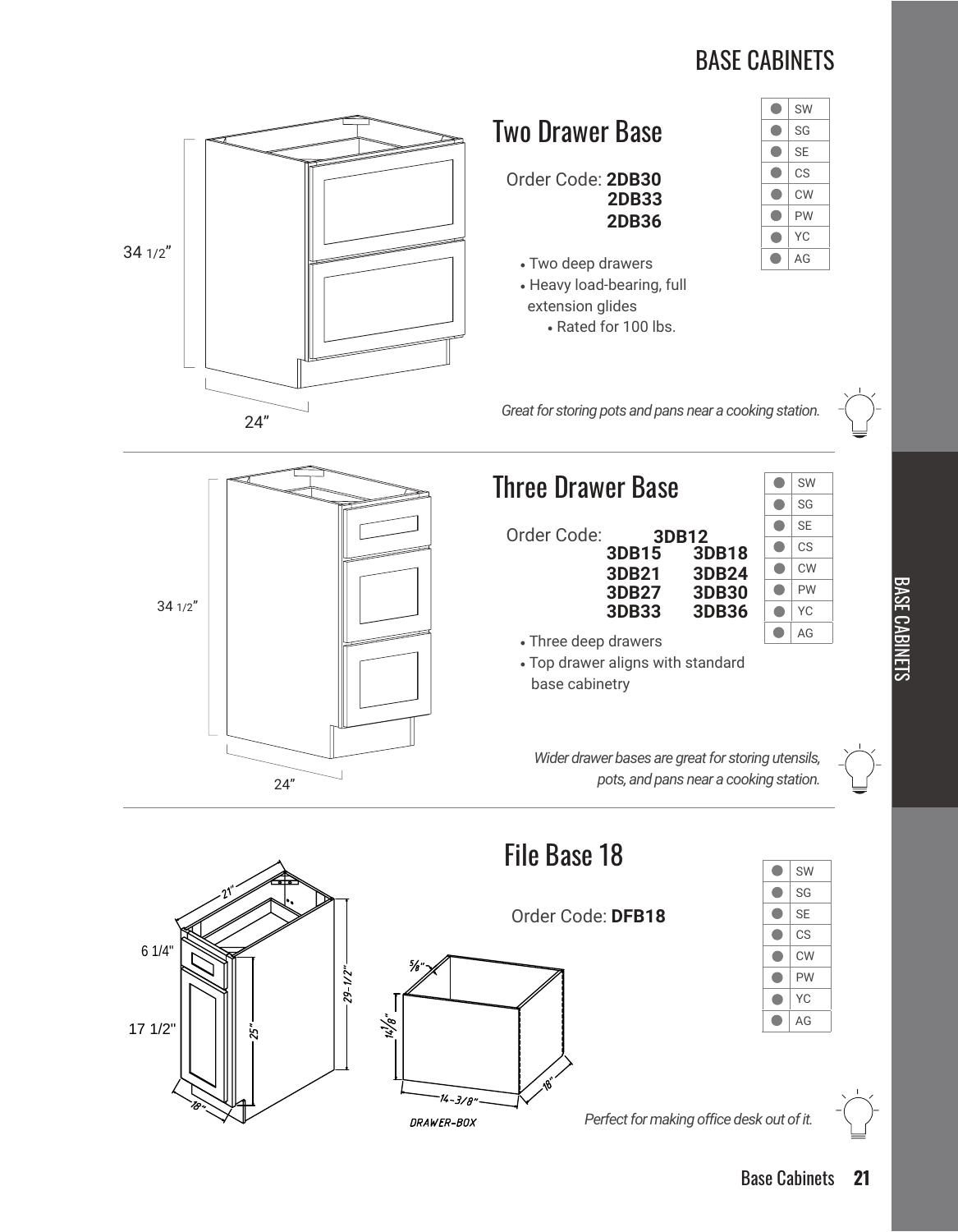# BASE CABINETS

## Two Drawer Base

Order Code: **2DB30**
**2DB33**
**2DB36**

- Two deep drawers
- Heavy load-bearing, full extension glides
  - Rated for 100 lbs.

| | |
|---|---|
| ● | SW |
| ● | SG |
| ● | SE |
| ● | CS |
| ● | CW |
| ● | PW |
| ● | YC |
| ● | AG |

34 1/2”

24”

*Great for storing pots and pans near a cooking station.*

## Three Drawer Base

Order Code: **3DB12**
**3DB15** **3DB18**
**3DB21** **3DB24**
**3DB27** **3DB30**
**3DB33** **3DB36**

- Three deep drawers
- Top drawer aligns with standard base cabinetry

| | |
|---|---|
| ● | SW |
| ● | SG |
| ● | SE |
| ● | CS |
| ● | CW |
| ● | PW |
| ● | YC |
| ● | AG |

34 1/2”

24”

*Wider drawer bases are great for storing utensils, pots, and pans near a cooking station.*

## File Base 18

Order Code: **DFB18**

| | |
|---|---|
| ● | SW |
| ● | SG |
| ● | SE |
| ● | CS |
| ● | CW |
| ● | PW |
| ● | YC |
| ● | AG |

21"
6 1/4"
17 1/2"
29-1/2"
25"
18"

5/8"
14-1/8"
14-3/8"
18"
DRAWER-BOX

*Perfect for making office desk out of it.*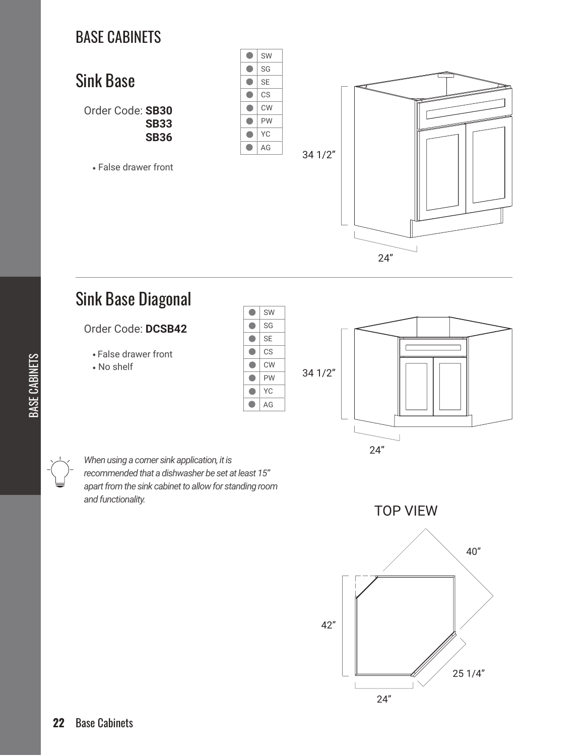# BASE CABINETS

## Sink Base

Order Code: **SB30**
**SB33**
**SB36**

- False drawer front

| | |
|---|---|
| ● | SW |
| ● | SG |
| ● | SE |
| ● | CS |
| ● | CW |
| ● | PW |
| ● | YC |
| ● | AG |

34 1/2”

24”

## Sink Base Diagonal

Order Code: **DCSB42**

- False drawer front
- No shelf

| | |
|---|---|
| ● | SW |
| ● | SG |
| ● | SE |
| ● | CS |
| ● | CW |
| ● | PW |
| ● | YC |
| ● | AG |

34 1/2”

24”

*When using a corner sink application, it is recommended that a dishwasher be set at least 15” apart from the sink cabinet to allow for standing room and functionality.*

TOP VIEW

40”

42”

25 1/4”

24”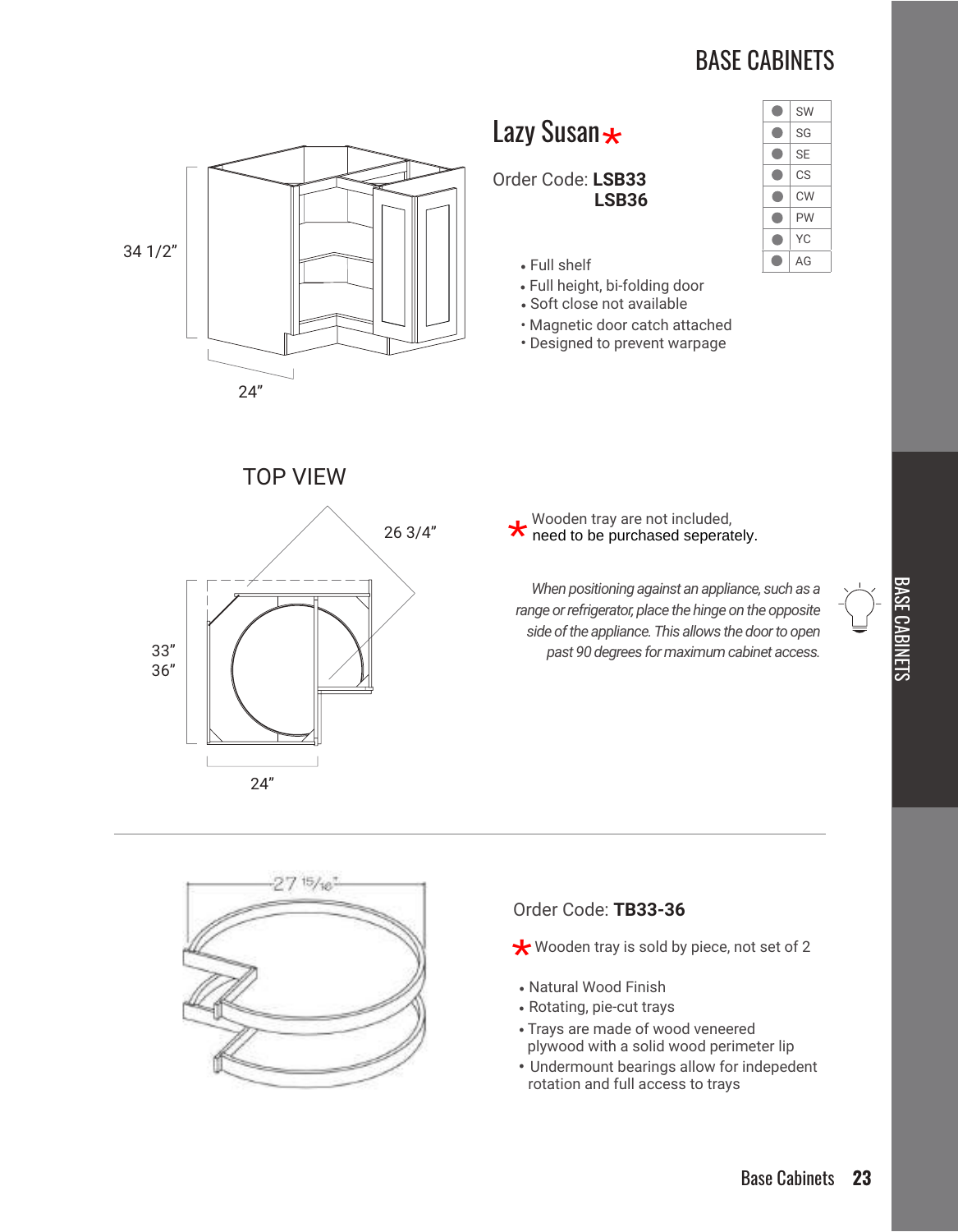# BASE CABINETS

## Lazy Susan *

Order Code: **LSB33**
**LSB36**

| | |
|---|---|
| ● | SW |
| ● | SG |
| ● | SE |
| ● | CS |
| ● | CW |
| ● | PW |
| ● | YC |
| ● | AG |

34 1/2"

24"

- Full shelf
- Full height, bi-folding door
- Soft close not available
- Magnetic door catch attached
- Designed to prevent warpage

TOP VIEW

26 3/4"

33"
36"

24"

* Wooden tray are not included, need to be purchased seperately.

*When positioning against an appliance, such as a range or refrigerator, place the hinge on the opposite side of the appliance. This allows the door to open past 90 degrees for maximum cabinet access.*

---

27 15/16"

Order Code: **TB33-36**

* Wooden tray is sold by piece, not set of 2

- Natural Wood Finish
- Rotating, pie-cut trays
- Trays are made of wood veneered plywood with a solid wood perimeter lip
- Undermount bearings allow for indepedent rotation and full access to trays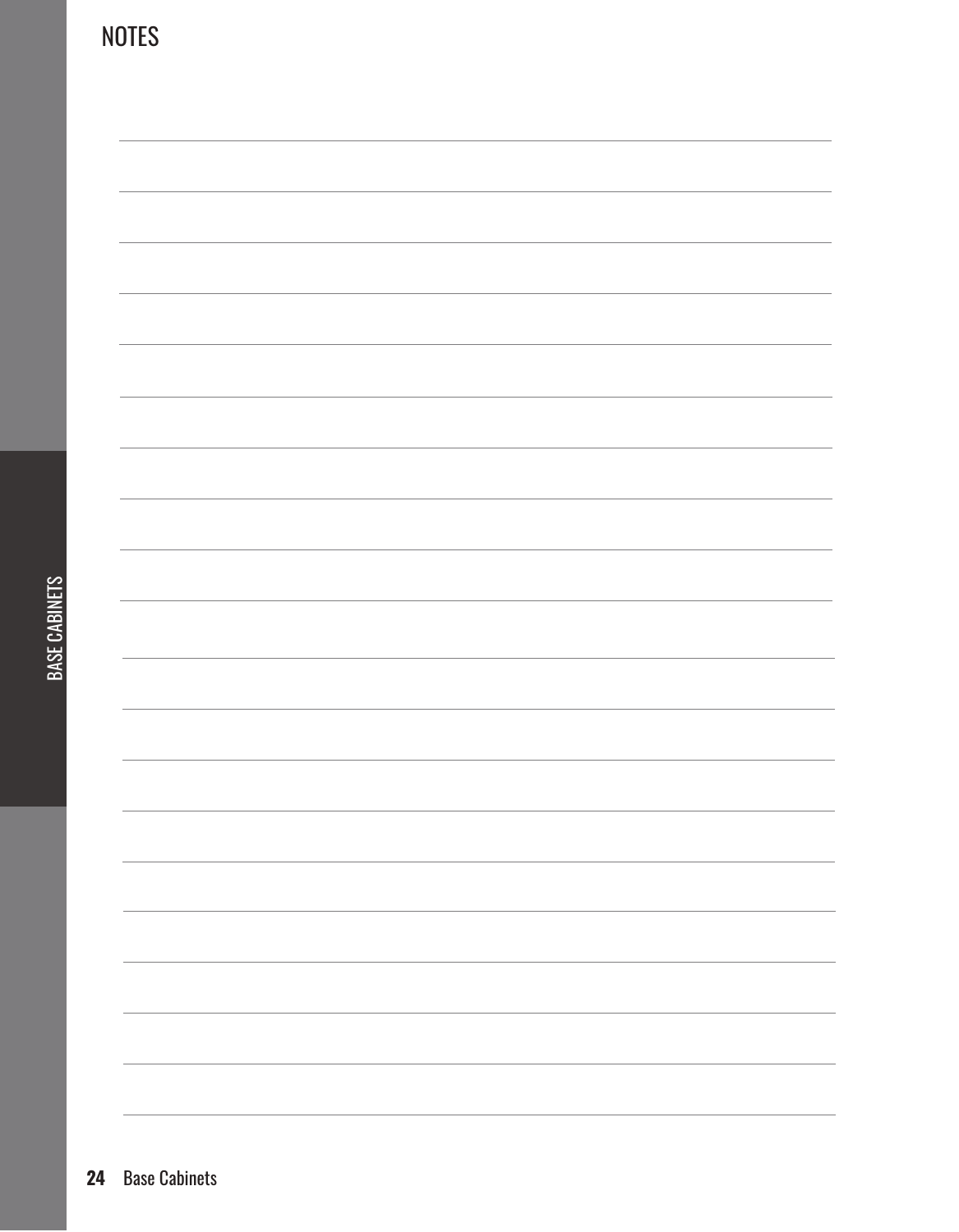# NOTES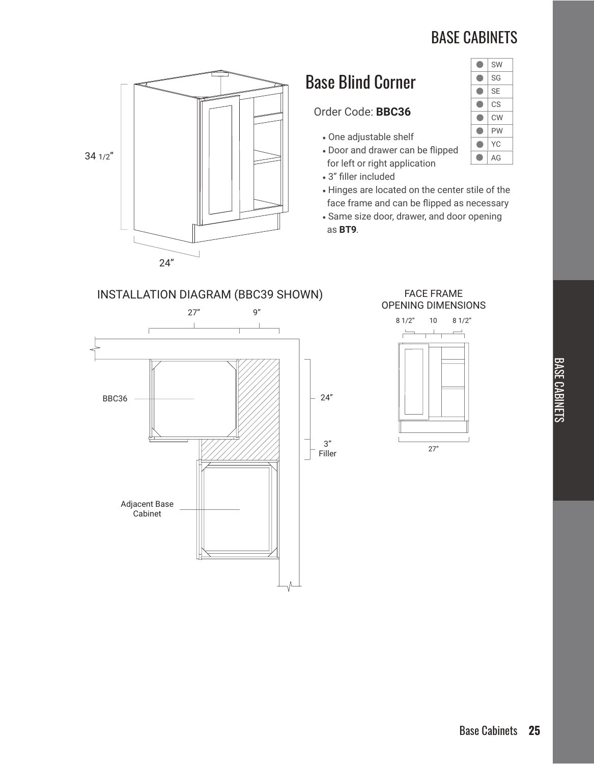# BASE CABINETS

34 1/2”

24”

## Base Blind Corner

| | |
|---|---|
| ● | SW |
| ● | SG |
| ● | SE |
| ● | CS |
| ● | CW |
| ● | PW |
| ● | YC |
| ● | AG |

Order Code: **BBC36**

- One adjustable shelf
- Door and drawer can be flipped for left or right application
- 3” filler included
- Hinges are located on the center stile of the face frame and can be flipped as necessary
- Same size door, drawer, and door opening as **BT9**.

### INSTALLATION DIAGRAM (BBC39 SHOWN)

27”
9”
24”
3”
Filler
BBC36
Adjacent Base Cabinet

### FACE FRAME OPENING DIMENSIONS

8 1/2”
10
8 1/2”
27”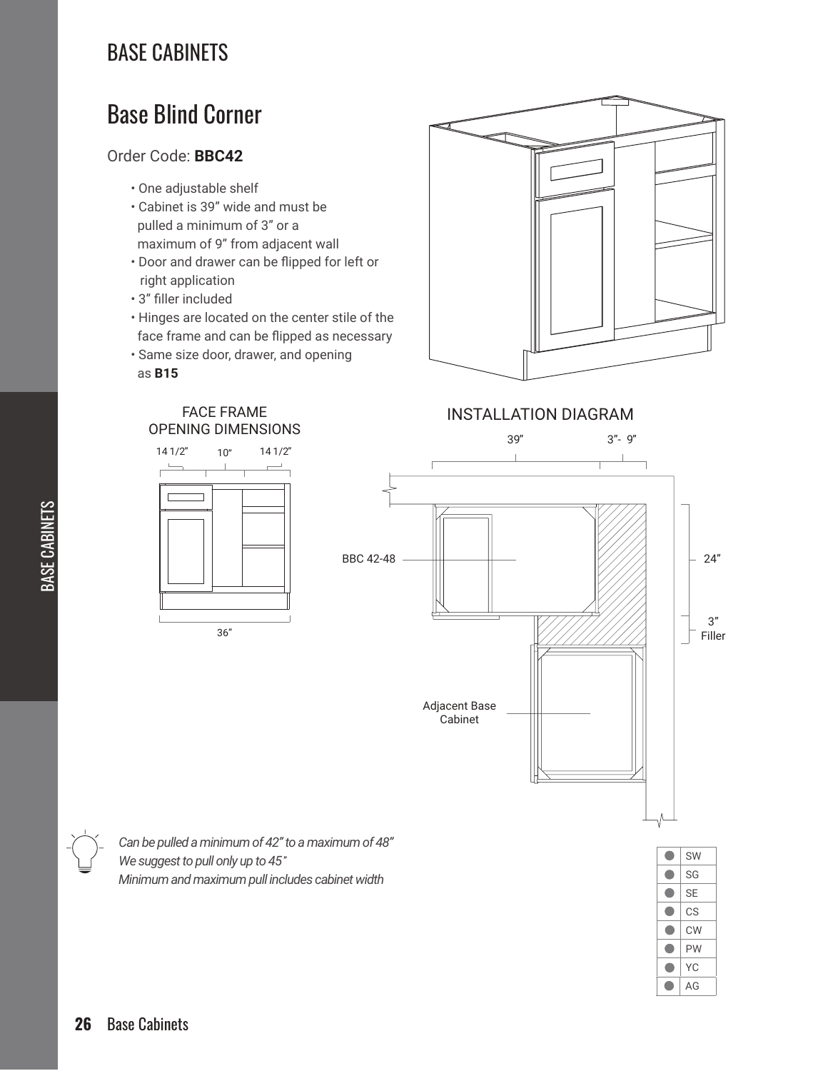# BASE CABINETS

## Base Blind Corner

Order Code: **BBC42**

- One adjustable shelf
- Cabinet is 39" wide and must be pulled a minimum of 3" or a maximum of 9" from adjacent wall
- Door and drawer can be flipped for left or right application
- 3" filler included
- Hinges are located on the center stile of the face frame and can be flipped as necessary
- Same size door, drawer, and opening as **B15**

FACE FRAME
OPENING DIMENSIONS

14 1/2"
10"
14 1/2"
36"

INSTALLATION DIAGRAM

39"
3"- 9"
BBC 42-48
24"
3"
Filler
Adjacent Base Cabinet

*Can be pulled a minimum of 42" to a maximum of 48"*
*We suggest to pull only up to 45"*
*Minimum and maximum pull includes cabinet width*

| | |
|---|---|
| ● | SW |
| ● | SG |
| ● | SE |
| ● | CS |
| ● | CW |
| ● | PW |
| ● | YC |
| ● | AG |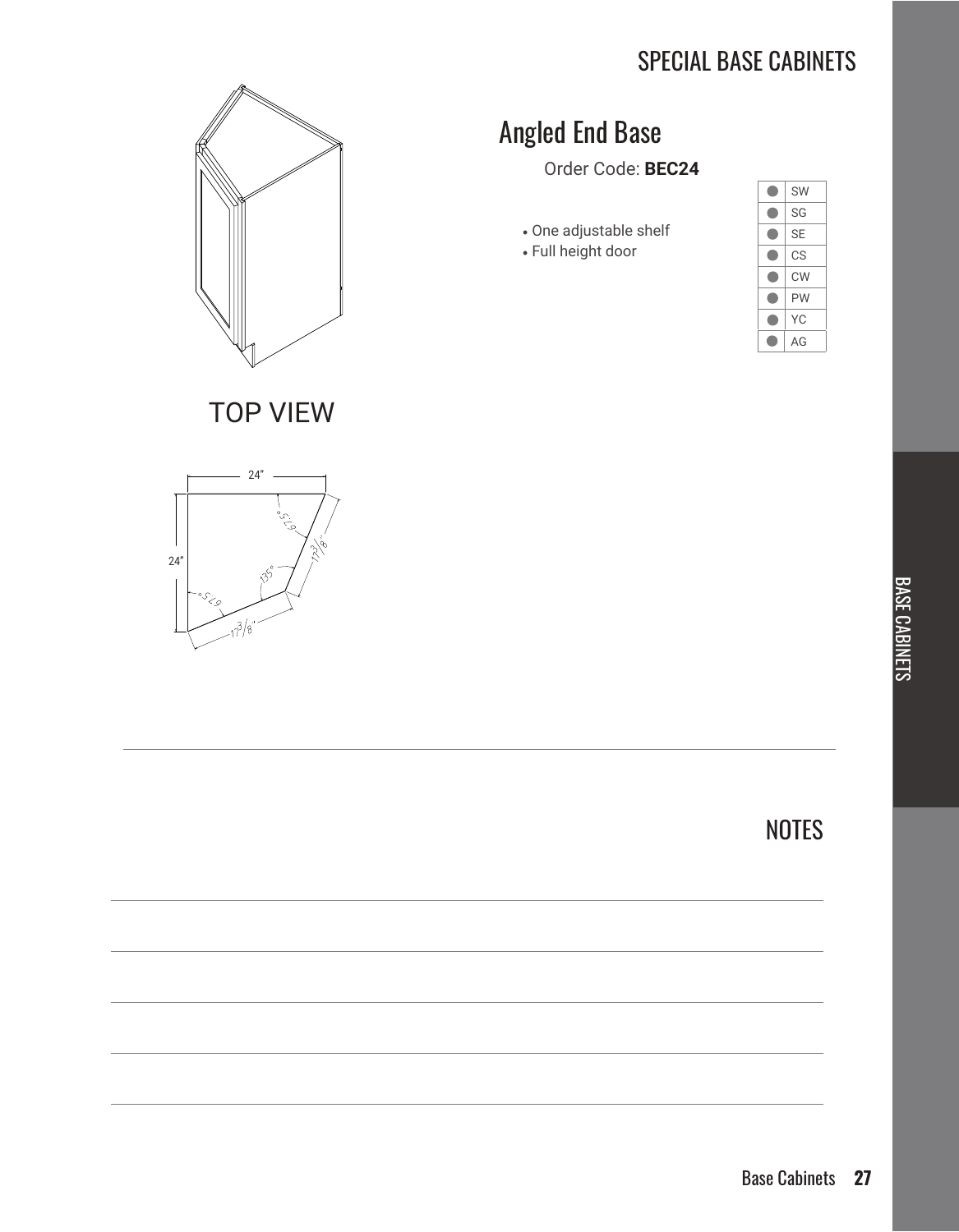## SPECIAL BASE CABINETS

# Angled End Base

Order Code: **BEC24**

- One adjustable shelf
- Full height door

| | |
|---|---|
| ● | SW |
| ● | SG |
| ● | SE |
| ● | CS |
| ● | CW |
| ● | PW |
| ● | YC |
| ● | AG |

TOP VIEW

24"

24"

67.5°

135°

67.5°

17 3/8"

17 3/8"

## NOTES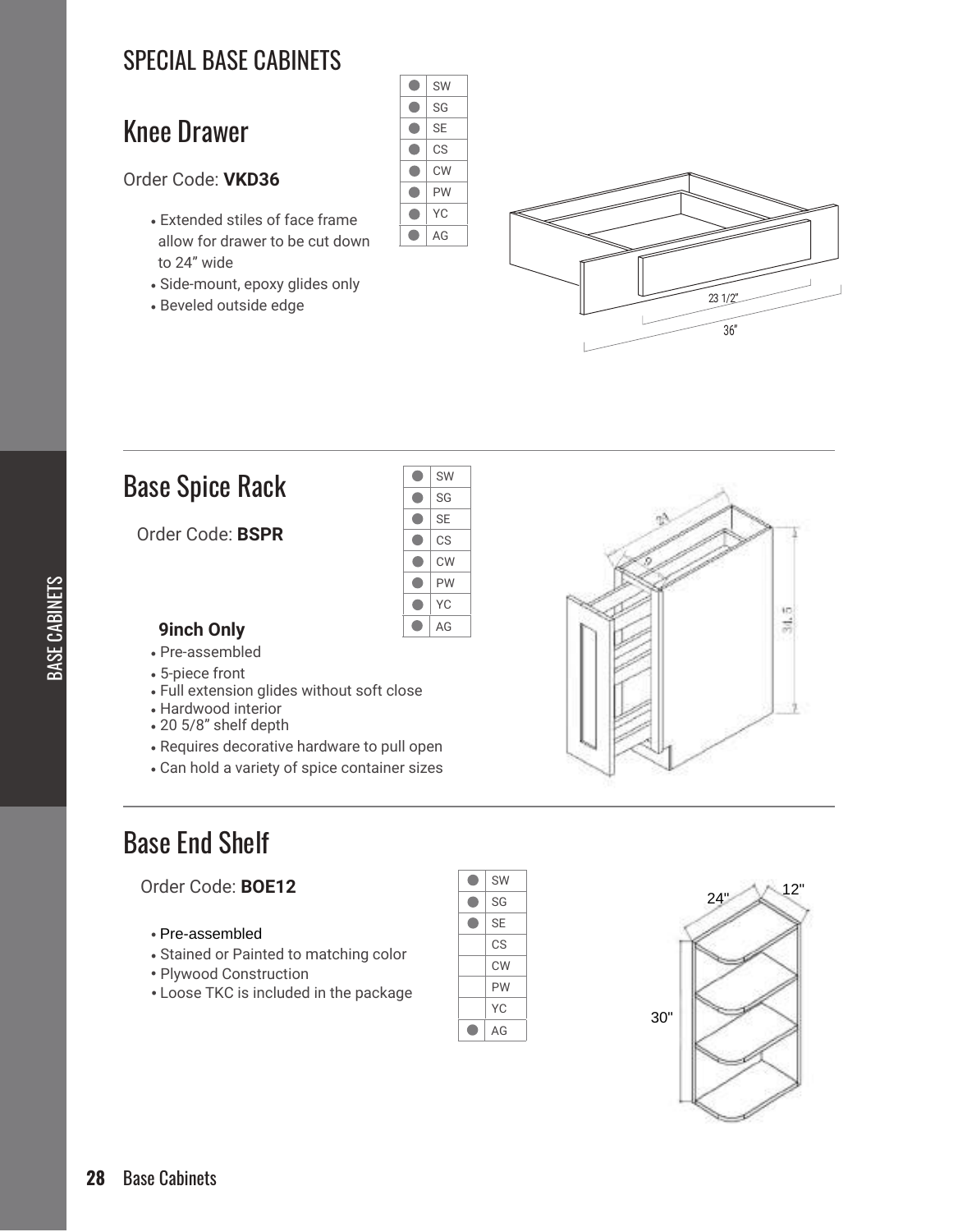# SPECIAL BASE CABINETS

## Knee Drawer

Order Code: **VKD36**

| | |
|---|---|
| ● | SW |
| ● | SG |
| ● | SE |
| ● | CS |
| ● | CW |
| ● | PW |
| ● | YC |
| ● | AG |

- Extended stiles of face frame allow for drawer to be cut down to 24" wide
- Side-mount, epoxy glides only
- Beveled outside edge

23 1/2"

36"

## Base Spice Rack

Order Code: **BSPR**

| | |
|---|---|
| ● | SW |
| ● | SG |
| ● | SE |
| ● | CS |
| ● | CW |
| ● | PW |
| ● | YC |
| ● | AG |

**9inch Only**

- Pre-assembled
- 5-piece front
- Full extension glides without soft close
- Hardwood interior
- 20 5/8" shelf depth
- Requires decorative hardware to pull open
- Can hold a variety of spice container sizes

24

9

34.5

## Base End Shelf

Order Code: **BOE12**

| | |
|---|---|
| ● | SW |
| ● | SG |
| ● | SE |
| | CS |
| | CW |
| | PW |
| | YC |
| ● | AG |

- Pre-assembled
- Stained or Painted to matching color
- Plywood Construction
- Loose TKC is included in the package

24"

12"

30"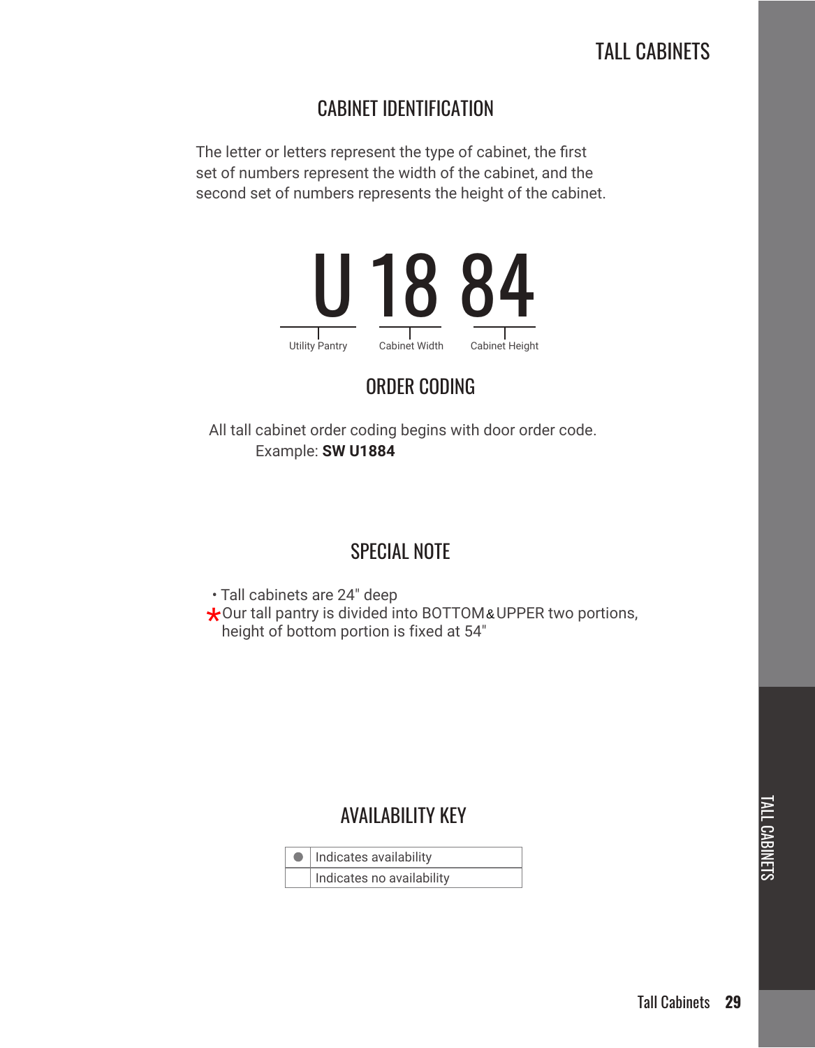## CABINET IDENTIFICATION

The letter or letters represent the type of cabinet, the first set of numbers represent the width of the cabinet, and the second set of numbers represents the height of the cabinet.

U 18 84

Utility Pantry — Cabinet Width — Cabinet Height

## ORDER CODING

All tall cabinet order coding begins with door order code.
Example: **SW U1884**

## SPECIAL NOTE

- Tall cabinets are 24" deep

*Our tall pantry is divided into BOTTOM & UPPER two portions, height of bottom portion is fixed at 54"

## AVAILABILITY KEY

| | |
|---|---|
| ● | Indicates availability |
| | Indicates no availability |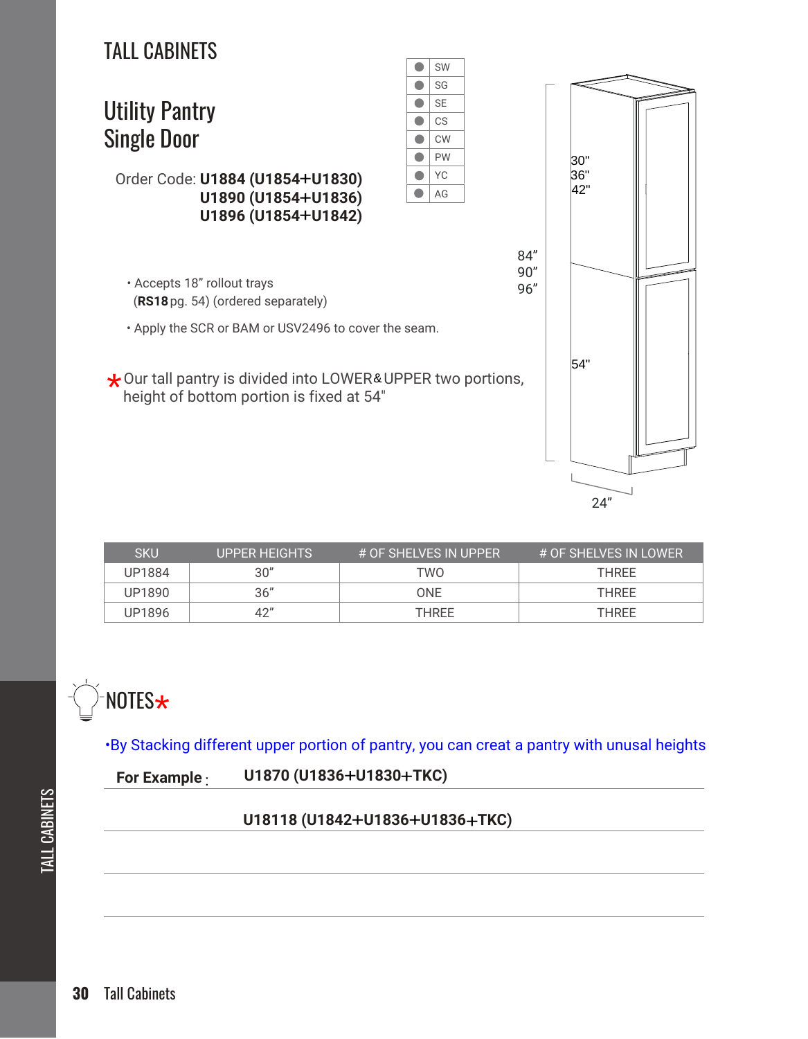# TALL CABINETS

## Utility Pantry Single Door

Order Code: **U1884 (U1854+U1830)**
**U1890 (U1854+U1836)**
**U1896 (U1854+U1842)**

| | |
|---|---|
| ● | SW |
| ● | SG |
| ● | SE |
| ● | CS |
| ● | CW |
| ● | PW |
| ● | YC |
| ● | AG |

- Accepts 18” rollout trays (**RS18** pg. 54) (ordered separately)
- Apply the SCR or BAM or USV2496 to cover the seam.

* Our tall pantry is divided into LOWER&UPPER two portions, height of bottom portion is fixed at 54"

30"
36"
42"
84”
90”
96”
54"
24”

| SKU | UPPER HEIGHTS | # OF SHELVES IN UPPER | # OF SHELVES IN LOWER |
|---|---|---|---|
| UP1884 | 30” | TWO | THREE |
| UP1890 | 36” | ONE | THREE |
| UP1896 | 42” | THREE | THREE |

## NOTES*

•By Stacking different upper portion of pantry, you can creat a pantry with unusal heights

**For Example :** **U1870 (U1836+U1830+TKC)**

**U18118 (U1842+U1836+U1836+TKC)**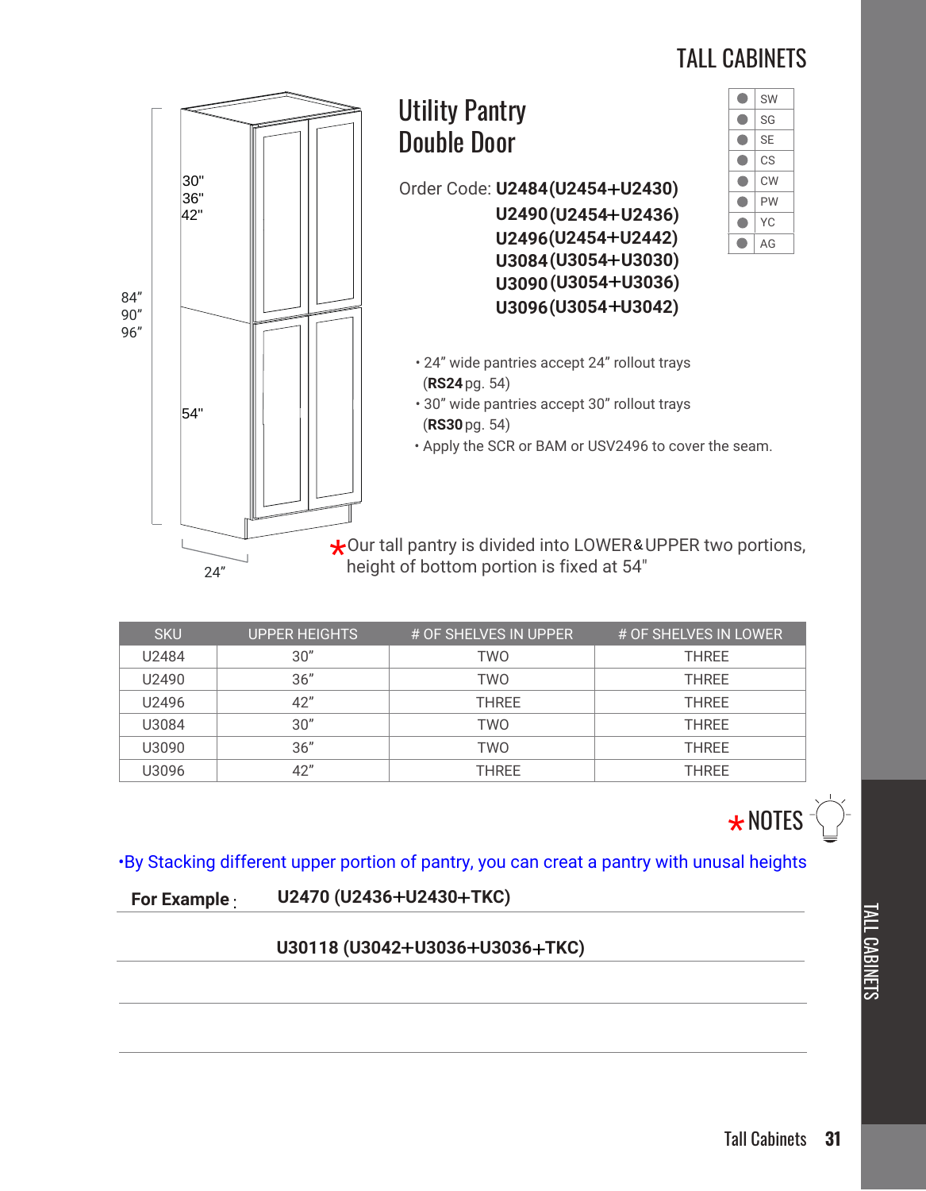# TALL CABINETS

## Utility Pantry Double Door

Order Code: **U2484(U2454+U2430)**
**U2490(U2454+U2436)**
**U2496(U2454+U2442)**
**U3084(U3054+U3030)**
**U3090(U3054+U3036)**
**U3096(U3054+U3042)**

| | |
|---|---|
| ● | SW |
| ● | SG |
| ● | SE |
| ● | CS |
| ● | CW |
| ● | PW |
| ● | YC |
| ● | AG |

30"
36"
42"

84"
90"
96"

54"

24"

- 24" wide pantries accept 24" rollout trays (**RS24** pg. 54)
- 30" wide pantries accept 30" rollout trays (**RS30** pg. 54)
- Apply the SCR or BAM or USV2496 to cover the seam.

*Our tall pantry is divided into LOWER&UPPER two portions, height of bottom portion is fixed at 54"

| SKU | UPPER HEIGHTS | # OF SHELVES IN UPPER | # OF SHELVES IN LOWER |
|---|---|---|---|
| U2484 | 30" | TWO | THREE |
| U2490 | 36" | TWO | THREE |
| U2496 | 42" | THREE | THREE |
| U3084 | 30" | TWO | THREE |
| U3090 | 36" | TWO | THREE |
| U3096 | 42" | THREE | THREE |

*NOTES

•By Stacking different upper portion of pantry, you can creat a pantry with unusal heights

**For Example :** **U2470 (U2436+U2430+TKC)**

**U30118 (U3042+U3036+U3036+TKC)**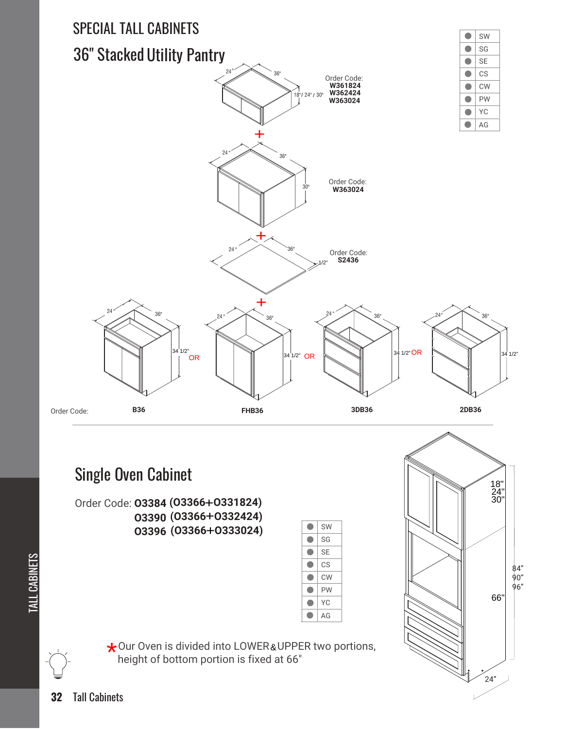# SPECIAL TALL CABINETS

## 36" Stacked Utility Pantry

| | |
|---|---|
| ● | SW |
| ● | SG |
| ● | SE |
| ● | CS |
| ● | CW |
| ● | PW |
| ● | YC |
| ● | AG |

24"
36"
18"/ 24" / 30"

Order Code:
**W361824**
**W362424**
**W363024**

+

24"
36"
30"

Order Code:
**W363024**

+

24"
36"
1/2"

Order Code:
**S2436**

+

24"
36"
34 1/2"
OR

24"
36"
34 1/2"
OR

24"
36"
34 1/2"
OR

24"
36"
34 1/2"

Order Code: **B36** **FHB36** **3DB36** **2DB36**

## Single Oven Cabinet

Order Code: **O3384 (O3366+O331824)**
**O3390 (O3366+O332424)**
**O3396 (O3366+O333024)**

| | |
|---|---|
| ● | SW |
| ● | SG |
| ● | SE |
| ● | CS |
| ● | CW |
| ● | PW |
| ● | YC |
| ● | AG |

18"
24"
30"
84"
90"
96"
66"
24"

*Our Oven is divided into LOWER & UPPER two portions, height of bottom portion is fixed at 66"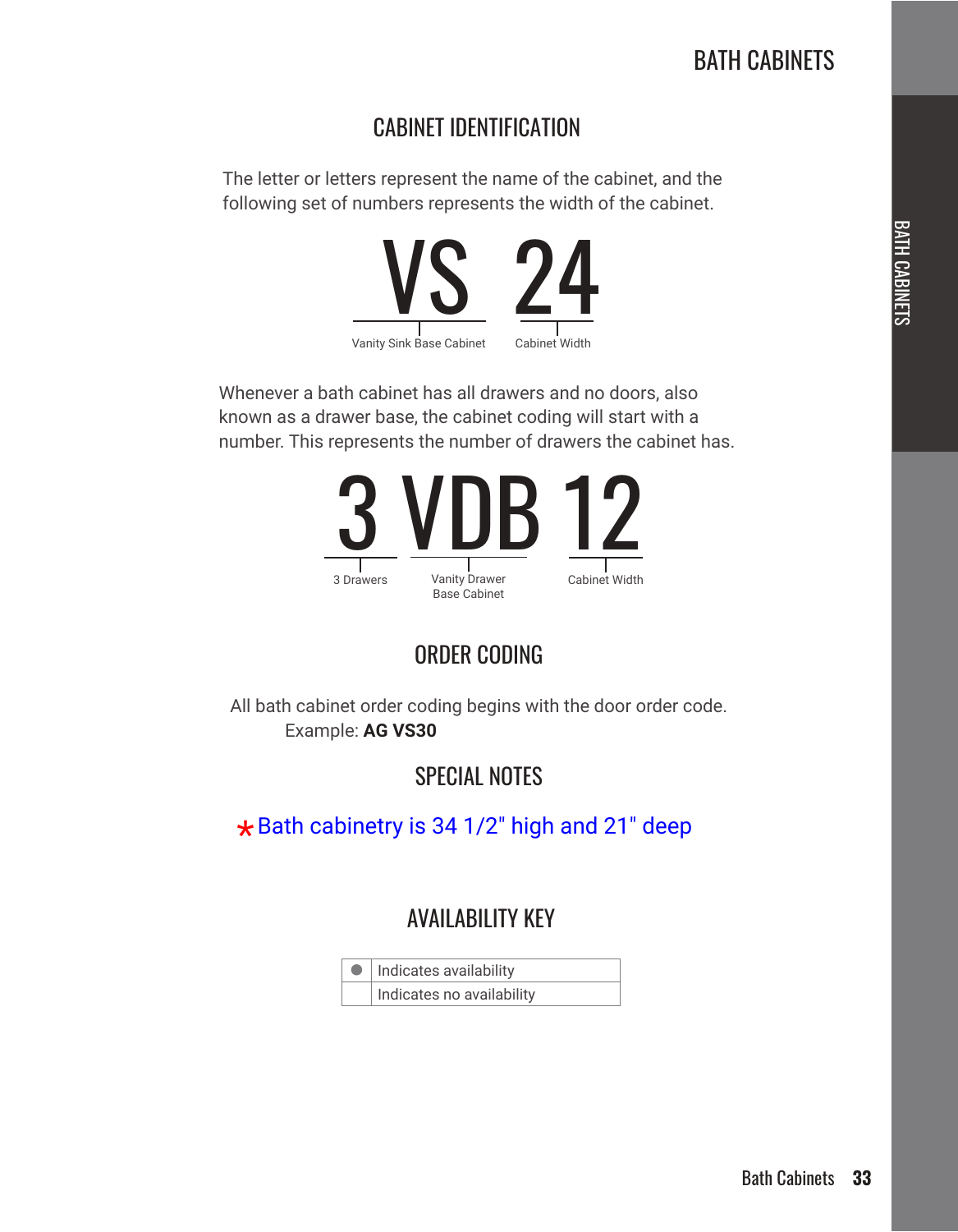## CABINET IDENTIFICATION

The letter or letters represent the name of the cabinet, and the following set of numbers represents the width of the cabinet.

**VS 24**

VS — Vanity Sink Base Cabinet

24 — Cabinet Width

Whenever a bath cabinet has all drawers and no doors, also known as a drawer base, the cabinet coding will start with a number. This represents the number of drawers the cabinet has.

**3 VDB 12**

3 — 3 Drawers

VDB — Vanity Drawer Base Cabinet

12 — Cabinet Width

## ORDER CODING

All bath cabinet order coding begins with the door order code.
Example: **AG VS30**

## SPECIAL NOTES

* Bath cabinetry is 34 1/2" high and 21" deep

## AVAILABILITY KEY

| | |
|---|---|
| ● | Indicates availability |
| | Indicates no availability |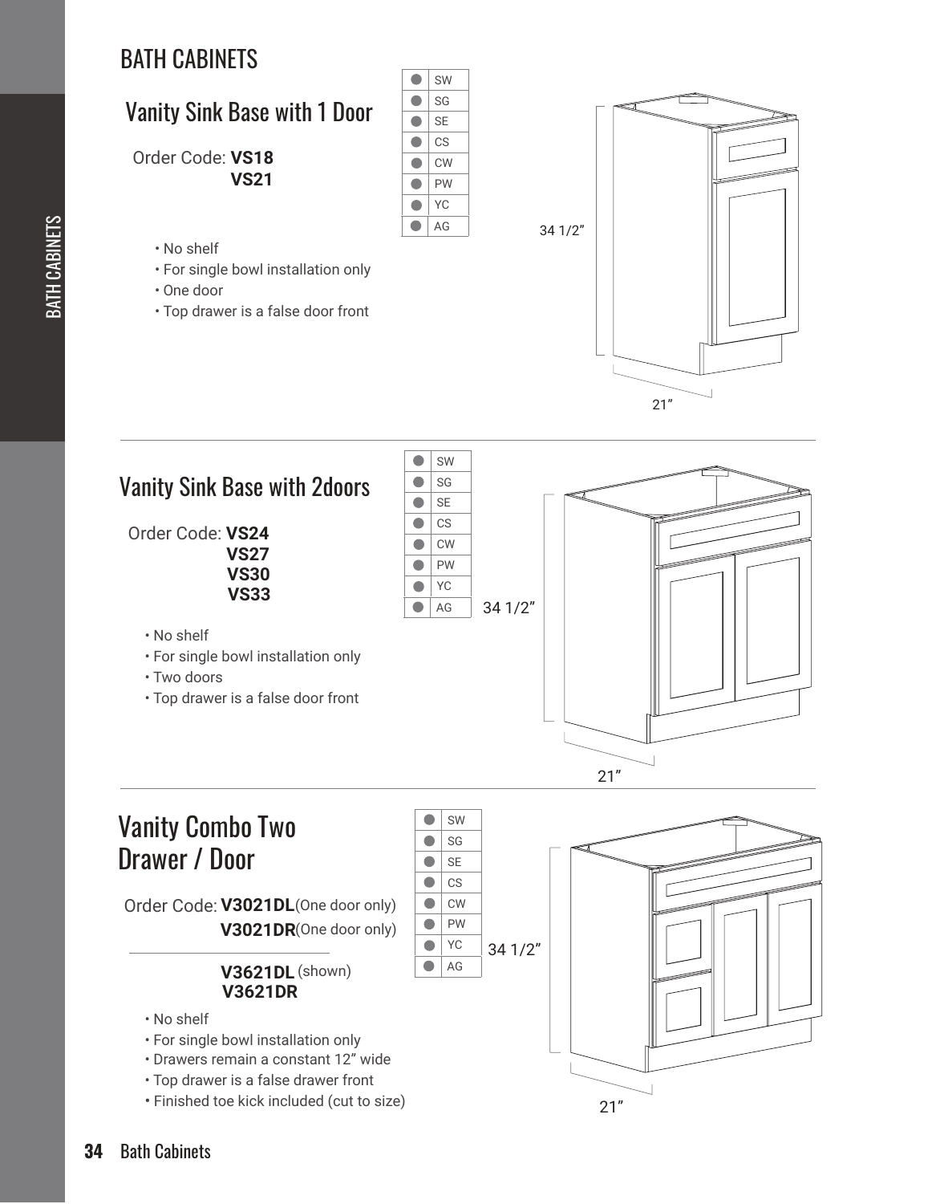# BATH CABINETS

## Vanity Sink Base with 1 Door

Order Code: **VS18**
**VS21**

SW
SG
SE
CS
CW
PW
YC
AG

- No shelf
- For single bowl installation only
- One door
- Top drawer is a false door front

34 1/2”

21”

## Vanity Sink Base with 2doors

Order Code: **VS24**
**VS27**
**VS30**
**VS33**

SW
SG
SE
CS
CW
PW
YC
AG

- No shelf
- For single bowl installation only
- Two doors
- Top drawer is a false door front

34 1/2”

21”

## Vanity Combo Two Drawer / Door

Order Code: **V3021DL**(One door only)
**V3021DR**(One door only)

**V3621DL** (shown)
**V3621DR**

SW
SG
SE
CS
CW
PW
YC
AG

- No shelf
- For single bowl installation only
- Drawers remain a constant 12” wide
- Top drawer is a false drawer front
- Finished toe kick included (cut to size)

34 1/2”

21”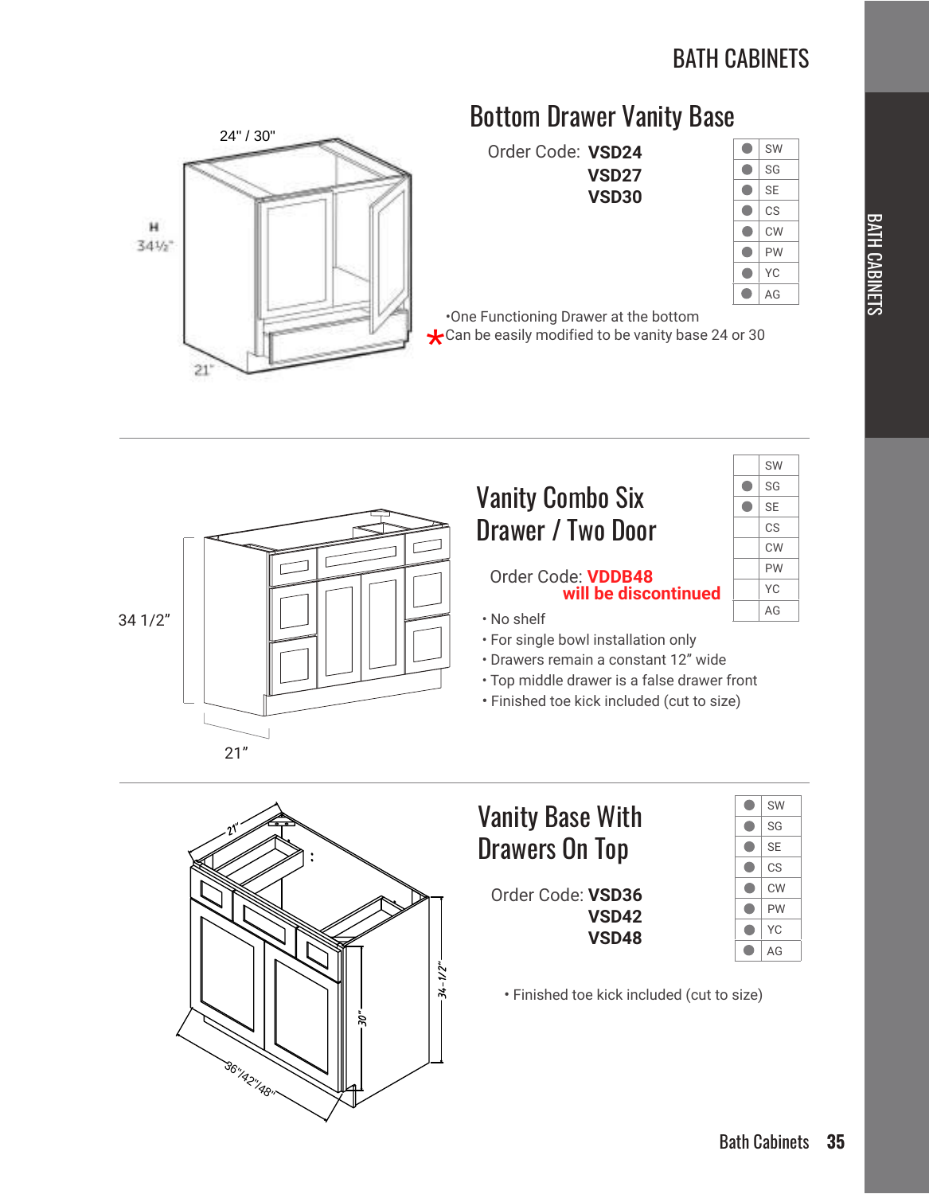# BATH CABINETS

## Bottom Drawer Vanity Base

24" / 30"

H
34½"

21"

Order Code: **VSD24**
**VSD27**
**VSD30**

| | |
|---|---|
| ● | SW |
| ● | SG |
| ● | SE |
| ● | CS |
| ● | CW |
| ● | PW |
| ● | YC |
| ● | AG |

•One Functioning Drawer at the bottom
*Can be easily modified to be vanity base 24 or 30

## Vanity Combo Six Drawer / Two Door

34 1/2”

21”

Order Code: **VDDB48**
**will be discontinued**

| | |
|---|---|
| | SW |
| ● | SG |
| ● | SE |
| | CS |
| | CW |
| | PW |
| | YC |
| | AG |

- No shelf
- For single bowl installation only
- Drawers remain a constant 12” wide
- Top middle drawer is a false drawer front
- Finished toe kick included (cut to size)

## Vanity Base With Drawers On Top

21"

30"

34-1/2"

36"/42"/48"

Order Code: **VSD36**
**VSD42**
**VSD48**

| | |
|---|---|
| ● | SW |
| ● | SG |
| ● | SE |
| ● | CS |
| ● | CW |
| ● | PW |
| ● | YC |
| ● | AG |

- Finished toe kick included (cut to size)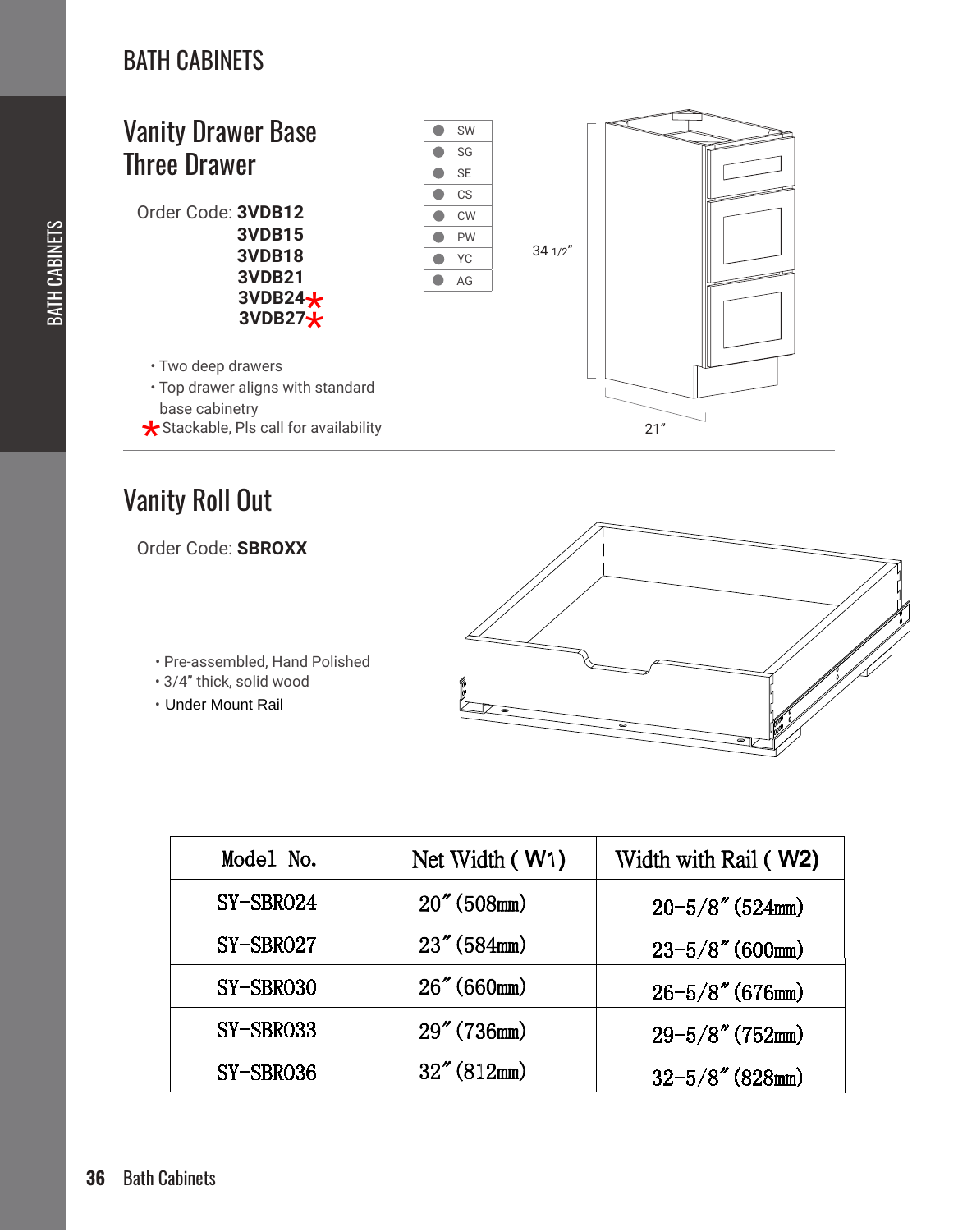# BATH CABINETS

## Vanity Drawer Base Three Drawer

Order Code: **3VDB12**
**3VDB15**
**3VDB18**
**3VDB21**
**3VDB24***
**3VDB27***

| | |
|---|---|
| ● | SW |
| ● | SG |
| ● | SE |
| ● | CS |
| ● | CW |
| ● | PW |
| ● | YC |
| ● | AG |

34 1/2”

21”

- Two deep drawers
- Top drawer aligns with standard base cabinetry

*Stackable, Pls call for availability

## Vanity Roll Out

Order Code: **SBROXX**

- Pre-assembled, Hand Polished
- 3/4” thick, solid wood
- Under Mount Rail

| Model No. | Net Width ( W1) | Width with Rail ( W2) |
|---|---|---|
| SY-SBR024 | 20″(508mm) | 20-5/8″(524mm) |
| SY-SBR027 | 23″(584mm) | 23-5/8″(600mm) |
| SY-SBR030 | 26″(660mm) | 26-5/8″(676mm) |
| SY-SBR033 | 29″(736mm) | 29-5/8″(752mm) |
| SY-SBR036 | 32″(812mm) | 32-5/8″(828mm) |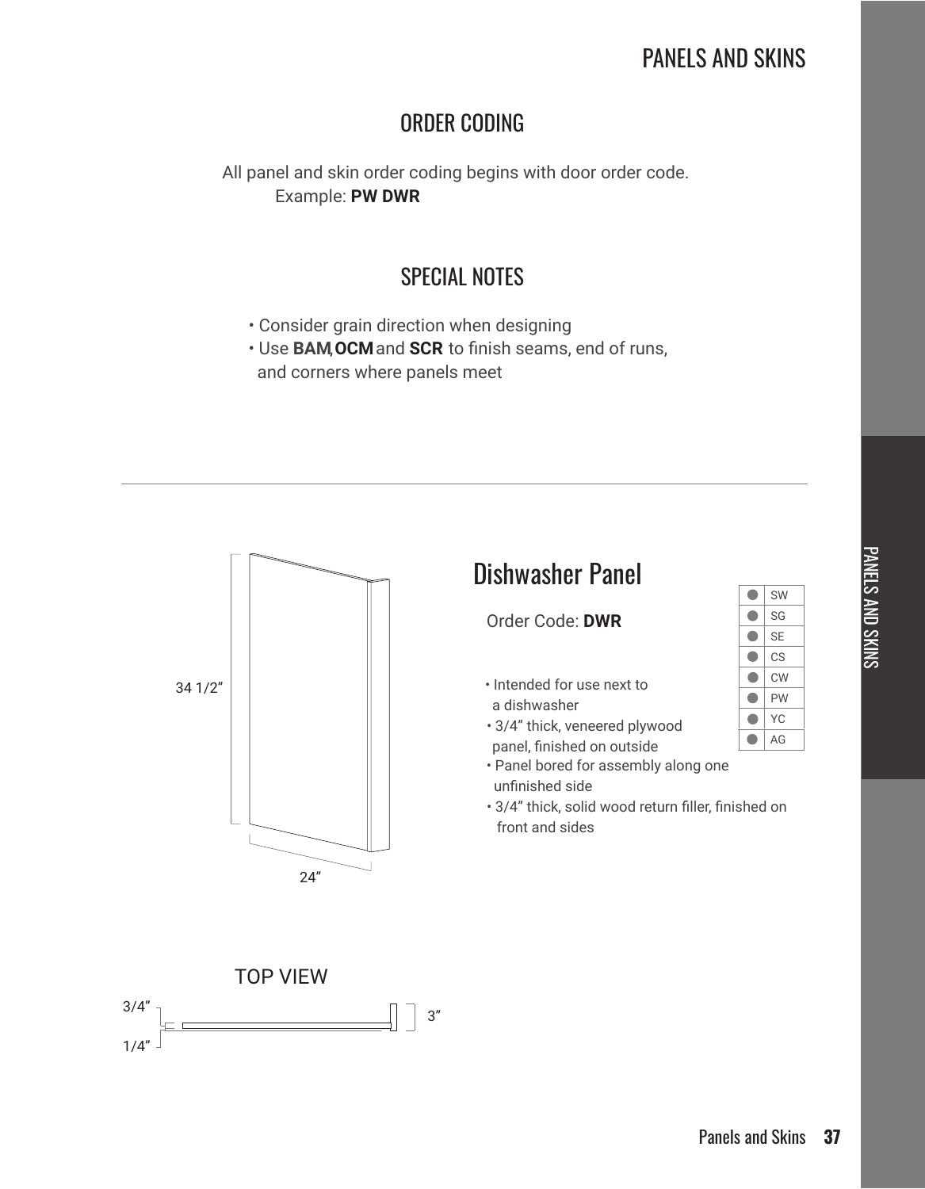# PANELS AND SKINS

## ORDER CODING

All panel and skin order coding begins with door order code.
Example: **PW DWR**

## SPECIAL NOTES

- Consider grain direction when designing
- Use **BAM**, **OCM** and **SCR** to finish seams, end of runs, and corners where panels meet

---

34 1/2"

24"

## Dishwasher Panel

Order Code: **DWR**

| | |
|---|---|
| ● | SW |
| ● | SG |
| ● | SE |
| ● | CS |
| ● | CW |
| ● | PW |
| ● | YC |
| ● | AG |

- Intended for use next to a dishwasher
- 3/4" thick, veneered plywood panel, finished on outside
- Panel bored for assembly along one unfinished side
- 3/4" thick, solid wood return filler, finished on front and sides

TOP VIEW

3/4"

1/4"

3"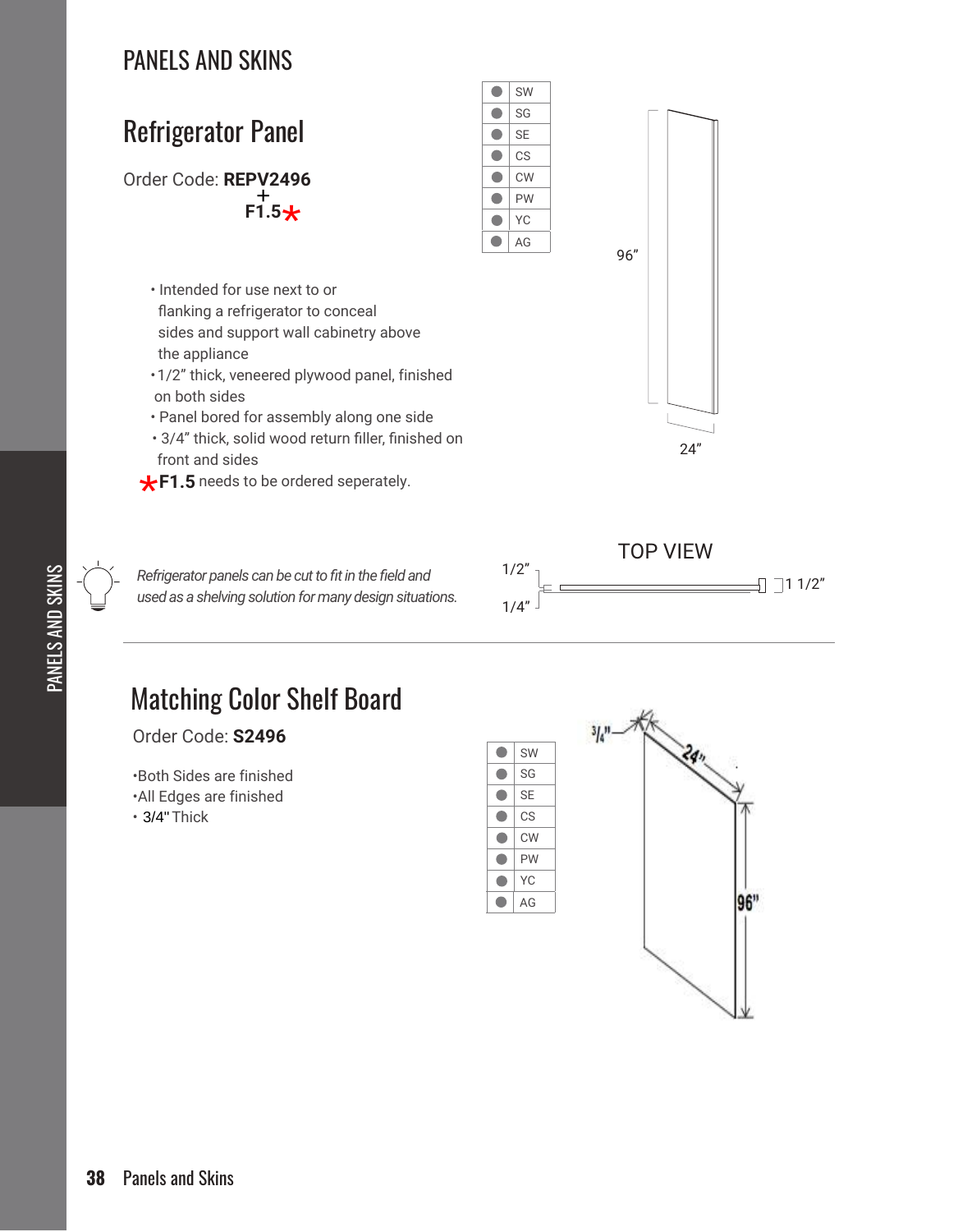# PANELS AND SKINS

## Refrigerator Panel

Order Code: **REPV2496**
+
**F1.5***

| | |
|---|---|
| ● | SW |
| ● | SG |
| ● | SE |
| ● | CS |
| ● | CW |
| ● | PW |
| ● | YC |
| ● | AG |

96”

24”

- Intended for use next to or flanking a refrigerator to conceal sides and support wall cabinetry above the appliance
- 1/2” thick, veneered plywood panel, finished on both sides
- Panel bored for assembly along one side
- 3/4” thick, solid wood return filler, finished on front and sides

***F1.5** needs to be ordered seperately.

*Refrigerator panels can be cut to fit in the field and used as a shelving solution for many design situations.*

TOP VIEW

1/2”

1/4”

1 1/2”

## Matching Color Shelf Board

Order Code: **S2496**

- Both Sides are finished
- All Edges are finished
- 3/4" Thick

| | |
|---|---|
| ● | SW |
| ● | SG |
| ● | SE |
| ● | CS |
| ● | CW |
| ● | PW |
| ● | YC |
| ● | AG |

3/4"

24"

96"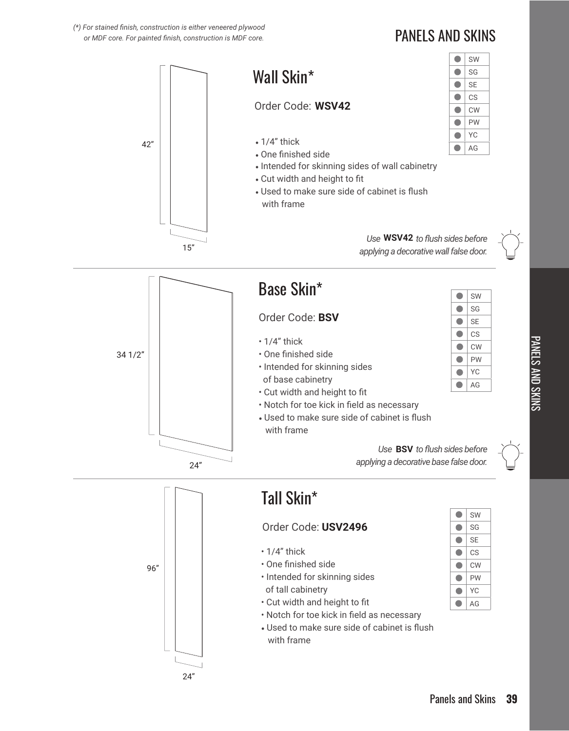(*) *For stained finish, construction is either veneered plywood or MDF core. For painted finish, construction is MDF core.*

# PANELS AND SKINS

## Wall Skin*

42”

15”

Order Code: **WSV42**

- 1/4” thick
- One finished side
- Intended for skinning sides of wall cabinetry
- Cut width and height to fit
- Used to make sure side of cabinet is flush with frame

| | |
|---|---|
| ● | SW |
| ● | SG |
| ● | SE |
| ● | CS |
| ● | CW |
| ● | PW |
| ● | YC |
| ● | AG |

*Use* **WSV42** *to flush sides before applying a decorative wall false door.*

## Base Skin*

34 1/2”

24”

Order Code: **BSV**

- 1/4” thick
- One finished side
- Intended for skinning sides of base cabinetry
- Cut width and height to fit
- Notch for toe kick in field as necessary
- Used to make sure side of cabinet is flush with frame

| | |
|---|---|
| ● | SW |
| ● | SG |
| ● | SE |
| ● | CS |
| ● | CW |
| ● | PW |
| ● | YC |
| ● | AG |

*Use* **BSV** *to flush sides before applying a decorative base false door.*

## Tall Skin*

96”

24”

Order Code: **USV2496**

- 1/4” thick
- One finished side
- Intended for skinning sides of tall cabinetry
- Cut width and height to fit
- Notch for toe kick in field as necessary
- Used to make sure side of cabinet is flush with frame

| | |
|---|---|
| ● | SW |
| ● | SG |
| ● | SE |
| ● | CS |
| ● | CW |
| ● | PW |
| ● | YC |
| ● | AG |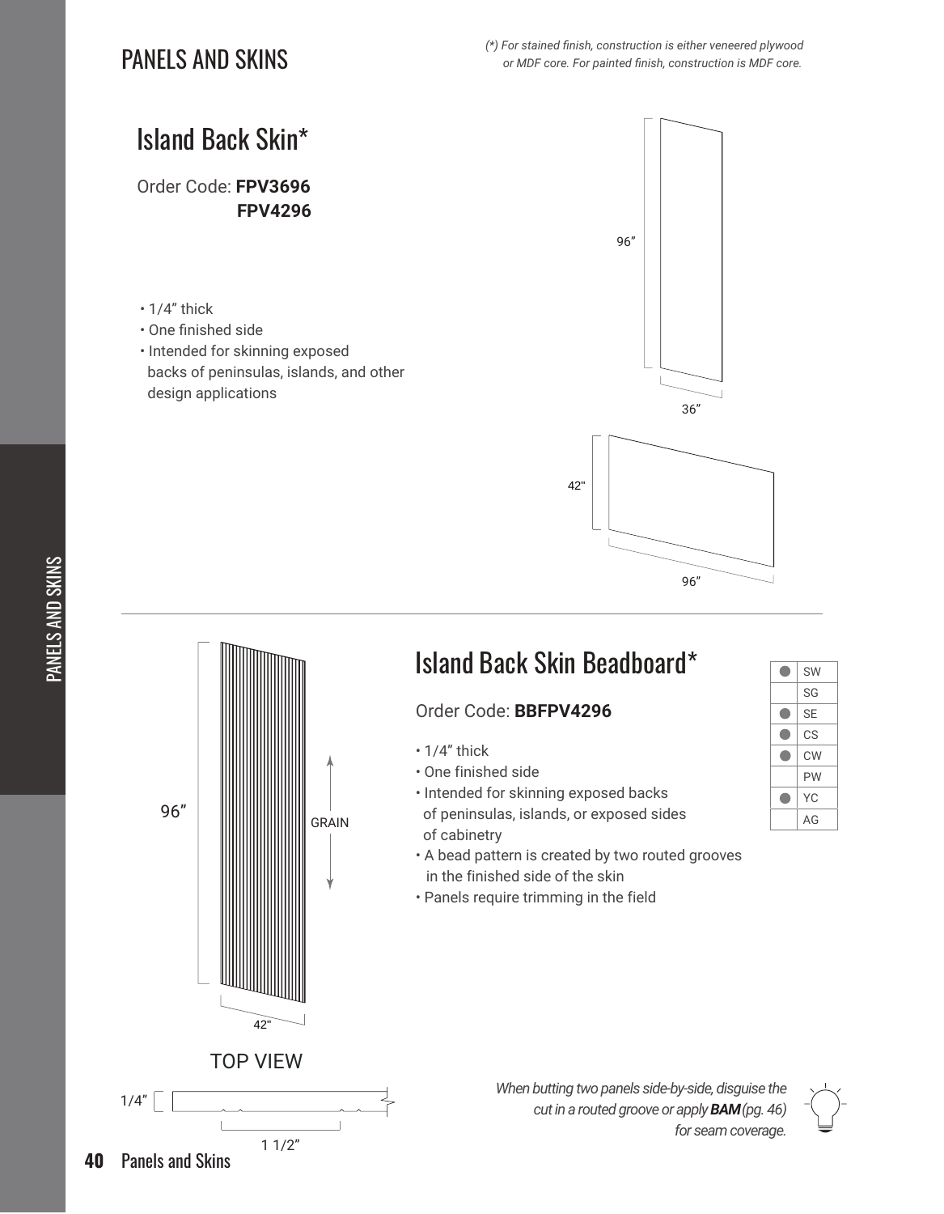# PANELS AND SKINS

*(\*) For stained finish, construction is either veneered plywood or MDF core. For painted finish, construction is MDF core.*

## Island Back Skin*

Order Code: **FPV3696**
**FPV4296**

- 1/4” thick
- One finished side
- Intended for skinning exposed backs of peninsulas, islands, and other design applications

96”

36”

42"

96”

## Island Back Skin Beadboard*

Order Code: **BBFPV4296**

- 1/4” thick
- One finished side
- Intended for skinning exposed backs of peninsulas, islands, or exposed sides of cabinetry
- A bead pattern is created by two routed grooves in the finished side of the skin
- Panels require trimming in the field

| | |
|---|---|
| ● | SW |
| | SG |
| ● | SE |
| ● | CS |
| ● | CW |
| | PW |
| ● | YC |
| | AG |

96”

GRAIN

42"

TOP VIEW

1/4”

1 1/2”

*When butting two panels side-by-side, disguise the cut in a routed groove or apply **BAM** (pg. 46) for seam coverage.*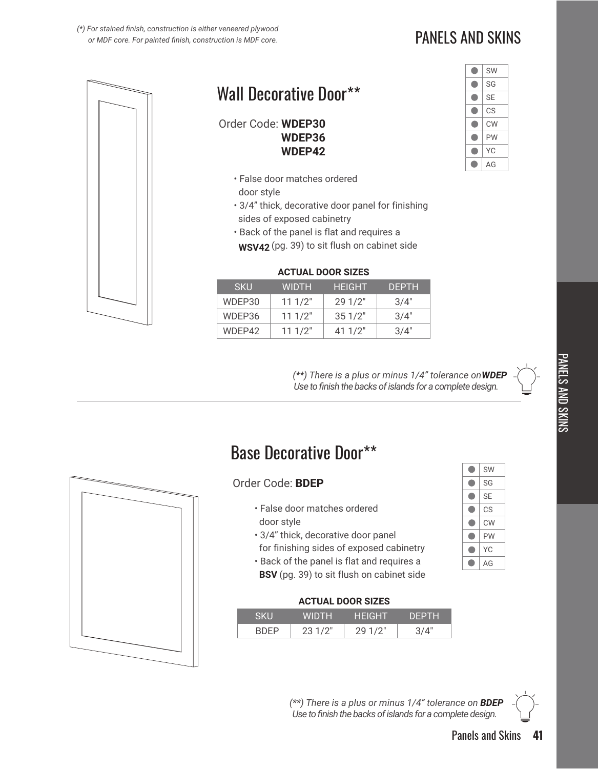*(\*) For stained finish, construction is either veneered plywood or MDF core. For painted finish, construction is MDF core.*

# PANELS AND SKINS

## Wall Decorative Door**

| | |
|---|---|
| ● | SW |
| ● | SG |
| ● | SE |
| ● | CS |
| ● | CW |
| ● | PW |
| ● | YC |
| ● | AG |

Order Code: **WDEP30**
**WDEP36**
**WDEP42**

- False door matches ordered door style
- 3/4" thick, decorative door panel for finishing sides of exposed cabinetry
- Back of the panel is flat and requires a **WSV42** (pg. 39) to sit flush on cabinet side

**ACTUAL DOOR SIZES**

| SKU | WIDTH | HEIGHT | DEPTH |
|---|---|---|---|
| WDEP30 | 11 1/2" | 29 1/2" | 3/4" |
| WDEP36 | 11 1/2" | 35 1/2" | 3/4" |
| WDEP42 | 11 1/2" | 41 1/2" | 3/4" |

*(\*\*) There is a plus or minus 1/4" tolerance on **WDEP***
*Use to finish the backs of islands for a complete design.*

## Base Decorative Door**

| | |
|---|---|
| ● | SW |
| ● | SG |
| ● | SE |
| ● | CS |
| ● | CW |
| ● | PW |
| ● | YC |
| ● | AG |

Order Code: **BDEP**

- False door matches ordered door style
- 3/4" thick, decorative door panel for finishing sides of exposed cabinetry
- Back of the panel is flat and requires a **BSV** (pg. 39) to sit flush on cabinet side

**ACTUAL DOOR SIZES**

| SKU | WIDTH | HEIGHT | DEPTH |
|---|---|---|---|
| BDEP | 23 1/2" | 29 1/2" | 3/4" |

*(\*\*) There is a plus or minus 1/4" tolerance on **BDEP***
*Use to finish the backs of islands for a complete design.*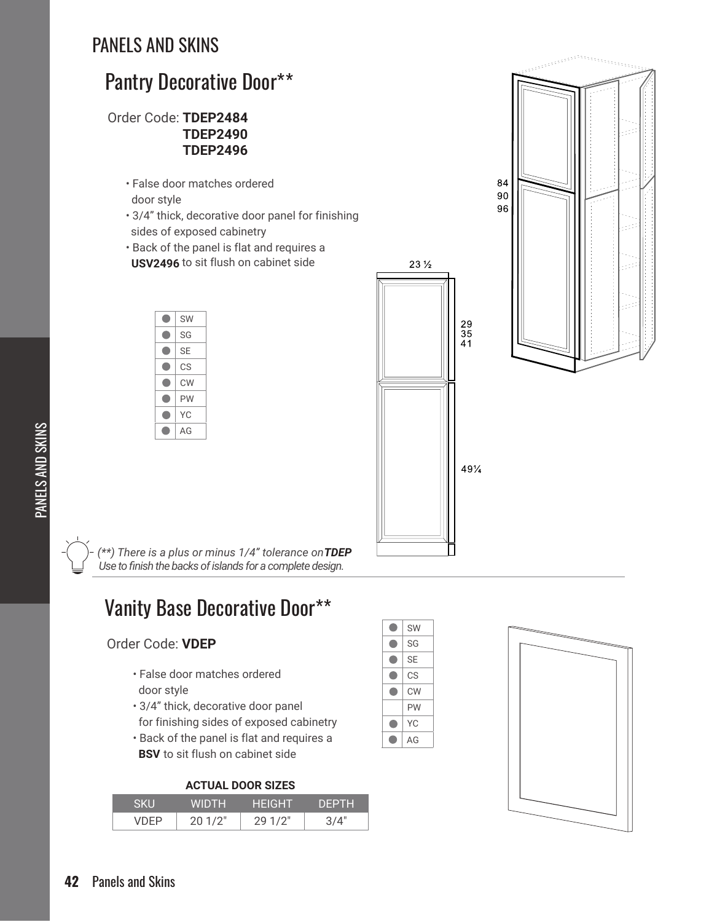# PANELS AND SKINS

## Pantry Decorative Door**

Order Code: **TDEP2484**
**TDEP2490**
**TDEP2496**

- False door matches ordered door style
- 3/4" thick, decorative door panel for finishing sides of exposed cabinetry
- Back of the panel is flat and requires a **USV2496** to sit flush on cabinet side

| | |
|---|---|
| ● | SW |
| ● | SG |
| ● | SE |
| ● | CS |
| ● | CW |
| ● | PW |
| ● | YC |
| ● | AG |

23 ½

29
35
41

49¼

84
90
96

*(**) There is a plus or minus 1/4" tolerance on* ***TDEP***
*Use to finish the backs of islands for a complete design.*

## Vanity Base Decorative Door**

Order Code: **VDEP**

- False door matches ordered door style
- 3/4" thick, decorative door panel for finishing sides of exposed cabinetry
- Back of the panel is flat and requires a **BSV** to sit flush on cabinet side

| | |
|---|---|
| ● | SW |
| ● | SG |
| ● | SE |
| ● | CS |
| ● | CW |
| | PW |
| ● | YC |
| ● | AG |

**ACTUAL DOOR SIZES**

| SKU | WIDTH | HEIGHT | DEPTH |
|---|---|---|---|
| VDEP | 20 1/2" | 29 1/2" | 3/4" |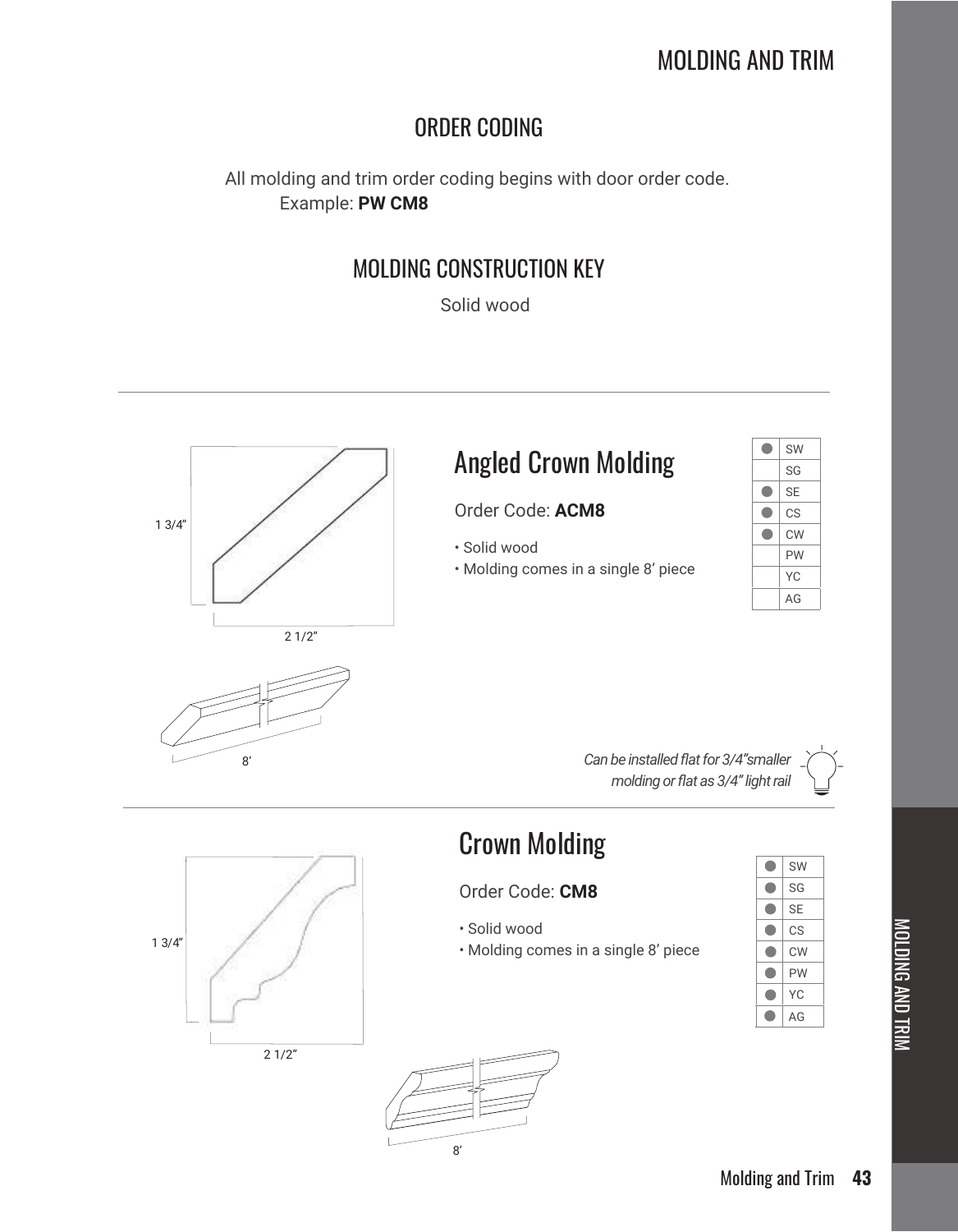# MOLDING AND TRIM

## ORDER CODING

All molding and trim order coding begins with door order code.
Example: **PW CM8**

## MOLDING CONSTRUCTION KEY

Solid wood

---

1 3/4"

2 1/2"

8'

## Angled Crown Molding

Order Code: **ACM8**

- Solid wood
- Molding comes in a single 8' piece

| | |
|---|---|
| ● | SW |
| | SG |
| ● | SE |
| ● | CS |
| ● | CW |
| | PW |
| | YC |
| | AG |

*Can be installed flat for 3/4"smaller molding or flat as 3/4" light rail*

---

1 3/4"

2 1/2"

8'

## Crown Molding

Order Code: **CM8**

- Solid wood
- Molding comes in a single 8' piece

| | |
|---|---|
| ● | SW |
| ● | SG |
| ● | SE |
| ● | CS |
| ● | CW |
| ● | PW |
| ● | YC |
| ● | AG |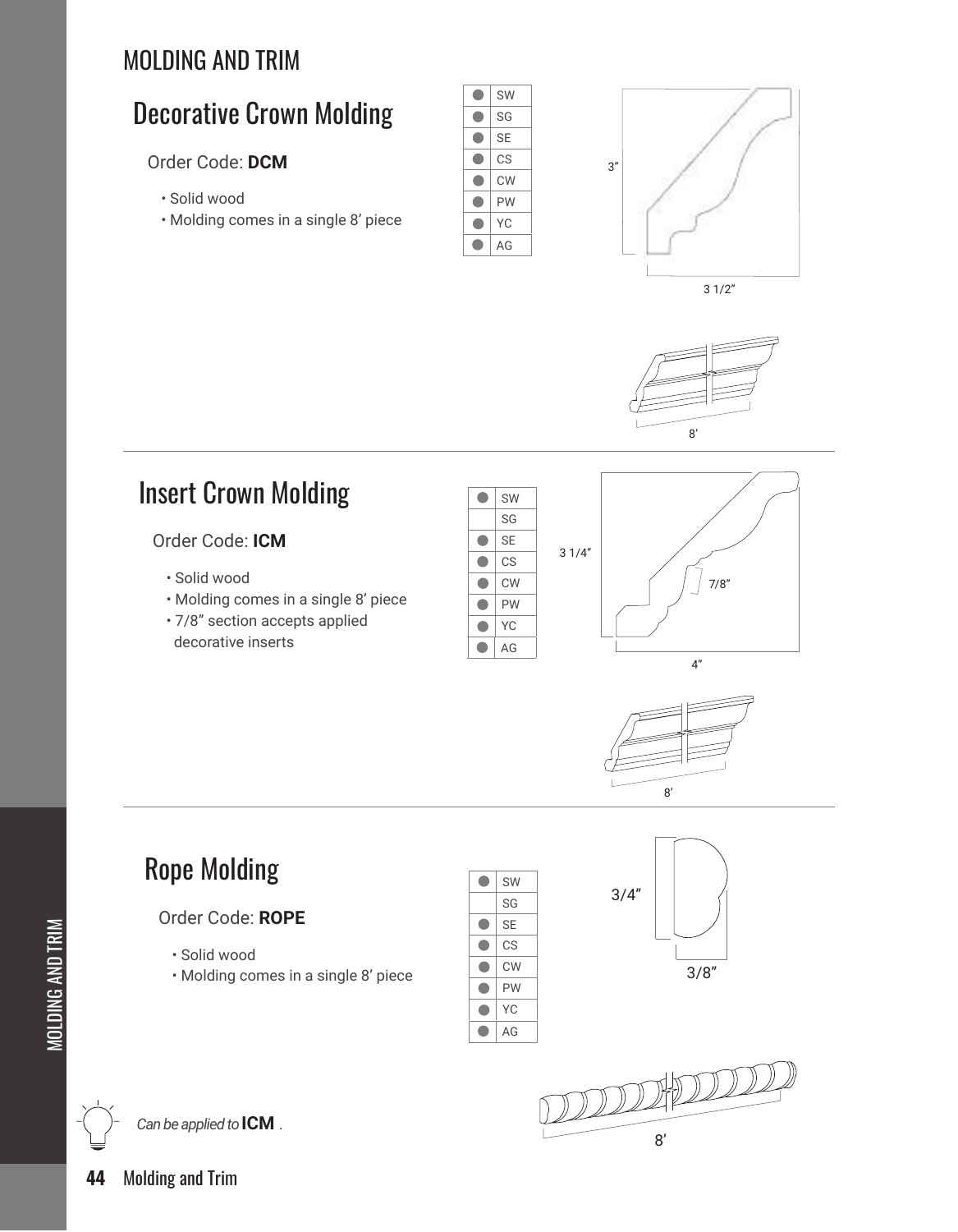# MOLDING AND TRIM

## Decorative Crown Molding

Order Code: **DCM**

- Solid wood
- Molding comes in a single 8' piece

| | |
|---|---|
| ● | SW |
| ● | SG |
| ● | SE |
| ● | CS |
| ● | CW |
| ● | PW |
| ● | YC |
| ● | AG |

3"

3 1/2"

8'

## Insert Crown Molding

Order Code: **ICM**

- Solid wood
- Molding comes in a single 8' piece
- 7/8" section accepts applied decorative inserts

| | |
|---|---|
| ● | SW |
| | SG |
| ● | SE |
| ● | CS |
| ● | CW |
| ● | PW |
| ● | YC |
| ● | AG |

3 1/4"

7/8"

4"

8'

## Rope Molding

Order Code: **ROPE**

- Solid wood
- Molding comes in a single 8' piece

| | |
|---|---|
| ● | SW |
| | SG |
| ● | SE |
| ● | CS |
| ● | CW |
| ● | PW |
| ● | YC |
| ● | AG |

3/4"

3/8"

8'

*Can be applied to* **ICM** .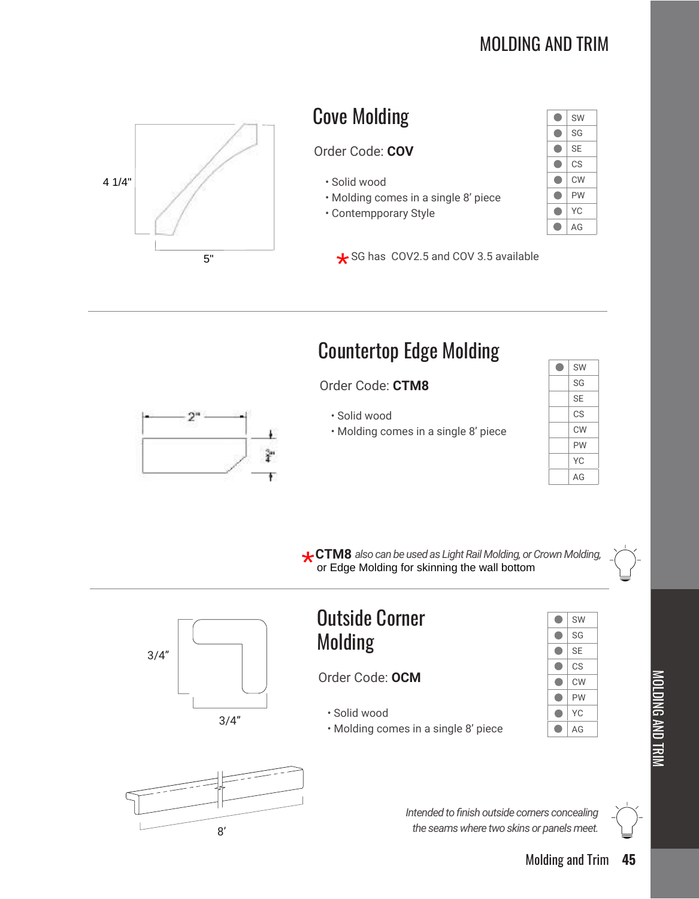# MOLDING AND TRIM

## Cove Molding

4 1/4"

5"

Order Code: **COV**

- Solid wood
- Molding comes in a single 8' piece
- Contempporary Style

| | |
|---|---|
| ● | SW |
| ● | SG |
| ● | SE |
| ● | CS |
| ● | CW |
| ● | PW |
| ● | YC |
| ● | AG |

* SG has COV2.5 and COV 3.5 available

## Countertop Edge Molding

2"

3/4"

Order Code: **CTM8**

- Solid wood
- Molding comes in a single 8' piece

| | |
|---|---|
| ● | SW |
| | SG |
| | SE |
| | CS |
| | CW |
| | PW |
| | YC |
| | AG |

* **CTM8** *also can be used as Light Rail Molding, or Crown Molding,* or Edge Molding for skinning the wall bottom

## Outside Corner Molding

3/4"

3/4"

8'

Order Code: **OCM**

- Solid wood
- Molding comes in a single 8' piece

| | |
|---|---|
| ● | SW |
| ● | SG |
| ● | SE |
| ● | CS |
| ● | CW |
| ● | PW |
| ● | YC |
| ● | AG |

*Intended to finish outside corners concealing the seams where two skins or panels meet.*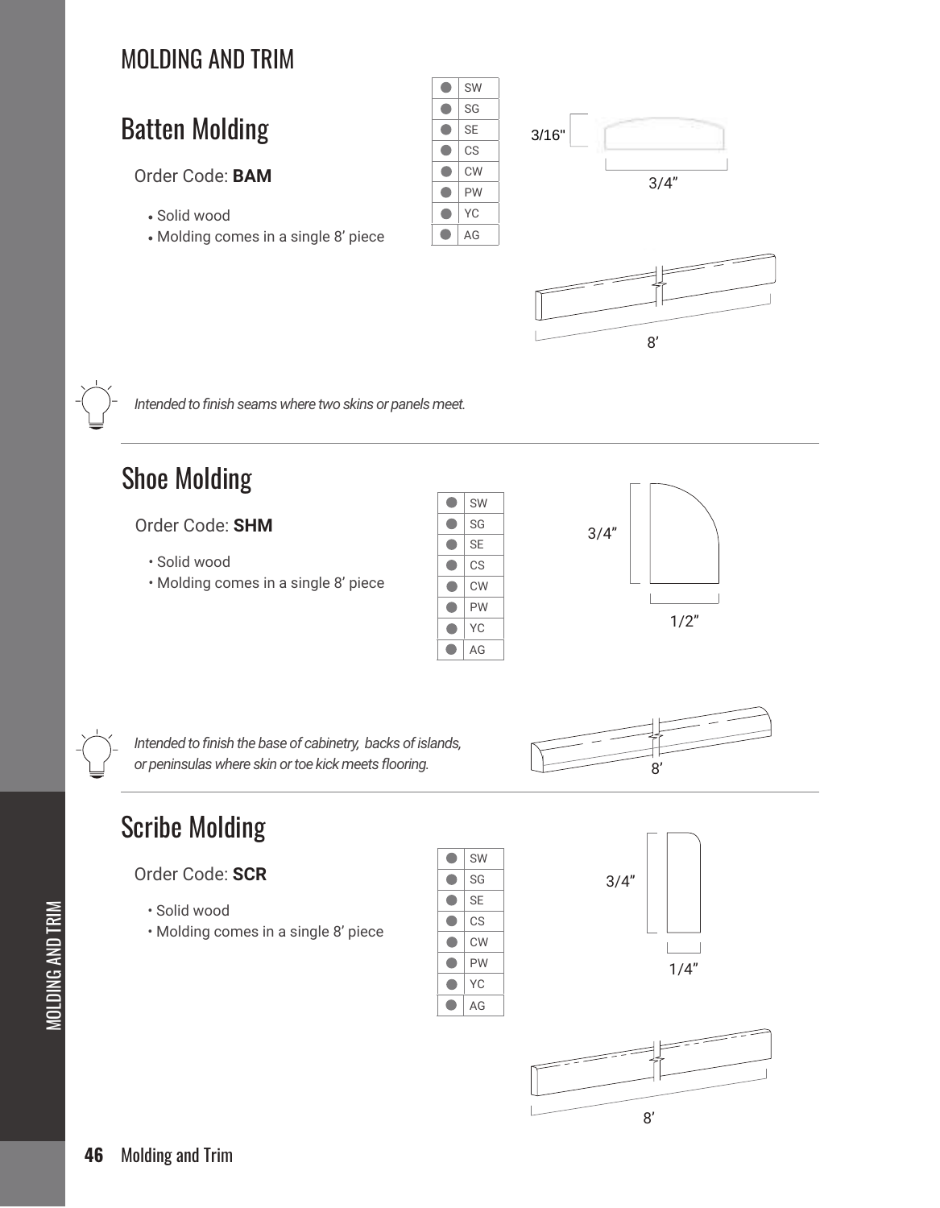# MOLDING AND TRIM

## Batten Molding

Order Code: **BAM**

- Solid wood
- Molding comes in a single 8' piece

| | |
|---|---|
| ● | SW |
| ● | SG |
| ● | SE |
| ● | CS |
| ● | CW |
| ● | PW |
| ● | YC |
| ● | AG |

3/16"

3/4"

8'

*Intended to finish seams where two skins or panels meet.*

## Shoe Molding

Order Code: **SHM**

- Solid wood
- Molding comes in a single 8' piece

| | |
|---|---|
| ● | SW |
| ● | SG |
| ● | SE |
| ● | CS |
| ● | CW |
| ● | PW |
| ● | YC |
| ● | AG |

3/4"

1/2"

*Intended to finish the base of cabinetry, backs of islands, or peninsulas where skin or toe kick meets flooring.*

8'

## Scribe Molding

Order Code: **SCR**

- Solid wood
- Molding comes in a single 8' piece

| | |
|---|---|
| ● | SW |
| ● | SG |
| ● | SE |
| ● | CS |
| ● | CW |
| ● | PW |
| ● | YC |
| ● | AG |

3/4"

1/4"

8'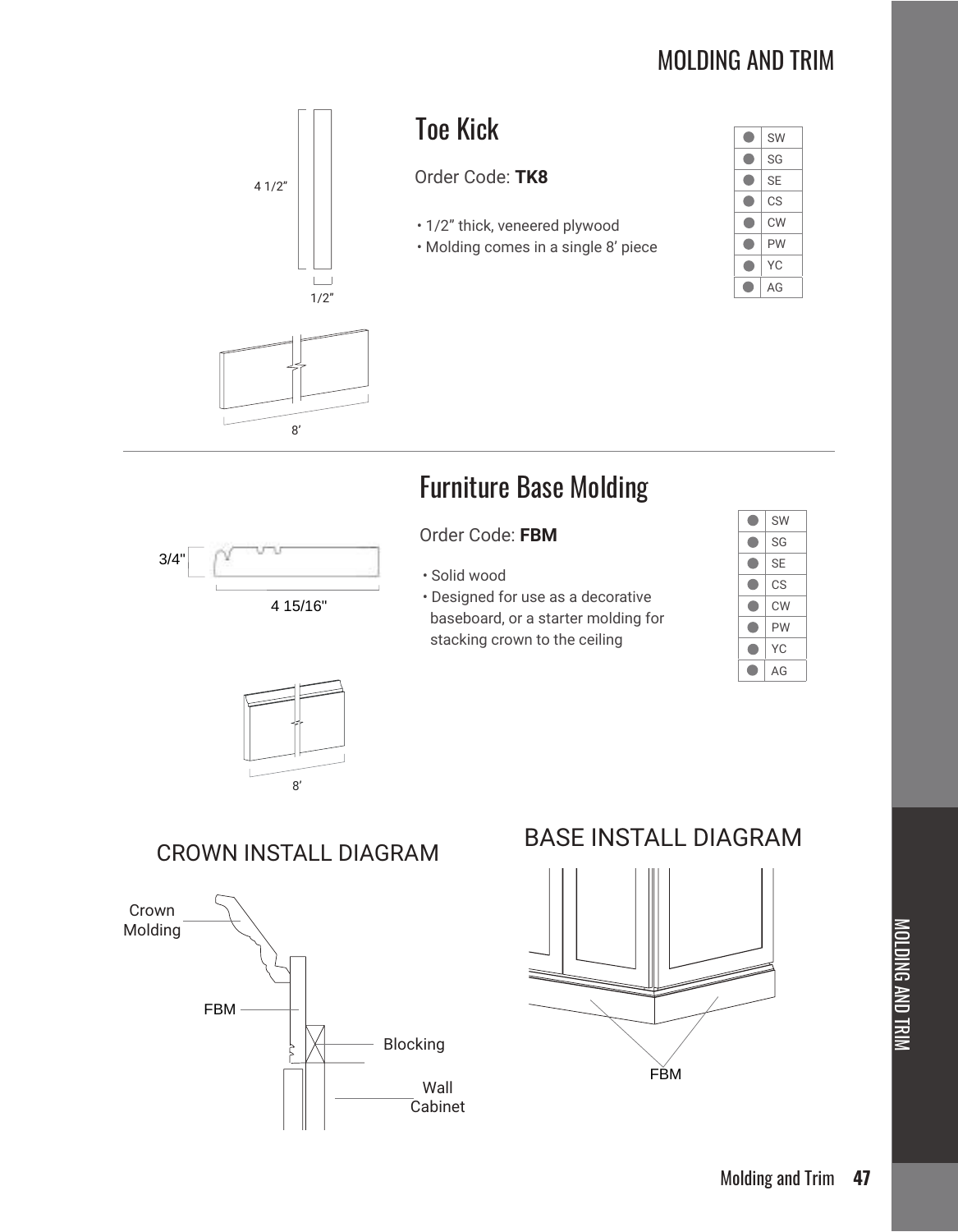# MOLDING AND TRIM

## Toe Kick

4 1/2”

1/2”

8’

Order Code: **TK8**

- 1/2” thick, veneered plywood
- Molding comes in a single 8’ piece

| | |
|---|---|
| ● | SW |
| ● | SG |
| ● | SE |
| ● | CS |
| ● | CW |
| ● | PW |
| ● | YC |
| ● | AG |

## Furniture Base Molding

3/4"

4 15/16"

8’

Order Code: **FBM**

- Solid wood
- Designed for use as a decorative baseboard, or a starter molding for stacking crown to the ceiling

| | |
|---|---|
| ● | SW |
| ● | SG |
| ● | SE |
| ● | CS |
| ● | CW |
| ● | PW |
| ● | YC |
| ● | AG |

## CROWN INSTALL DIAGRAM

Crown Molding

FBM

Blocking

Wall Cabinet

## BASE INSTALL DIAGRAM

FBM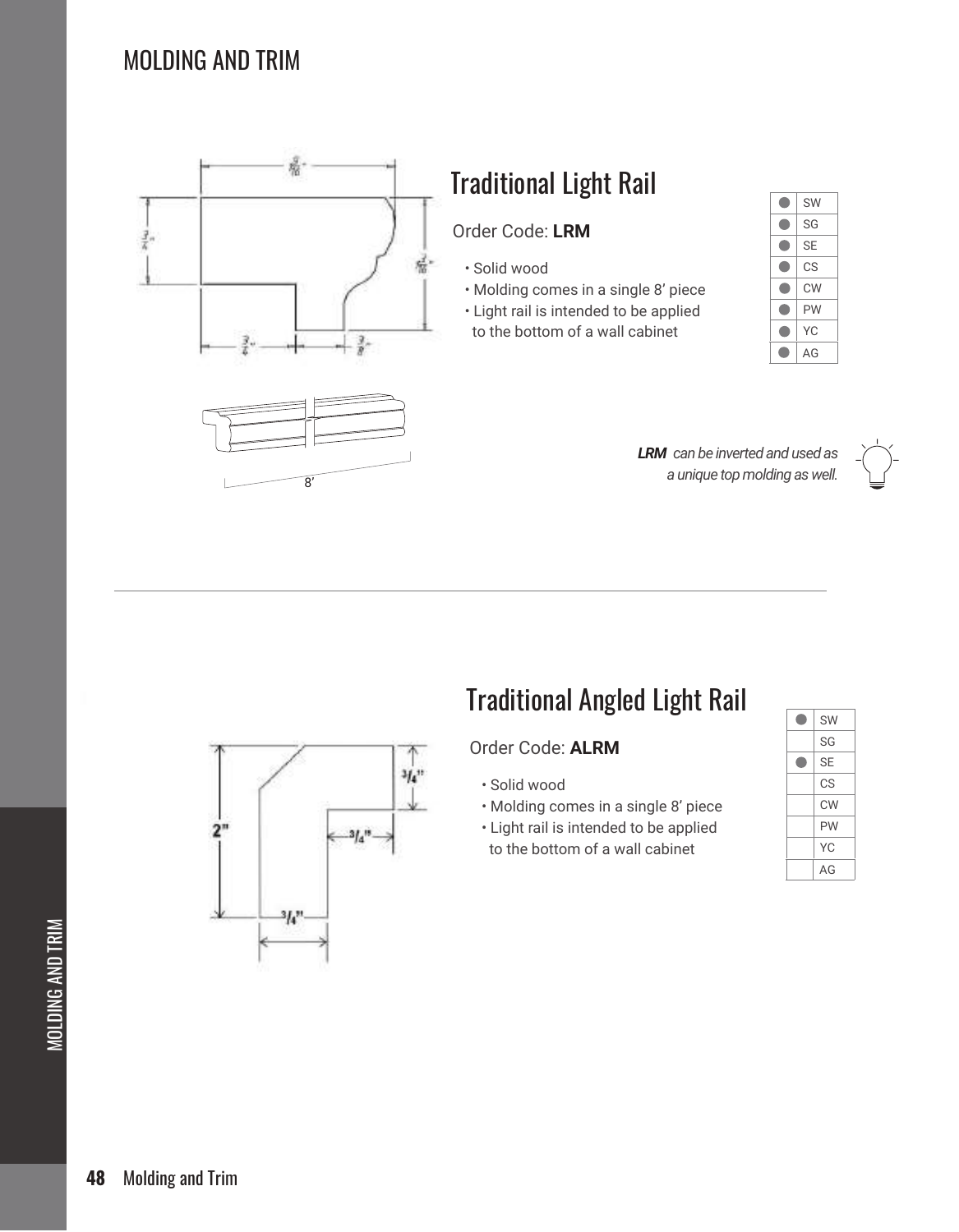# MOLDING AND TRIM

## Traditional Light Rail

Order Code: **LRM**

- Solid wood
- Molding comes in a single 8' piece
- Light rail is intended to be applied to the bottom of a wall cabinet

| | |
|---|---|
| ● | SW |
| ● | SG |
| ● | SE |
| ● | CS |
| ● | CW |
| ● | PW |
| ● | YC |
| ● | AG |

8'

***LRM** can be inverted and used as a unique top molding as well.*

## Traditional Angled Light Rail

Order Code: **ALRM**

- Solid wood
- Molding comes in a single 8' piece
- Light rail is intended to be applied to the bottom of a wall cabinet

| | |
|---|---|
| ● | SW |
| | SG |
| ● | SE |
| | CS |
| | CW |
| | PW |
| | YC |
| | AG |

2"

3/4"

3/4"

3/4"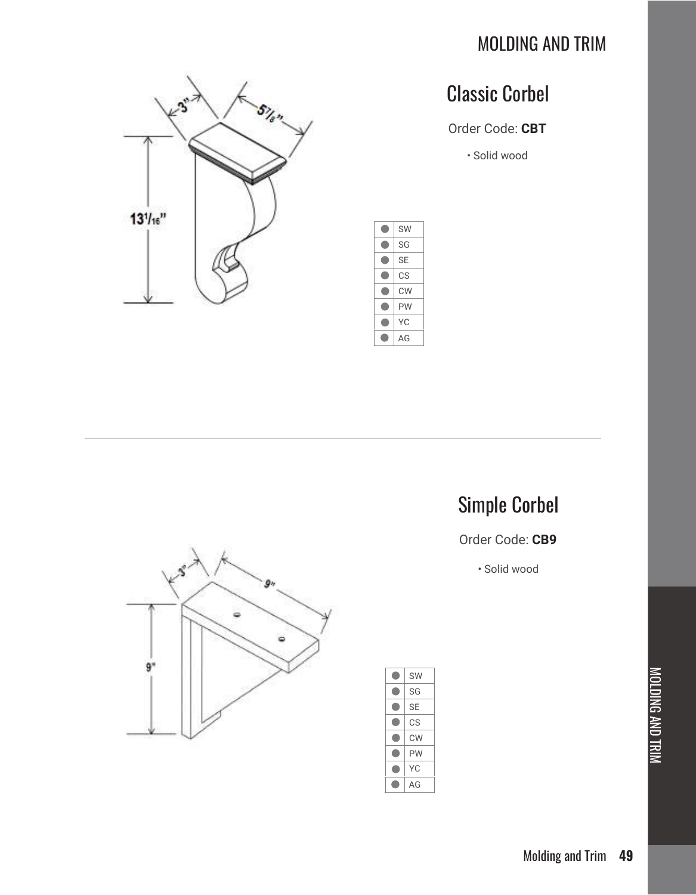# MOLDING AND TRIM

## Classic Corbel

Order Code: **CBT**

- Solid wood

3"

5⅞"

13¹⁄₁₆"

| | |
|---|---|
| ● | SW |
| ● | SG |
| ● | SE |
| ● | CS |
| ● | CW |
| ● | PW |
| ● | YC |
| ● | AG |

---

## Simple Corbel

Order Code: **CB9**

- Solid wood

3"

9"

9"

| | |
|---|---|
| ● | SW |
| ● | SG |
| ● | SE |
| ● | CS |
| ● | CW |
| ● | PW |
| ● | YC |
| ● | AG |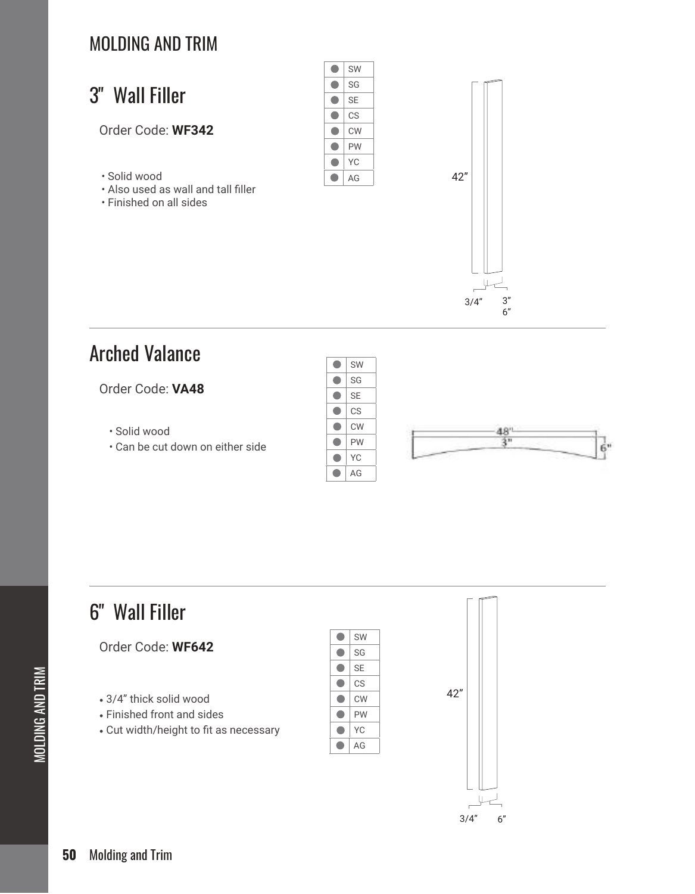# MOLDING AND TRIM

## 3″ Wall Filler

Order Code: **WF342**

- Solid wood
- Also used as wall and tall filler
- Finished on all sides

| | |
|---|---|
| ● | SW |
| ● | SG |
| ● | SE |
| ● | CS |
| ● | CW |
| ● | PW |
| ● | YC |
| ● | AG |

42″

3/4″

3″

6″

## Arched Valance

Order Code: **VA48**

- Solid wood
- Can be cut down on either side

| | |
|---|---|
| ● | SW |
| ● | SG |
| ● | SE |
| ● | CS |
| ● | CW |
| ● | PW |
| ● | YC |
| ● | AG |

48"

3"

6"

## 6″ Wall Filler

Order Code: **WF642**

- 3/4″ thick solid wood
- Finished front and sides
- Cut width/height to fit as necessary

| | |
|---|---|
| ● | SW |
| ● | SG |
| ● | SE |
| ● | CS |
| ● | CW |
| ● | PW |
| ● | YC |
| ● | AG |

42″

3/4″

6″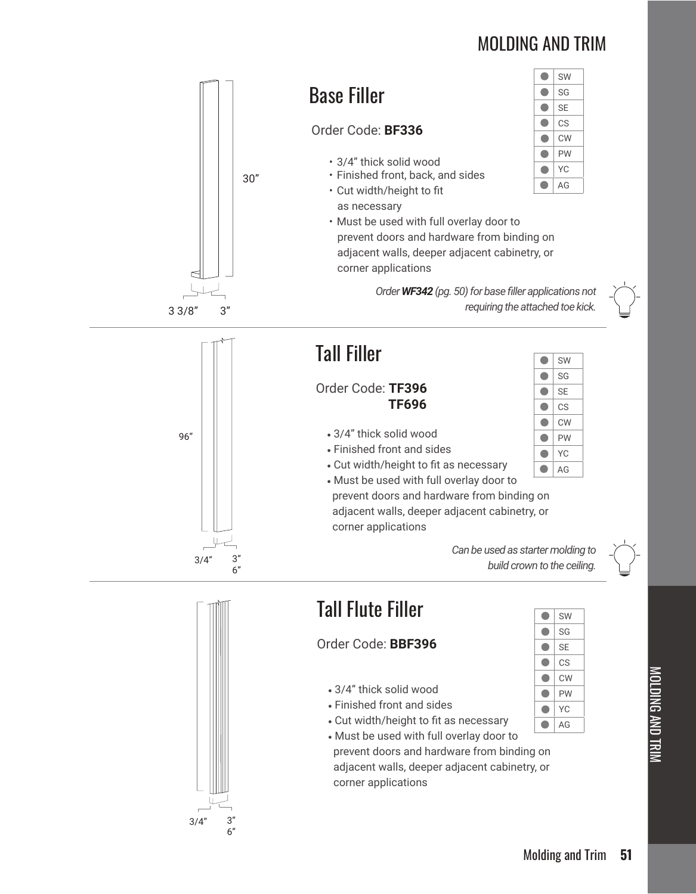# MOLDING AND TRIM

## Base Filler

Order Code: **BF336**

| | |
|---|---|
| ● | SW |
| ● | SG |
| ● | SE |
| ● | CS |
| ● | CW |
| ● | PW |
| ● | YC |
| ● | AG |

- 3/4" thick solid wood
- Finished front, back, and sides
- Cut width/height to fit as necessary
- Must be used with full overlay door to prevent doors and hardware from binding on adjacent walls, deeper adjacent cabinetry, or corner applications

30"

3 3/8" 3"

*Order **WF342** (pg. 50) for base filler applications not requiring the attached toe kick.*

## Tall Filler

Order Code: **TF396**
**TF696**

| | |
|---|---|
| ● | SW |
| ● | SG |
| ● | SE |
| ● | CS |
| ● | CW |
| ● | PW |
| ● | YC |
| ● | AG |

- 3/4" thick solid wood
- Finished front and sides
- Cut width/height to fit as necessary
- Must be used with full overlay door to prevent doors and hardware from binding on adjacent walls, deeper adjacent cabinetry, or corner applications

96"

3/4" 3" 6"

*Can be used as starter molding to build crown to the ceiling.*

## Tall Flute Filler

Order Code: **BBF396**

| | |
|---|---|
| ● | SW |
| ● | SG |
| ● | SE |
| ● | CS |
| ● | CW |
| ● | PW |
| ● | YC |
| ● | AG |

- 3/4" thick solid wood
- Finished front and sides
- Cut width/height to fit as necessary
- Must be used with full overlay door to prevent doors and hardware from binding on adjacent walls, deeper adjacent cabinetry, or corner applications

3/4" 3" 6"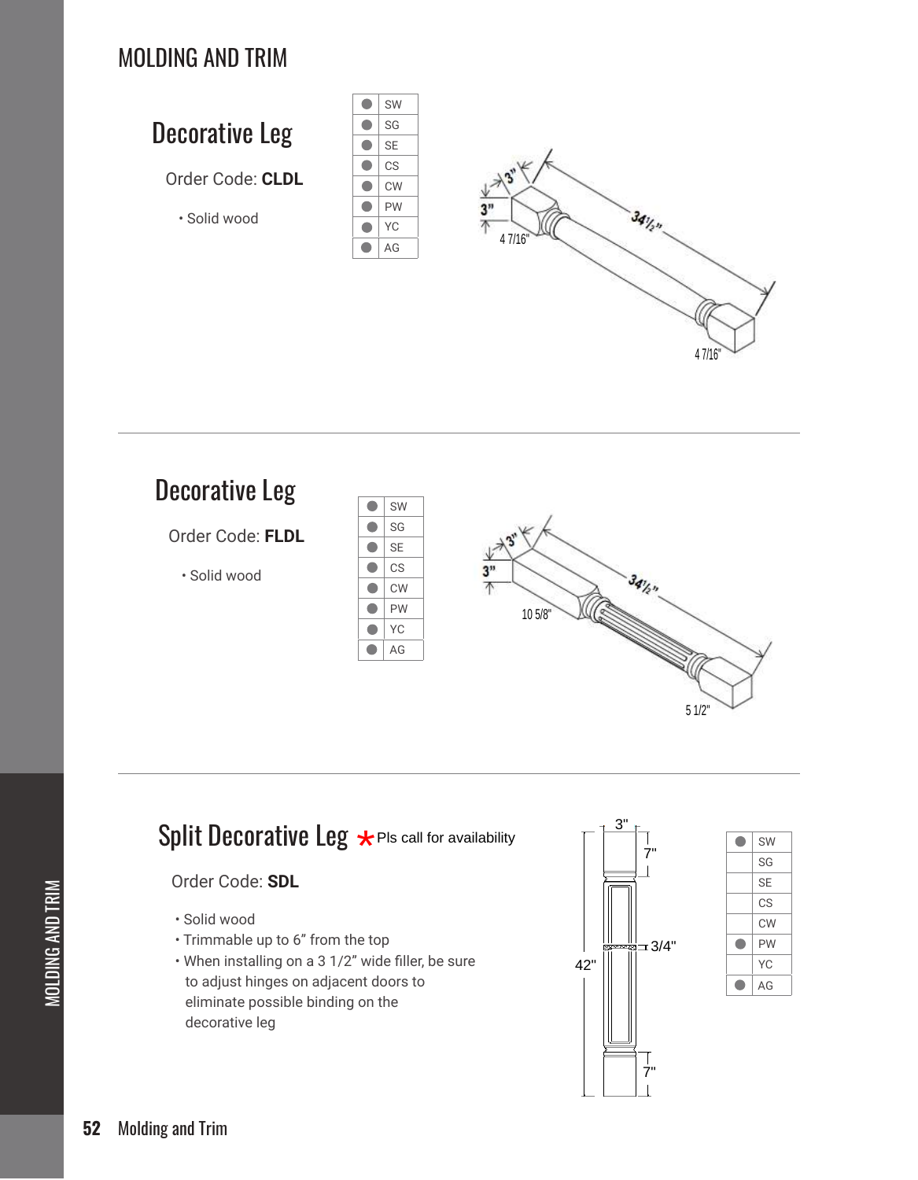# MOLDING AND TRIM

## Decorative Leg

Order Code: **CLDL**

- Solid wood

| | |
|---|---|
| ● | SW |
| ● | SG |
| ● | SE |
| ● | CS |
| ● | CW |
| ● | PW |
| ● | YC |
| ● | AG |

3"
3"
34½"
4 7/16"
4 7/16"

## Decorative Leg

Order Code: **FLDL**

- Solid wood

| | |
|---|---|
| ● | SW |
| ● | SG |
| ● | SE |
| ● | CS |
| ● | CW |
| ● | PW |
| ● | YC |
| ● | AG |

3"
3"
34½"
10 5/8"
5 1/2"

## Split Decorative Leg *Pls call for availability

Order Code: **SDL**

- Solid wood
- Trimmable up to 6" from the top
- When installing on a 3 1/2" wide filler, be sure to adjust hinges on adjacent doors to eliminate possible binding on the decorative leg

3"
7"
3/4"
42"
7"

| | |
|---|---|
| ● | SW |
| | SG |
| | SE |
| | CS |
| | CW |
| ● | PW |
| | YC |
| ● | AG |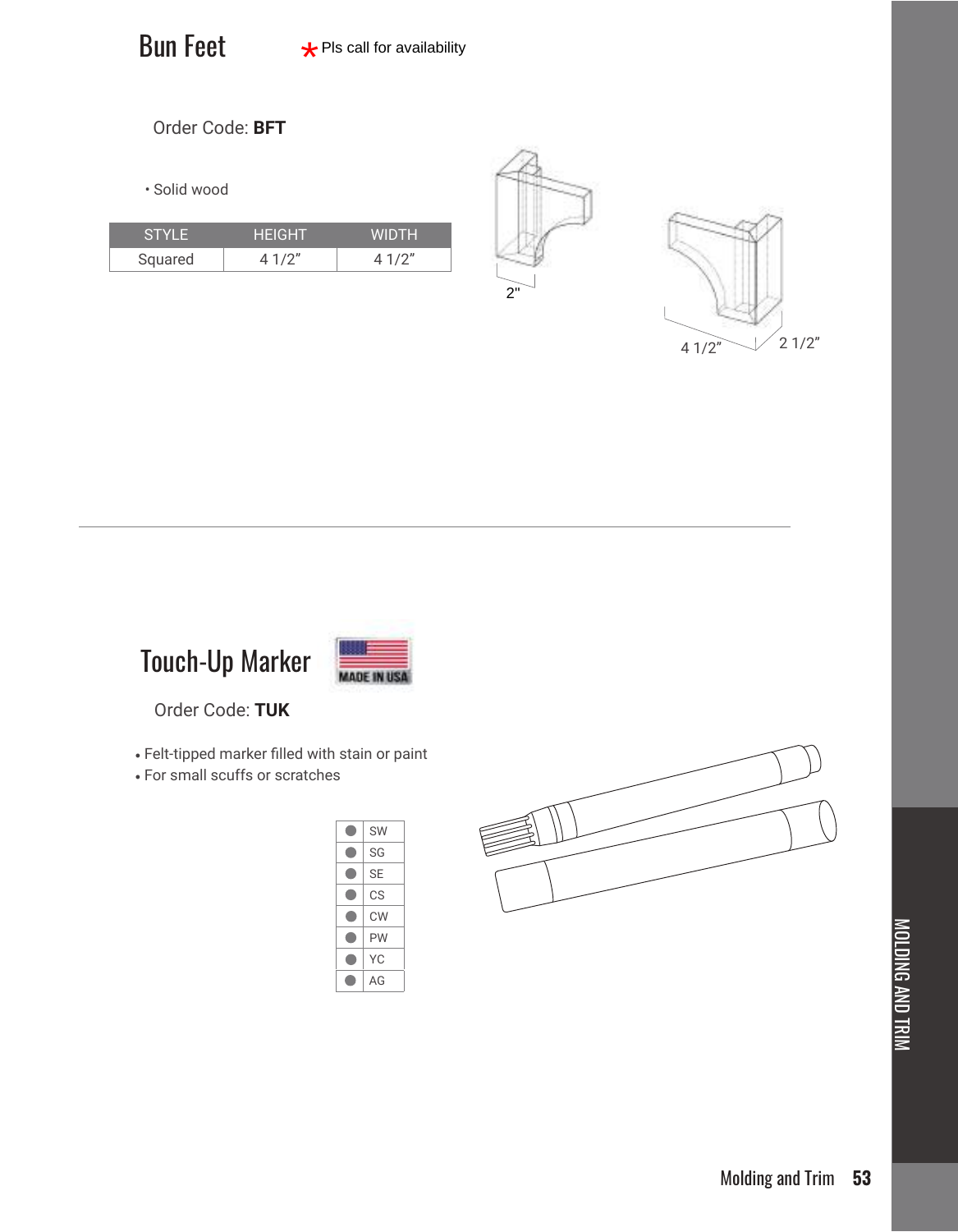## Bun Feet

\* Pls call for availability

Order Code: **BFT**

- Solid wood

| STYLE | HEIGHT | WIDTH |
|---|---|---|
| Squared | 4 1/2" | 4 1/2" |

2"

4 1/2"

2 1/2"

## Touch-Up Marker

MADE IN USA

Order Code: **TUK**

- Felt-tipped marker filled with stain or paint
- For small scuffs or scratches

| | |
|---|---|
| ● | SW |
| ● | SG |
| ● | SE |
| ● | CS |
| ● | CW |
| ● | PW |
| ● | YC |
| ● | AG |

MOLDING AND TRIM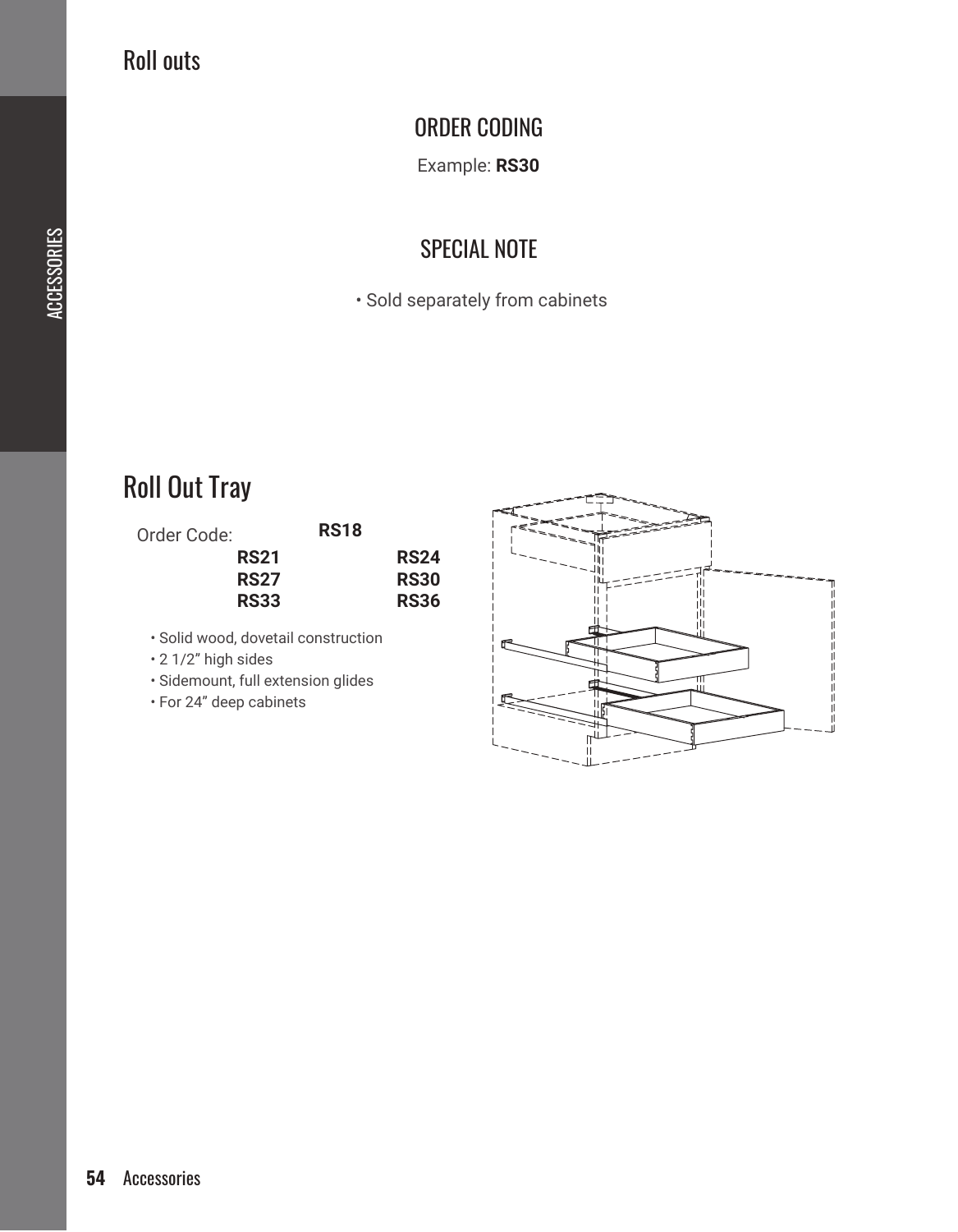# Roll outs

## ORDER CODING

Example: **RS30**

## SPECIAL NOTE

• Sold separately from cabinets

# Roll Out Tray

Order Code: **RS18**

**RS21** **RS24**
**RS27** **RS30**
**RS33** **RS36**

• Solid wood, dovetail construction
• 2 1/2" high sides
• Sidemount, full extension glides
• For 24" deep cabinets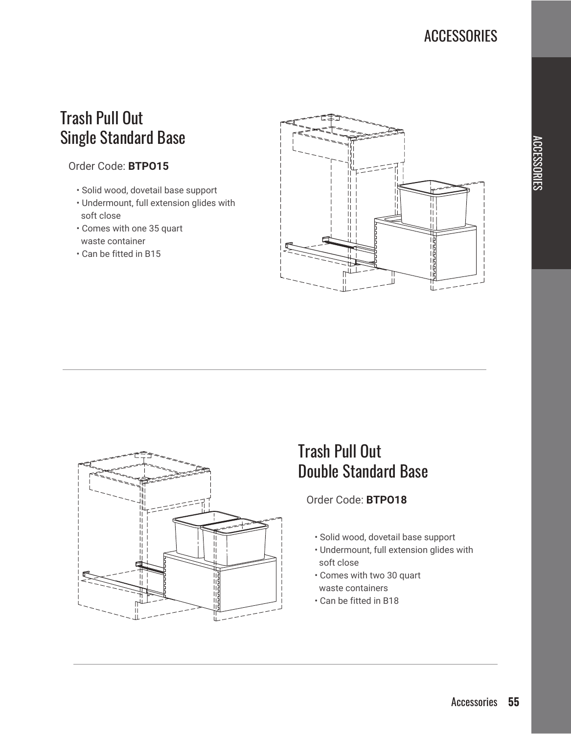## Trash Pull Out Single Standard Base

Order Code: **BTPO15**

- Solid wood, dovetail base support
- Undermount, full extension glides with soft close
- Comes with one 35 quart waste container
- Can be fitted in B15

## Trash Pull Out Double Standard Base

Order Code: **BTPO18**

- Solid wood, dovetail base support
- Undermount, full extension glides with soft close
- Comes with two 30 quart waste containers
- Can be fitted in B18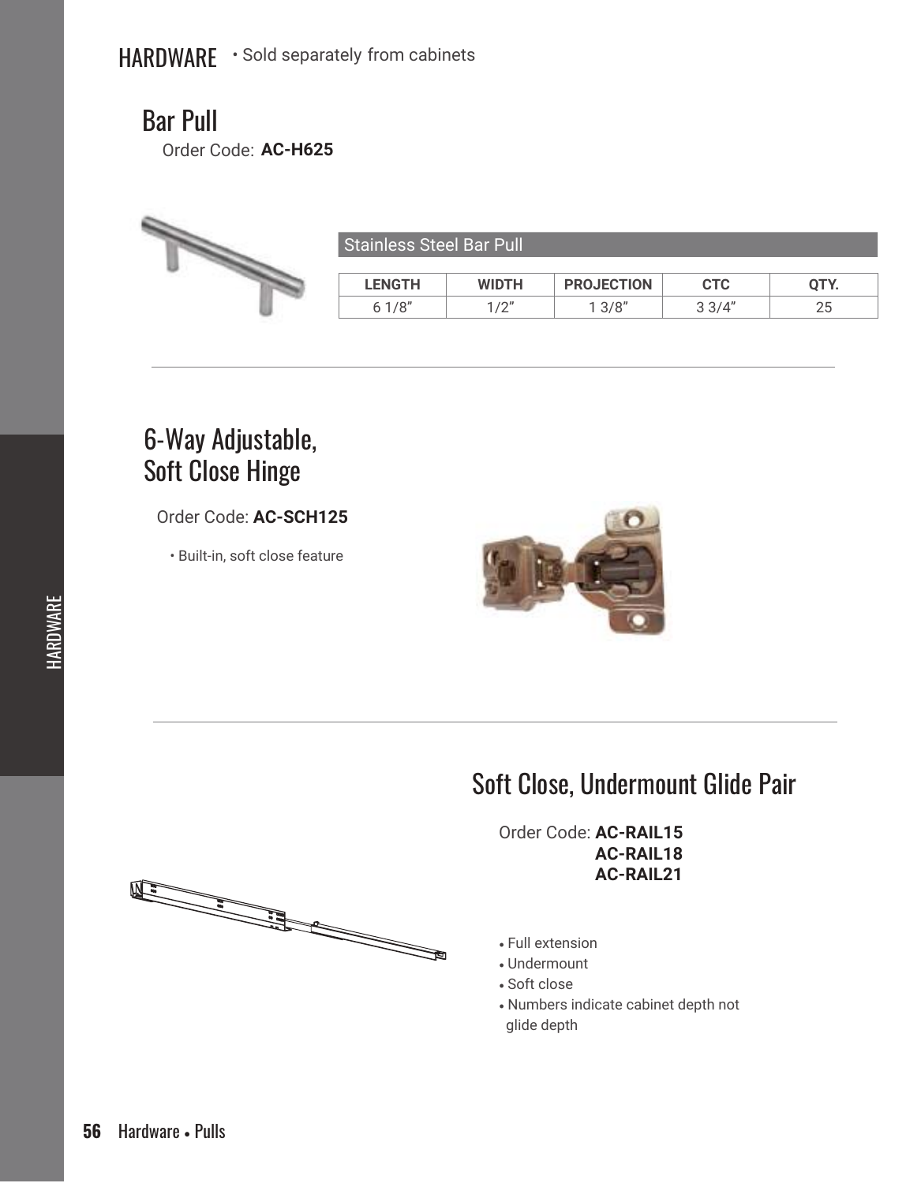# HARDWARE

• Sold separately from cabinets

## Bar Pull

Order Code: **AC-H625**

Stainless Steel Bar Pull

| LENGTH | WIDTH | PROJECTION | CTC | QTY. |
|---|---|---|---|---|
| 6 1/8” | 1/2” | 1 3/8” | 3 3/4” | 25 |

## 6-Way Adjustable, Soft Close Hinge

Order Code: **AC-SCH125**

• Built-in, soft close feature

## Soft Close, Undermount Glide Pair

Order Code: **AC-RAIL15**
**AC-RAIL18**
**AC-RAIL21**

- Full extension
- Undermount
- Soft close
- Numbers indicate cabinet depth not glide depth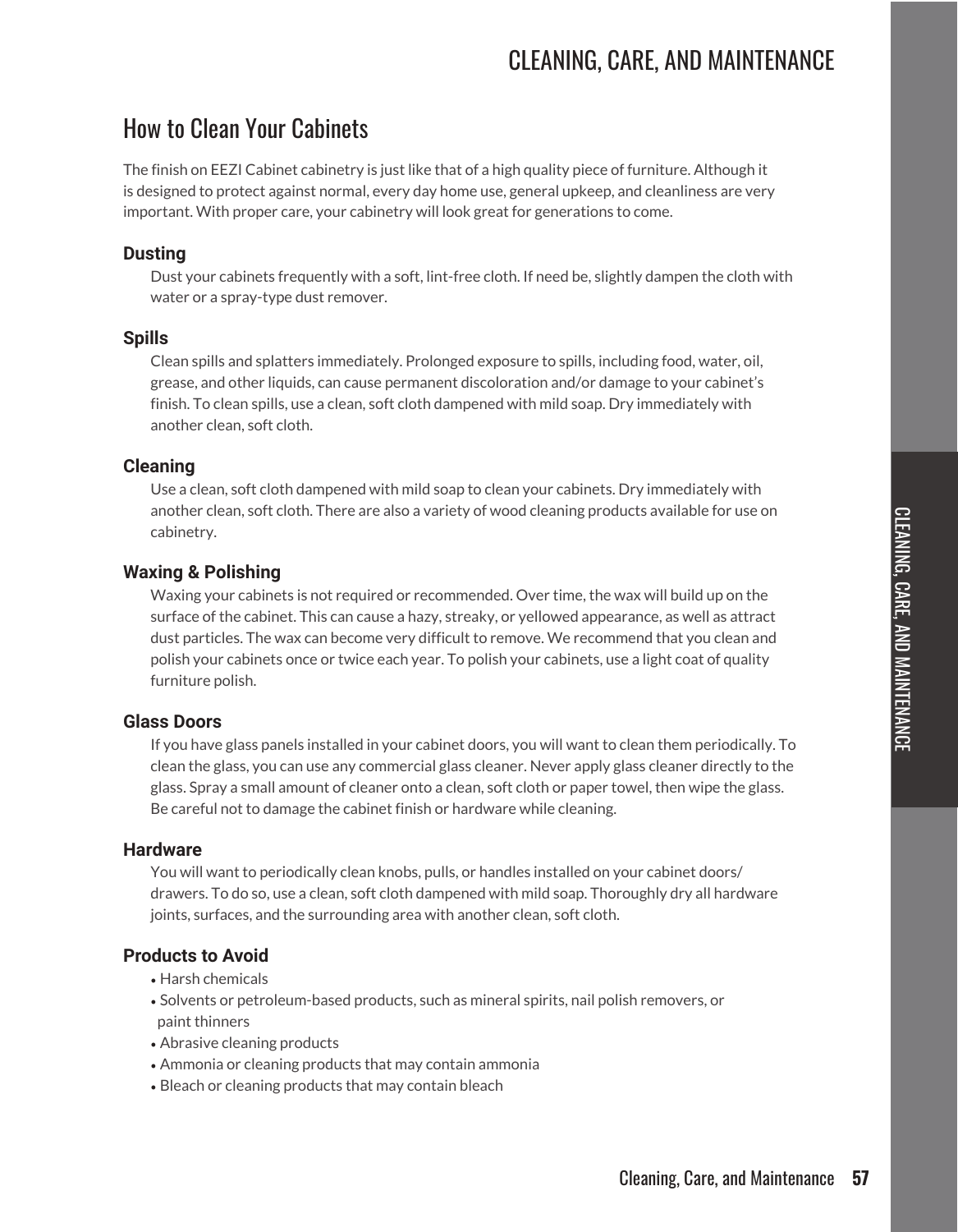## How to Clean Your Cabinets

The finish on EEZI Cabinet cabinetry is just like that of a high quality piece of furniture. Although it is designed to protect against normal, every day home use, general upkeep, and cleanliness are very important. With proper care, your cabinetry will look great for generations to come.

### Dusting

Dust your cabinets frequently with a soft, lint-free cloth. If need be, slightly dampen the cloth with water or a spray-type dust remover.

### Spills

Clean spills and splatters immediately. Prolonged exposure to spills, including food, water, oil, grease, and other liquids, can cause permanent discoloration and/or damage to your cabinet's finish. To clean spills, use a clean, soft cloth dampened with mild soap. Dry immediately with another clean, soft cloth.

### Cleaning

Use a clean, soft cloth dampened with mild soap to clean your cabinets. Dry immediately with another clean, soft cloth. There are also a variety of wood cleaning products available for use on cabinetry.

### Waxing & Polishing

Waxing your cabinets is not required or recommended. Over time, the wax will build up on the surface of the cabinet. This can cause a hazy, streaky, or yellowed appearance, as well as attract dust particles. The wax can become very difficult to remove. We recommend that you clean and polish your cabinets once or twice each year. To polish your cabinets, use a light coat of quality furniture polish.

### Glass Doors

If you have glass panels installed in your cabinet doors, you will want to clean them periodically. To clean the glass, you can use any commercial glass cleaner. Never apply glass cleaner directly to the glass. Spray a small amount of cleaner onto a clean, soft cloth or paper towel, then wipe the glass. Be careful not to damage the cabinet finish or hardware while cleaning.

### Hardware

You will want to periodically clean knobs, pulls, or handles installed on your cabinet doors/ drawers. To do so, use a clean, soft cloth dampened with mild soap. Thoroughly dry all hardware joints, surfaces, and the surrounding area with another clean, soft cloth.

### Products to Avoid

- Harsh chemicals
- Solvents or petroleum-based products, such as mineral spirits, nail polish removers, or paint thinners
- Abrasive cleaning products
- Ammonia or cleaning products that may contain ammonia
- Bleach or cleaning products that may contain bleach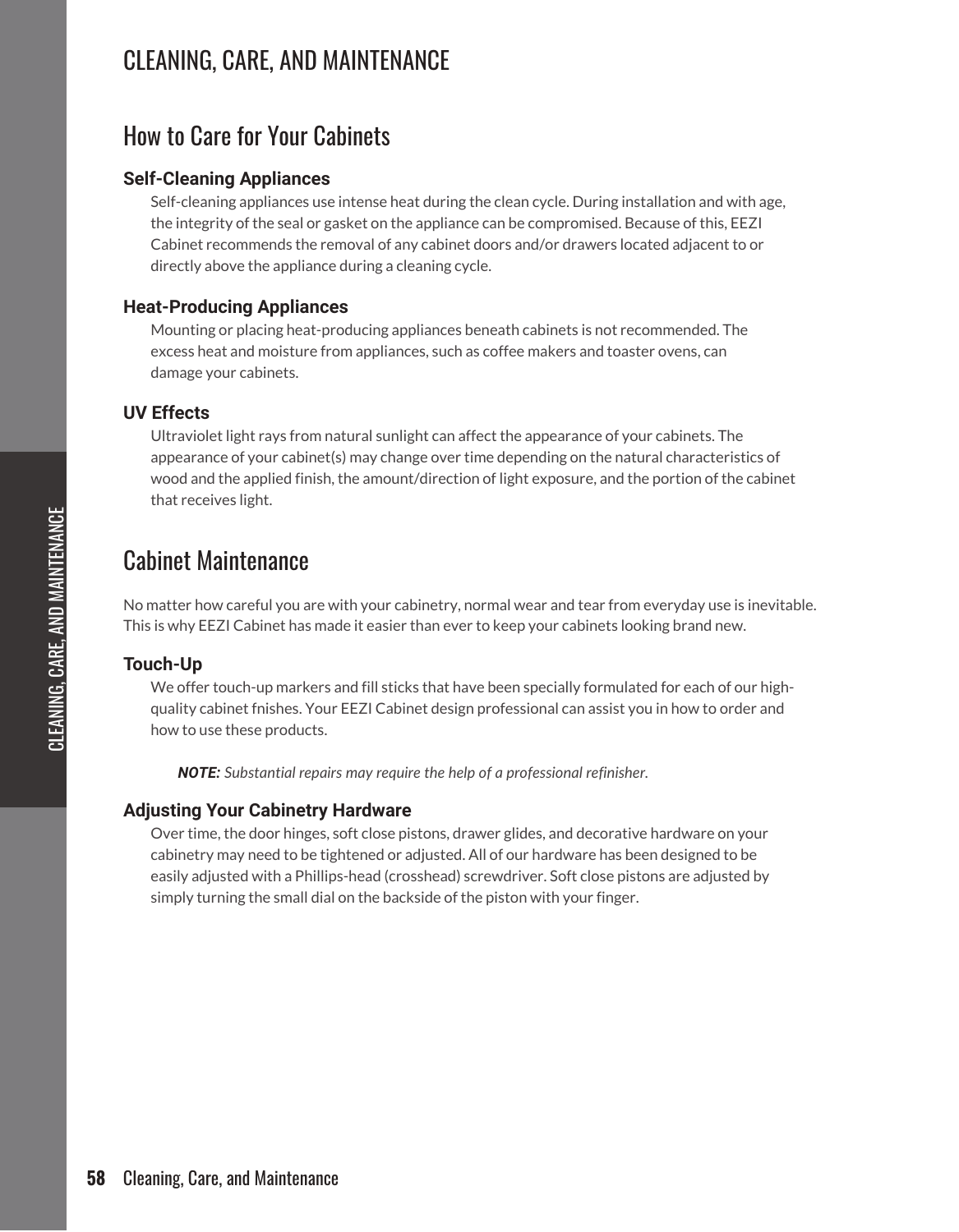# CLEANING, CARE, AND MAINTENANCE

## How to Care for Your Cabinets

### Self-Cleaning Appliances

Self-cleaning appliances use intense heat during the clean cycle. During installation and with age, the integrity of the seal or gasket on the appliance can be compromised. Because of this, EEZI Cabinet recommends the removal of any cabinet doors and/or drawers located adjacent to or directly above the appliance during a cleaning cycle.

### Heat-Producing Appliances

Mounting or placing heat-producing appliances beneath cabinets is not recommended. The excess heat and moisture from appliances, such as coffee makers and toaster ovens, can damage your cabinets.

### UV Effects

Ultraviolet light rays from natural sunlight can affect the appearance of your cabinets. The appearance of your cabinet(s) may change over time depending on the natural characteristics of wood and the applied finish, the amount/direction of light exposure, and the portion of the cabinet that receives light.

## Cabinet Maintenance

No matter how careful you are with your cabinetry, normal wear and tear from everyday use is inevitable. This is why EEZI Cabinet has made it easier than ever to keep your cabinets looking brand new.

### Touch-Up

We offer touch-up markers and fill sticks that have been specially formulated for each of our high-quality cabinet fnishes. Your EEZI Cabinet design professional can assist you in how to order and how to use these products.

***NOTE:*** *Substantial repairs may require the help of a professional refinisher.*

### Adjusting Your Cabinetry Hardware

Over time, the door hinges, soft close pistons, drawer glides, and decorative hardware on your cabinetry may need to be tightened or adjusted. All of our hardware has been designed to be easily adjusted with a Phillips-head (crosshead) screwdriver. Soft close pistons are adjusted by simply turning the small dial on the backside of the piston with your finger.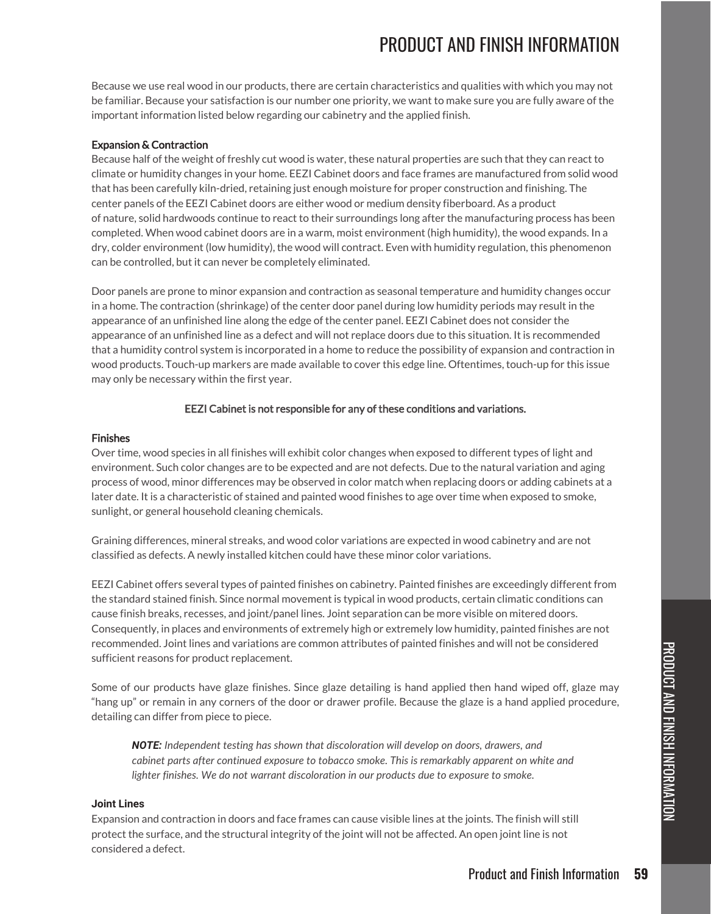# PRODUCT AND FINISH INFORMATION

Because we use real wood in our products, there are certain characteristics and qualities with which you may not be familiar. Because your satisfaction is our number one priority, we want to make sure you are fully aware of the important information listed below regarding our cabinetry and the applied finish.

**Expansion & Contraction**

Because half of the weight of freshly cut wood is water, these natural properties are such that they can react to climate or humidity changes in your home. EEZI Cabinet doors and face frames are manufactured from solid wood that has been carefully kiln-dried, retaining just enough moisture for proper construction and finishing. The center panels of the EEZI Cabinet doors are either wood or medium density fiberboard. As a product of nature, solid hardwoods continue to react to their surroundings long after the manufacturing process has been completed. When wood cabinet doors are in a warm, moist environment (high humidity), the wood expands. In a dry, colder environment (low humidity), the wood will contract. Even with humidity regulation, this phenomenon can be controlled, but it can never be completely eliminated.

Door panels are prone to minor expansion and contraction as seasonal temperature and humidity changes occur in a home. The contraction (shrinkage) of the center door panel during low humidity periods may result in the appearance of an unfinished line along the edge of the center panel. EEZI Cabinet does not consider the appearance of an unfinished line as a defect and will not replace doors due to this situation. It is recommended that a humidity control system is incorporated in a home to reduce the possibility of expansion and contraction in wood products. Touch-up markers are made available to cover this edge line. Oftentimes, touch-up for this issue may only be necessary within the first year.

**EEZI Cabinet is not responsible for any of these conditions and variations.**

**Finishes**

Over time, wood species in all finishes will exhibit color changes when exposed to different types of light and environment. Such color changes are to be expected and are not defects. Due to the natural variation and aging process of wood, minor differences may be observed in color match when replacing doors or adding cabinets at a later date. It is a characteristic of stained and painted wood finishes to age over time when exposed to smoke, sunlight, or general household cleaning chemicals.

Graining differences, mineral streaks, and wood color variations are expected in wood cabinetry and are not classified as defects. A newly installed kitchen could have these minor color variations.

EEZI Cabinet offers several types of painted finishes on cabinetry. Painted finishes are exceedingly different from the standard stained finish. Since normal movement is typical in wood products, certain climatic conditions can cause finish breaks, recesses, and joint/panel lines. Joint separation can be more visible on mitered doors. Consequently, in places and environments of extremely high or extremely low humidity, painted finishes are not recommended. Joint lines and variations are common attributes of painted finishes and will not be considered sufficient reasons for product replacement.

Some of our products have glaze finishes. Since glaze detailing is hand applied then hand wiped off, glaze may "hang up" or remain in any corners of the door or drawer profile. Because the glaze is a hand applied procedure, detailing can differ from piece to piece.

> ***NOTE:*** *Independent testing has shown that discoloration will develop on doors, drawers, and cabinet parts after continued exposure to tobacco smoke. This is remarkably apparent on white and lighter finishes. We do not warrant discoloration in our products due to exposure to smoke.*

**Joint Lines**

Expansion and contraction in doors and face frames can cause visible lines at the joints. The finish will still protect the surface, and the structural integrity of the joint will not be affected. An open joint line is not considered a defect.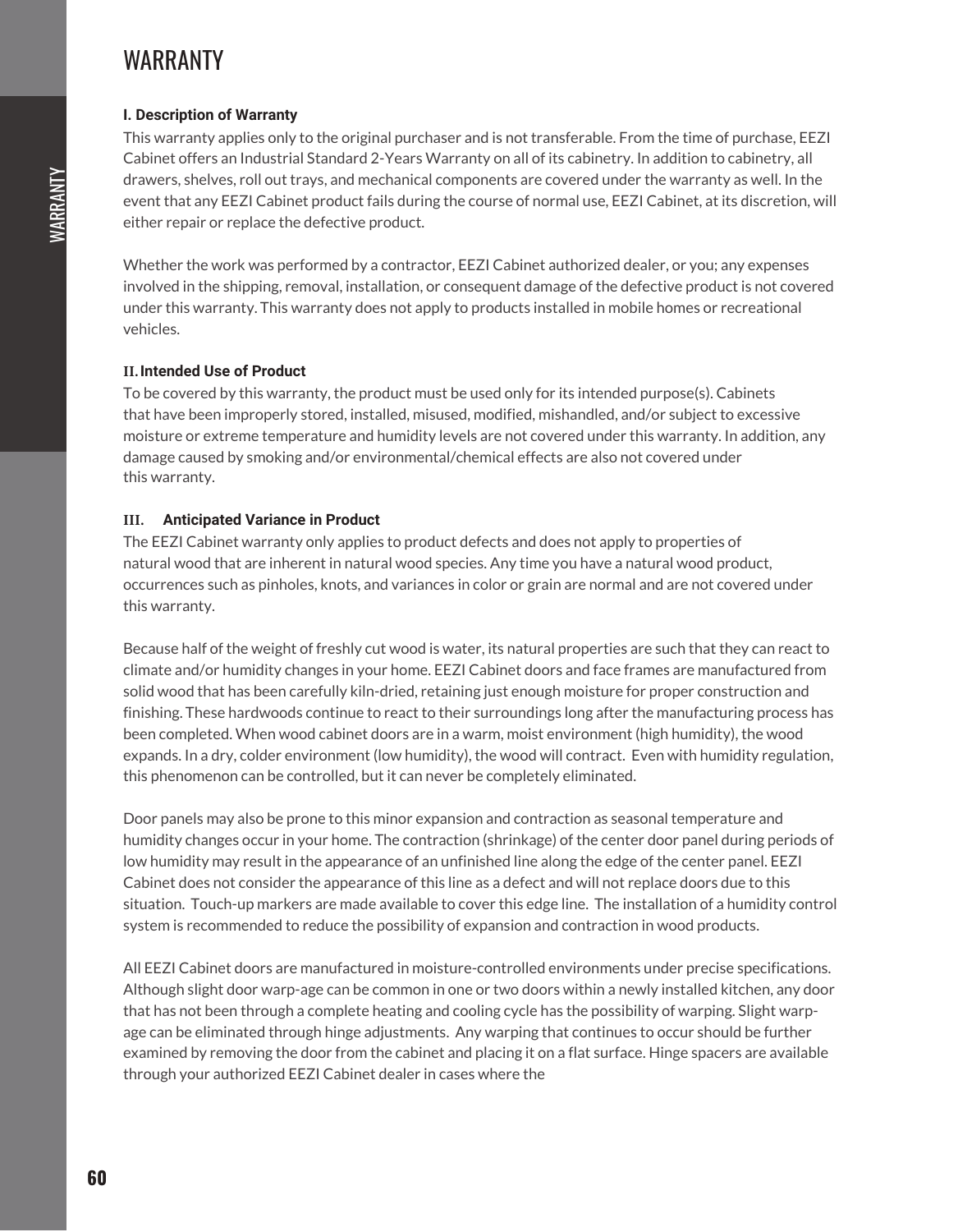# WARRANTY

### I. Description of Warranty

This warranty applies only to the original purchaser and is not transferable. From the time of purchase, EEZI Cabinet offers an Industrial Standard 2-Years Warranty on all of its cabinetry. In addition to cabinetry, all drawers, shelves, roll out trays, and mechanical components are covered under the warranty as well. In the event that any EEZI Cabinet product fails during the course of normal use, EEZI Cabinet, at its discretion, will either repair or replace the defective product.

Whether the work was performed by a contractor, EEZI Cabinet authorized dealer, or you; any expenses involved in the shipping, removal, installation, or consequent damage of the defective product is not covered under this warranty. This warranty does not apply to products installed in mobile homes or recreational vehicles.

### II. Intended Use of Product

To be covered by this warranty, the product must be used only for its intended purpose(s). Cabinets that have been improperly stored, installed, misused, modified, mishandled, and/or subject to excessive moisture or extreme temperature and humidity levels are not covered under this warranty. In addition, any damage caused by smoking and/or environmental/chemical effects are also not covered under this warranty.

### III. Anticipated Variance in Product

The EEZI Cabinet warranty only applies to product defects and does not apply to properties of natural wood that are inherent in natural wood species. Any time you have a natural wood product, occurrences such as pinholes, knots, and variances in color or grain are normal and are not covered under this warranty.

Because half of the weight of freshly cut wood is water, its natural properties are such that they can react to climate and/or humidity changes in your home. EEZI Cabinet doors and face frames are manufactured from solid wood that has been carefully kiln-dried, retaining just enough moisture for proper construction and finishing. These hardwoods continue to react to their surroundings long after the manufacturing process has been completed. When wood cabinet doors are in a warm, moist environment (high humidity), the wood expands. In a dry, colder environment (low humidity), the wood will contract. Even with humidity regulation, this phenomenon can be controlled, but it can never be completely eliminated.

Door panels may also be prone to this minor expansion and contraction as seasonal temperature and humidity changes occur in your home. The contraction (shrinkage) of the center door panel during periods of low humidity may result in the appearance of an unfinished line along the edge of the center panel. EEZI Cabinet does not consider the appearance of this line as a defect and will not replace doors due to this situation. Touch-up markers are made available to cover this edge line. The installation of a humidity control system is recommended to reduce the possibility of expansion and contraction in wood products.

All EEZI Cabinet doors are manufactured in moisture-controlled environments under precise specifications. Although slight door warp-age can be common in one or two doors within a newly installed kitchen, any door that has not been through a complete heating and cooling cycle has the possibility of warping. Slight warp-age can be eliminated through hinge adjustments. Any warping that continues to occur should be further examined by removing the door from the cabinet and placing it on a flat surface. Hinge spacers are available through your authorized EEZI Cabinet dealer in cases where the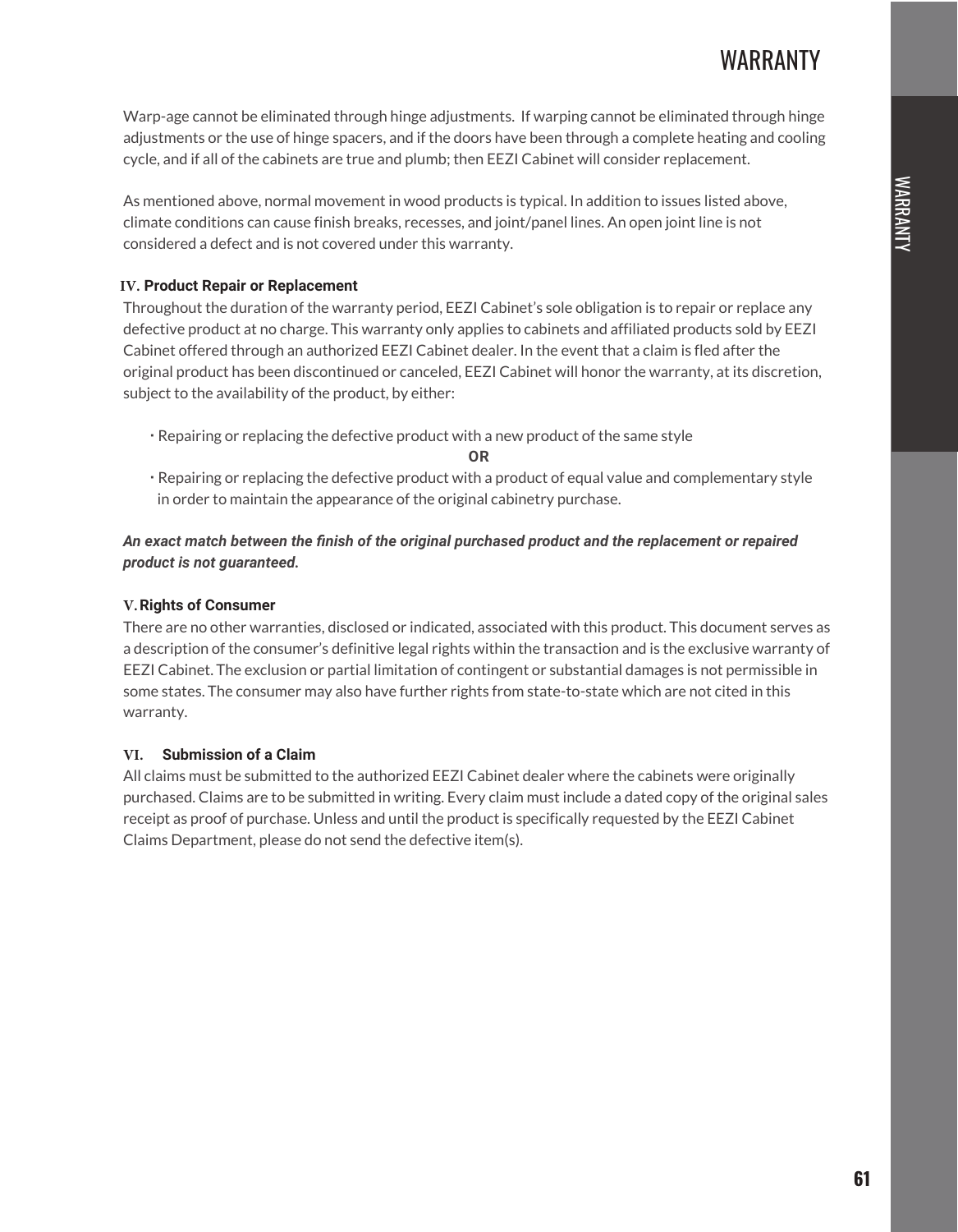Warp-age cannot be eliminated through hinge adjustments. If warping cannot be eliminated through hinge adjustments or the use of hinge spacers, and if the doors have been through a complete heating and cooling cycle, and if all of the cabinets are true and plumb; then EEZI Cabinet will consider replacement.

As mentioned above, normal movement in wood products is typical. In addition to issues listed above, climate conditions can cause finish breaks, recesses, and joint/panel lines. An open joint line is not considered a defect and is not covered under this warranty.

### IV. Product Repair or Replacement

Throughout the duration of the warranty period, EEZI Cabinet's sole obligation is to repair or replace any defective product at no charge. This warranty only applies to cabinets and affiliated products sold by EEZI Cabinet offered through an authorized EEZI Cabinet dealer. In the event that a claim is fled after the original product has been discontinued or canceled, EEZI Cabinet will honor the warranty, at its discretion, subject to the availability of the product, by either:

- Repairing or replacing the defective product with a new product of the same style

**OR**

- Repairing or replacing the defective product with a product of equal value and complementary style in order to maintain the appearance of the original cabinetry purchase.

***An exact match between the finish of the original purchased product and the replacement or repaired product is not guaranteed.***

### V. Rights of Consumer

There are no other warranties, disclosed or indicated, associated with this product. This document serves as a description of the consumer's definitive legal rights within the transaction and is the exclusive warranty of EEZI Cabinet. The exclusion or partial limitation of contingent or substantial damages is not permissible in some states. The consumer may also have further rights from state-to-state which are not cited in this warranty.

### VI. Submission of a Claim

All claims must be submitted to the authorized EEZI Cabinet dealer where the cabinets were originally purchased. Claims are to be submitted in writing. Every claim must include a dated copy of the original sales receipt as proof of purchase. Unless and until the product is specifically requested by the EEZI Cabinet Claims Department, please do not send the defective item(s).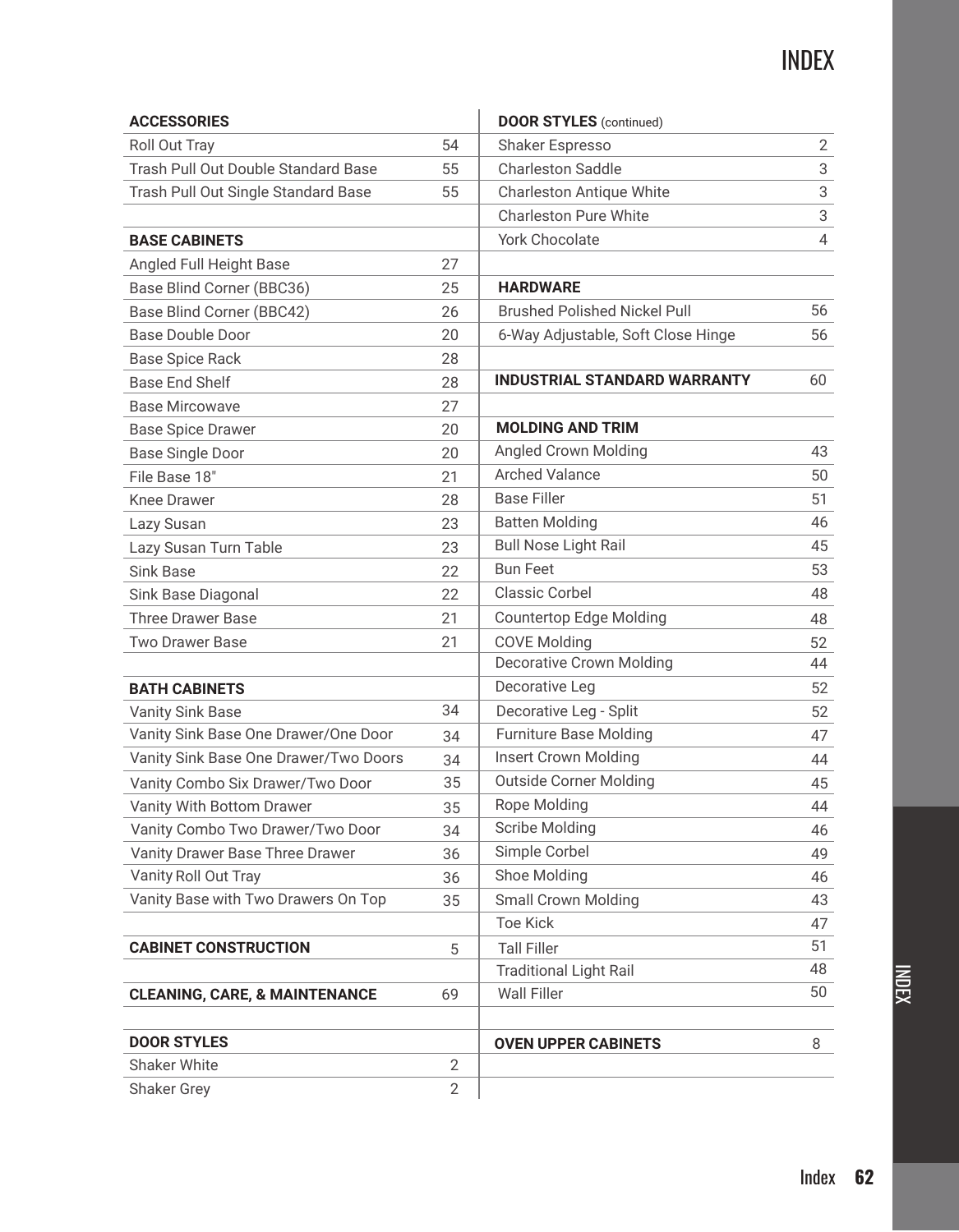# INDEX

| | |
|---|---|
| **ACCESSORIES** | |
| Roll Out Tray | 54 |
| Trash Pull Out Double Standard Base | 55 |
| Trash Pull Out Single Standard Base | 55 |
| | |
| **BASE CABINETS** | |
| Angled Full Height Base | 27 |
| Base Blind Corner (BBC36) | 25 |
| Base Blind Corner (BBC42) | 26 |
| Base Double Door | 20 |
| Base Spice Rack | 28 |
| Base End Shelf | 28 |
| Base Mircowave | 27 |
| Base Spice Drawer | 20 |
| Base Single Door | 20 |
| File Base 18" | 21 |
| Knee Drawer | 28 |
| Lazy Susan | 23 |
| Lazy Susan Turn Table | 23 |
| Sink Base | 22 |
| Sink Base Diagonal | 22 |
| Three Drawer Base | 21 |
| Two Drawer Base | 21 |
| | |
| **BATH CABINETS** | |
| Vanity Sink Base | 34 |
| Vanity Sink Base One Drawer/One Door | 34 |
| Vanity Sink Base One Drawer/Two Doors | 34 |
| Vanity Combo Six Drawer/Two Door | 35 |
| Vanity With Bottom Drawer | 35 |
| Vanity Combo Two Drawer/Two Door | 34 |
| Vanity Drawer Base Three Drawer | 36 |
| Vanity Roll Out Tray | 36 |
| Vanity Base with Two Drawers On Top | 35 |
| | |
| **CABINET CONSTRUCTION** | 5 |
| | |
| **CLEANING, CARE, & MAINTENANCE** | 69 |
| | |
| **DOOR STYLES** | |
| Shaker White | 2 |
| Shaker Grey | 2 |

| | |
|---|---|
| **DOOR STYLES** (continued) | |
| Shaker Espresso | 2 |
| Charleston Saddle | 3 |
| Charleston Antique White | 3 |
| Charleston Pure White | 3 |
| York Chocolate | 4 |
| | |
| **HARDWARE** | |
| Brushed Polished Nickel Pull | 56 |
| 6-Way Adjustable, Soft Close Hinge | 56 |
| | |
| **INDUSTRIAL STANDARD WARRANTY** | 60 |
| | |
| **MOLDING AND TRIM** | |
| Angled Crown Molding | 43 |
| Arched Valance | 50 |
| Base Filler | 51 |
| Batten Molding | 46 |
| Bull Nose Light Rail | 45 |
| Bun Feet | 53 |
| Classic Corbel | 48 |
| Countertop Edge Molding | 48 |
| COVE Molding | 52 |
| Decorative Crown Molding | 44 |
| Decorative Leg | 52 |
| Decorative Leg - Split | 52 |
| Furniture Base Molding | 47 |
| Insert Crown Molding | 44 |
| Outside Corner Molding | 45 |
| Rope Molding | 44 |
| Scribe Molding | 46 |
| Simple Corbel | 49 |
| Shoe Molding | 46 |
| Small Crown Molding | 43 |
| Toe Kick | 47 |
| Tall Filler | 51 |
| Traditional Light Rail | 48 |
| Wall Filler | 50 |
| | |
| **OVEN UPPER CABINETS** | 8 |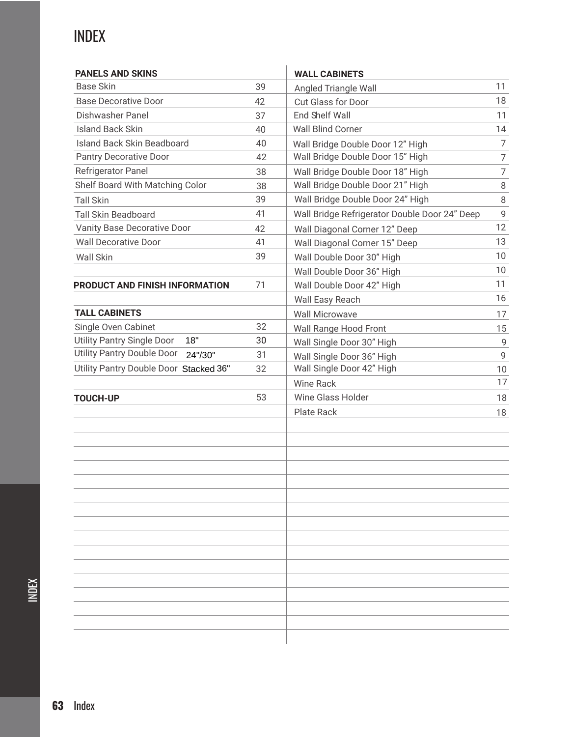# INDEX

| PANELS AND SKINS | |
| --- | --- |
| Base Skin | 39 |
| Base Decorative Door | 42 |
| Dishwasher Panel | 37 |
| Island Back Skin | 40 |
| Island Back Skin Beadboard | 40 |
| Pantry Decorative Door | 42 |
| Refrigerator Panel | 38 |
| Shelf Board With Matching Color | 38 |
| Tall Skin | 39 |
| Tall Skin Beadboard | 41 |
| Vanity Base Decorative Door | 42 |
| Wall Decorative Door | 41 |
| Wall Skin | 39 |

| | |
| --- | --- |
| **PRODUCT AND FINISH INFORMATION** | 71 |

| TALL CABINETS | |
| --- | --- |
| Single Oven Cabinet | 32 |
| Utility Pantry Single Door 18" | 30 |
| Utility Pantry Double Door 24"/30" | 31 |
| Utility Pantry Double Door Stacked 36" | 32 |

| | |
| --- | --- |
| **TOUCH-UP** | 53 |

| WALL CABINETS | |
| --- | --- |
| Angled Triangle Wall | 11 |
| Cut Glass for Door | 18 |
| End Shelf Wall | 11 |
| Wall Blind Corner | 14 |
| Wall Bridge Double Door 12” High | 7 |
| Wall Bridge Double Door 15” High | 7 |
| Wall Bridge Double Door 18” High | 7 |
| Wall Bridge Double Door 21” High | 8 |
| Wall Bridge Double Door 24” High | 8 |
| Wall Bridge Refrigerator Double Door 24” Deep | 9 |
| Wall Diagonal Corner 12” Deep | 12 |
| Wall Diagonal Corner 15” Deep | 13 |
| Wall Double Door 30” High | 10 |
| Wall Double Door 36” High | 10 |
| Wall Double Door 42” High | 11 |
| Wall Easy Reach | 16 |
| Wall Microwave | 17 |
| Wall Range Hood Front | 15 |
| Wall Single Door 30” High | 9 |
| Wall Single Door 36” High | 9 |
| Wall Single Door 42” High | 10 |
| Wine Rack | 17 |
| Wine Glass Holder | 18 |
| Plate Rack | 18 |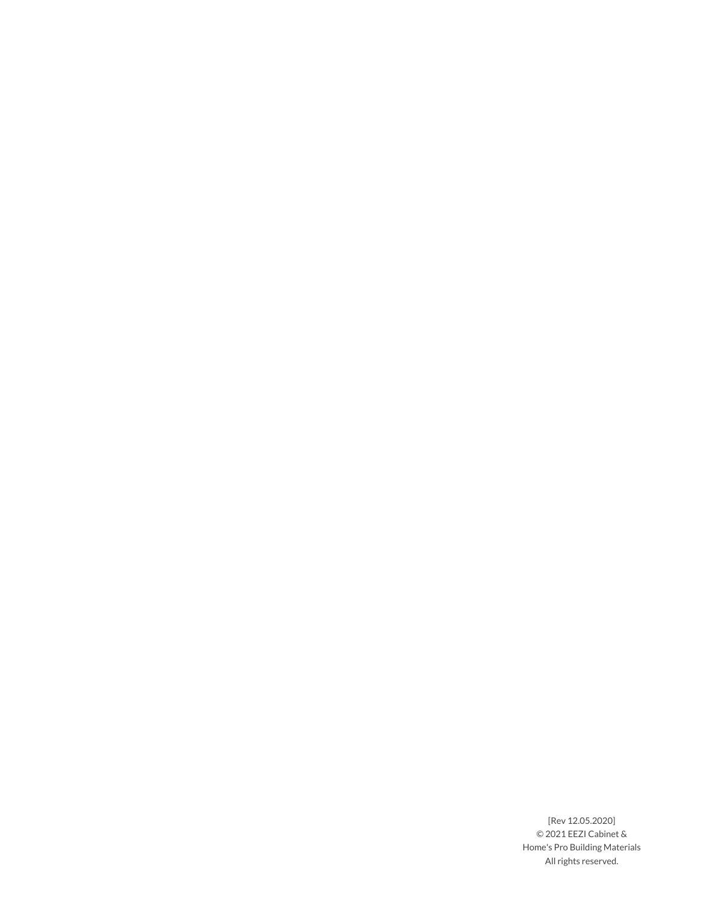[Rev 12.05.2020]
© 2021 EEZI Cabinet &
Home's Pro Building Materials
All rights reserved.